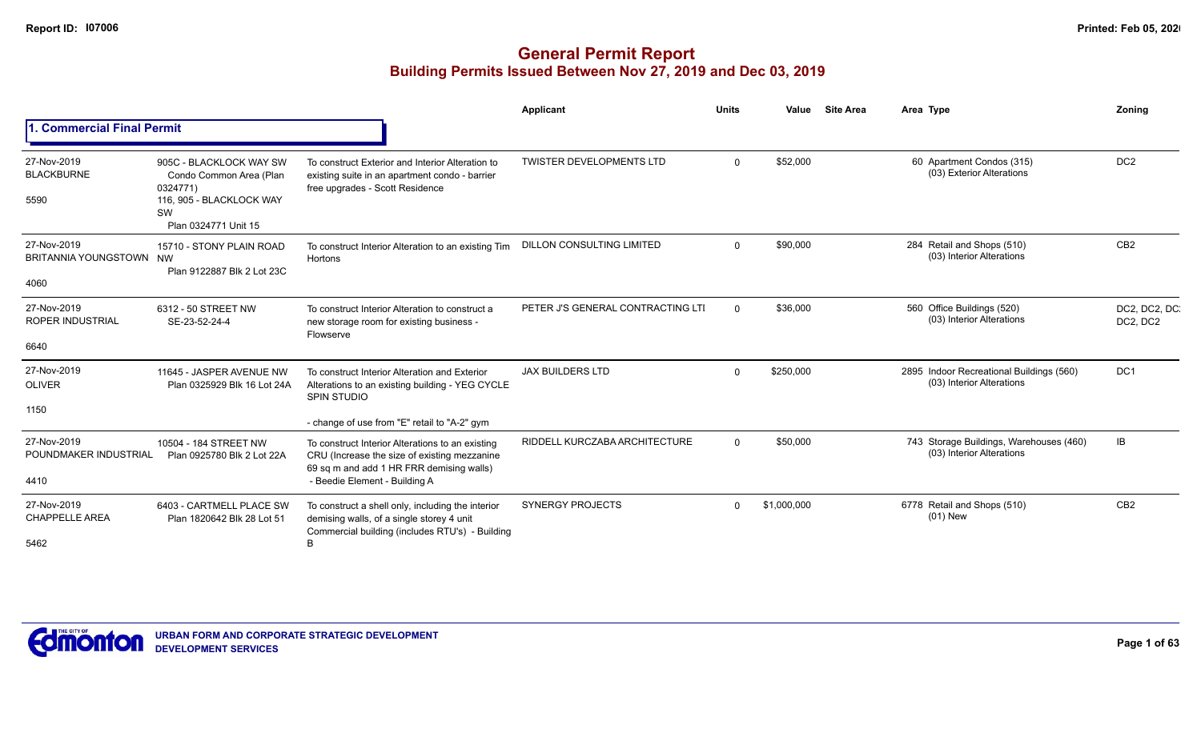# General Permit Report

## Building Permits Issued Between Nov 27, 2019 and Dec 03, 2019

### 1. Commercial Final Permit

| Date / Neighbourhood | Address / Legal | Description | Applicant | Units | Value | Site Area | Area Type | Zoning |
|---|---|---|---|---|---|---|---|---|
| 27-Nov-2019 BLACKBURNE 5590 | 905C - BLACKLOCK WAY SW Condo Common Area (Plan 0324771) 116, 905 - BLACKLOCK WAY SW Plan 0324771 Unit 15 | To construct Exterior and Interior Alteration to existing suite in an apartment condo - barrier free upgrades - Scott Residence | TWISTER DEVELOPMENTS LTD | 0 | $52,000 | | 60 Apartment Condos (315) (03) Exterior Alterations | DC2 |
| 27-Nov-2019 BRITANNIA YOUNGSTOWN 4060 | 15710 - STONY PLAIN ROAD NW Plan 9122887 Blk 2 Lot 23C | To construct Interior Alteration to an existing Tim Hortons | DILLON CONSULTING LIMITED | 0 | $90,000 | | 284 Retail and Shops (510) (03) Interior Alterations | CB2 |
| 27-Nov-2019 ROPER INDUSTRIAL 6640 | 6312 - 50 STREET NW SE-23-52-24-4 | To construct Interior Alteration to construct a new storage room for existing business - Flowserve | PETER J'S GENERAL CONTRACTING LTI | 0 | $36,000 | | 560 Office Buildings (520) (03) Interior Alterations | DC2, DC2, DC2, DC2, DC2 |
| 27-Nov-2019 OLIVER 1150 | 11645 - JASPER AVENUE NW Plan 0325929 Blk 16 Lot 24A | To construct Interior Alteration and Exterior Alterations to an existing building - YEG CYCLE SPIN STUDIO<br>- change of use from "E" retail to "A-2" gym | JAX BUILDERS LTD | 0 | $250,000 | | 2895 Indoor Recreational Buildings (560) (03) Interior Alterations | DC1 |
| 27-Nov-2019 POUNDMAKER INDUSTRIAL 4410 | 10504 - 184 STREET NW Plan 0925780 Blk 2 Lot 22A | To construct Interior Alterations to an existing CRU (Increase the size of existing mezzanine 69 sq m and add 1 HR FRR demising walls) - Beedie Element - Building A | RIDDELL KURCZABA ARCHITECTURE | 0 | $50,000 | | 743 Storage Buildings, Warehouses (460) (03) Interior Alterations | IB |
| 27-Nov-2019 CHAPPELLE AREA 5462 | 6403 - CARTMELL PLACE SW Plan 1820642 Blk 28 Lot 51 | To construct a shell only, including the interior demising walls, of a single storey 4 unit Commercial building (includes RTU's) - Building B | SYNERGY PROJECTS | 0 | $1,000,000 | | 6778 Retail and Shops (510) (01) New | CB2 |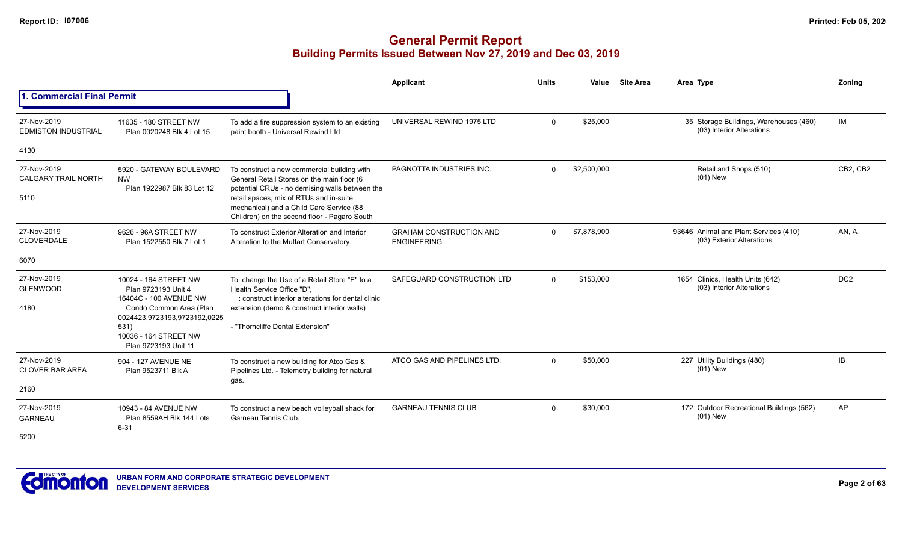# General Permit Report

## Building Permits Issued Between Nov 27, 2019 and Dec 03, 2019

### 1. Commercial Final Permit

| Date / Neighbourhood | Address / Legal | Description | Applicant | Units | Value | Site Area | Area | Type | Zoning |
|---|---|---|---|---|---|---|---|---|---|
| 27-Nov-2019<br>EDMISTON INDUSTRIAL<br>4130 | 11635 - 180 STREET NW<br>Plan 0020248 Blk 4 Lot 15 | To add a fire suppression system to an existing paint booth - Universal Rewind Ltd | UNIVERSAL REWIND 1975 LTD | 0 | $25,000 | | 35 | Storage Buildings, Warehouses (460)<br>(03) Interior Alterations | IM |
| 27-Nov-2019<br>CALGARY TRAIL NORTH<br>5110 | 5920 - GATEWAY BOULEVARD NW<br>Plan 1922987 Blk 83 Lot 12 | To construct a new commercial building with General Retail Stores on the main floor (6 potential CRUs - no demising walls between the retail spaces, mix of RTUs and in-suite mechanical) and a Child Care Service (88 Children) on the second floor - Pagaro South | PAGNOTTA INDUSTRIES INC. | 0 | $2,500,000 | | | Retail and Shops (510)<br>(01) New | CB2, CB2 |
| 27-Nov-2019<br>CLOVERDALE<br>6070 | 9626 - 96A STREET NW<br>Plan 1522550 Blk 7 Lot 1 | To construct Exterior Alteration and Interior Alteration to the Muttart Conservatory. | GRAHAM CONSTRUCTION AND ENGINEERING | 0 | $7,878,900 | | 93646 | Animal and Plant Services (410)<br>(03) Exterior Alterations | AN, A |
| 27-Nov-2019<br>GLENWOOD<br>4180 | 10024 - 164 STREET NW<br>Plan 9723193 Unit 4<br>16404C - 100 AVENUE NW<br>Condo Common Area (Plan 0024423,9723193,9723192,0225531)<br>10036 - 164 STREET NW<br>Plan 9723193 Unit 11 | To: change the Use of a Retail Store "E" to a Health Service Office "D",<br>: construct interior alterations for dental clinic extension (demo & construct interior walls)<br><br>- "Thorncliffe Dental Extension" | SAFEGUARD CONSTRUCTION LTD | 0 | $153,000 | | 1654 | Clinics, Health Units (642)<br>(03) Interior Alterations | DC2 |
| 27-Nov-2019<br>CLOVER BAR AREA<br>2160 | 904 - 127 AVENUE NE<br>Plan 9523711 Blk A | To construct a new building for Atco Gas & Pipelines Ltd. - Telemetry building for natural gas. | ATCO GAS AND PIPELINES LTD. | 0 | $50,000 | | 227 | Utility Buildings (480)<br>(01) New | IB |
| 27-Nov-2019<br>GARNEAU<br>5200 | 10943 - 84 AVENUE NW<br>Plan 8559AH Blk 144 Lots 6-31 | To construct a new beach volleyball shack for Garneau Tennis Club. | GARNEAU TENNIS CLUB | 0 | $30,000 | | 172 | Outdoor Recreational Buildings (562)<br>(01) New | AP |

URBAN FORM AND CORPORATE STRATEGIC DEVELOPMENT
DEVELOPMENT SERVICES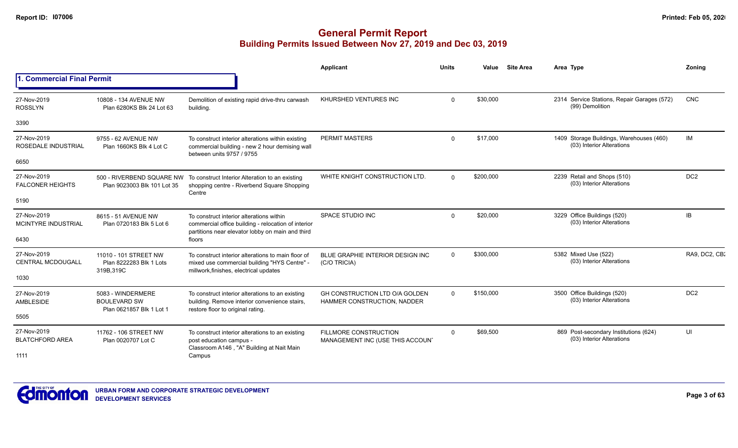# General Permit Report
## Building Permits Issued Between Nov 27, 2019 and Dec 03, 2019

### 1. Commercial Final Permit

| Date / Neighbourhood | Address / Legal | Description | Applicant | Units | Value | Site Area | Area Type | Zoning |
|---|---|---|---|---|---|---|---|---|
| 27-Nov-2019 ROSSLYN 3390 | 10808 - 134 AVENUE NW Plan 6280KS Blk 24 Lot 63 | Demolition of existing rapid drive-thru carwash building. | KHURSHED VENTURES INC | 0 | $30,000 | | 2314 Service Stations, Repair Garages (572) (99) Demolition | CNC |
| 27-Nov-2019 ROSEDALE INDUSTRIAL 6650 | 9755 - 62 AVENUE NW Plan 1660KS Blk 4 Lot C | To construct interior alterations within existing commercial building - new 2 hour demising wall between units 9757 / 9755 | PERMIT MASTERS | 0 | $17,000 | | 1409 Storage Buildings, Warehouses (460) (03) Interior Alterations | IM |
| 27-Nov-2019 FALCONER HEIGHTS 5190 | 500 - RIVERBEND SQUARE NW Plan 9023003 Blk 101 Lot 35 | To construct Interior Alteration to an existing shopping centre - Riverbend Square Shopping Centre | WHITE KNIGHT CONSTRUCTION LTD. | 0 | $200,000 | | 2239 Retail and Shops (510) (03) Interior Alterations | DC2 |
| 27-Nov-2019 MCINTYRE INDUSTRIAL 6430 | 8615 - 51 AVENUE NW Plan 0720183 Blk 5 Lot 6 | To construct interior alterations within commercial office building - relocation of interior partitions near elevator lobby on main and third floors | SPACE STUDIO INC | 0 | $20,000 | | 3229 Office Buildings (520) (03) Interior Alterations | IB |
| 27-Nov-2019 CENTRAL MCDOUGALL 1030 | 11010 - 101 STREET NW Plan 8222283 Blk 1 Lots 319B,319C | To construct interior alterations to main floor of mixed use commercial building "HYS Centre" - millwork,finishes, electrical updates | BLUE GRAPHIE INTERIOR DESIGN INC (C/O TRICIA) | 0 | $300,000 | | 5382 Mixed Use (522) (03) Interior Alterations | RA9, DC2, CB2 |
| 27-Nov-2019 AMBLESIDE 5505 | 5083 - WINDERMERE BOULEVARD SW Plan 0621857 Blk 1 Lot 1 | To construct interior alterations to an existing building. Remove interior convenience stairs, restore floor to original rating. | GH CONSTRUCTION LTD O/A GOLDEN HAMMER CONSTRUCTION, NADDER | 0 | $150,000 | | 3500 Office Buildings (520) (03) Interior Alterations | DC2 |
| 27-Nov-2019 BLATCHFORD AREA 1111 | 11762 - 106 STREET NW Plan 0020707 Lot C | To construct interior alterations to an existing post education campus - Classroom A146 , "A" Building at Nait Main Campus | FILLMORE CONSTRUCTION MANAGEMENT INC (USE THIS ACCOUNT | 0 | $69,500 | | 869 Post-secondary Institutions (624) (03) Interior Alterations | UI |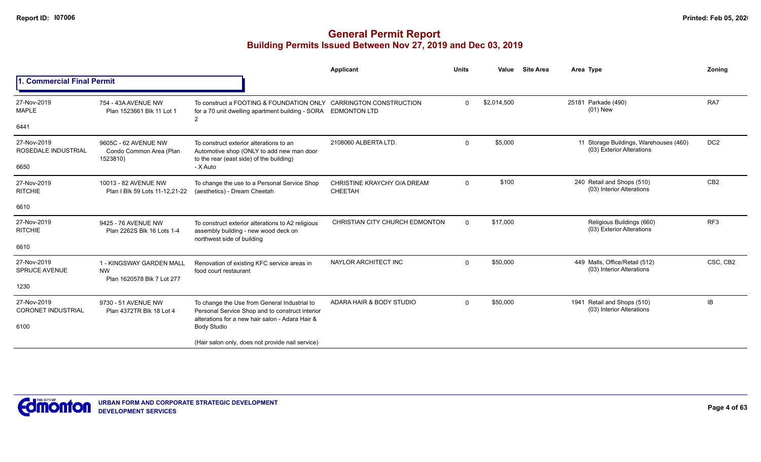# General Permit Report

## Building Permits Issued Between Nov 27, 2019 and Dec 03, 2019

### 1. Commercial Final Permit

| Date / Neighbourhood | Address | Description | Applicant | Units | Value | Site Area | Area | Type | Zoning |
|---|---|---|---|---|---|---|---|---|---|
| 27-Nov-2019 MAPLE 6441 | 754 - 43A AVENUE NW Plan 1523661 Blk 11 Lot 1 | To construct a FOOTING & FOUNDATION ONLY for a 70 unit dwelling apartment building - SORA 2 | CARRINGTON CONSTRUCTION EDMONTON LTD | 0 | $2,014,500 | | 25181 | Parkade (490) (01) New | RA7 |
| 27-Nov-2019 ROSEDALE INDUSTRIAL 6650 | 9605C - 62 AVENUE NW Condo Common Area (Plan 1523810) | To construct exterior alterations to an Automotive shop (ONLY to add new man door to the rear (east side) of the building) - X Auto | 2108060 ALBERTA LTD. | 0 | $5,000 | | 11 | Storage Buildings, Warehouses (460) (03) Exterior Alterations | DC2 |
| 27-Nov-2019 RITCHIE 6610 | 10013 - 82 AVENUE NW Plan I Blk 59 Lots 11-12,21-22 | To change the use to a Personal Service Shop (aesthetics) - Dream Cheetah | CHRISTINE KRAYCHY O/A DREAM CHEETAH | 0 | $100 | | 240 | Retail and Shops (510) (03) Interior Alterations | CB2 |
| 27-Nov-2019 RITCHIE 6610 | 9425 - 76 AVENUE NW Plan 2262S Blk 16 Lots 1-4 | To construct exterior alterations to A2 religious assembly building - new wood deck on northwest side of building | CHRISTIAN CITY CHURCH EDMONTON | 0 | $17,000 | | | Religious Buildings (660) (03) Exterior Alterations | RF3 |
| 27-Nov-2019 SPRUCE AVENUE 1230 | 1 - KINGSWAY GARDEN MALL NW Plan 1620578 Blk 7 Lot 277 | Renovation of existing KFC service areas in food court restaurant | NAYLOR ARCHITECT INC | 0 | $50,000 | | 449 | Malls, Office/Retail (512) (03) Interior Alterations | CSC, CB2 |
| 27-Nov-2019 CORONET INDUSTRIAL 6100 | 9730 - 51 AVENUE NW Plan 4372TR Blk 18 Lot 4 | To change the Use from General Industrial to Personal Service Shop and to construct interior alterations for a new hair salon - Adara Hair & Body Studio (Hair salon only, does not provide nail service) | ADARA HAIR & BODY STUDIO | 0 | $50,000 | | 1941 | Retail and Shops (510) (03) Interior Alterations | IB |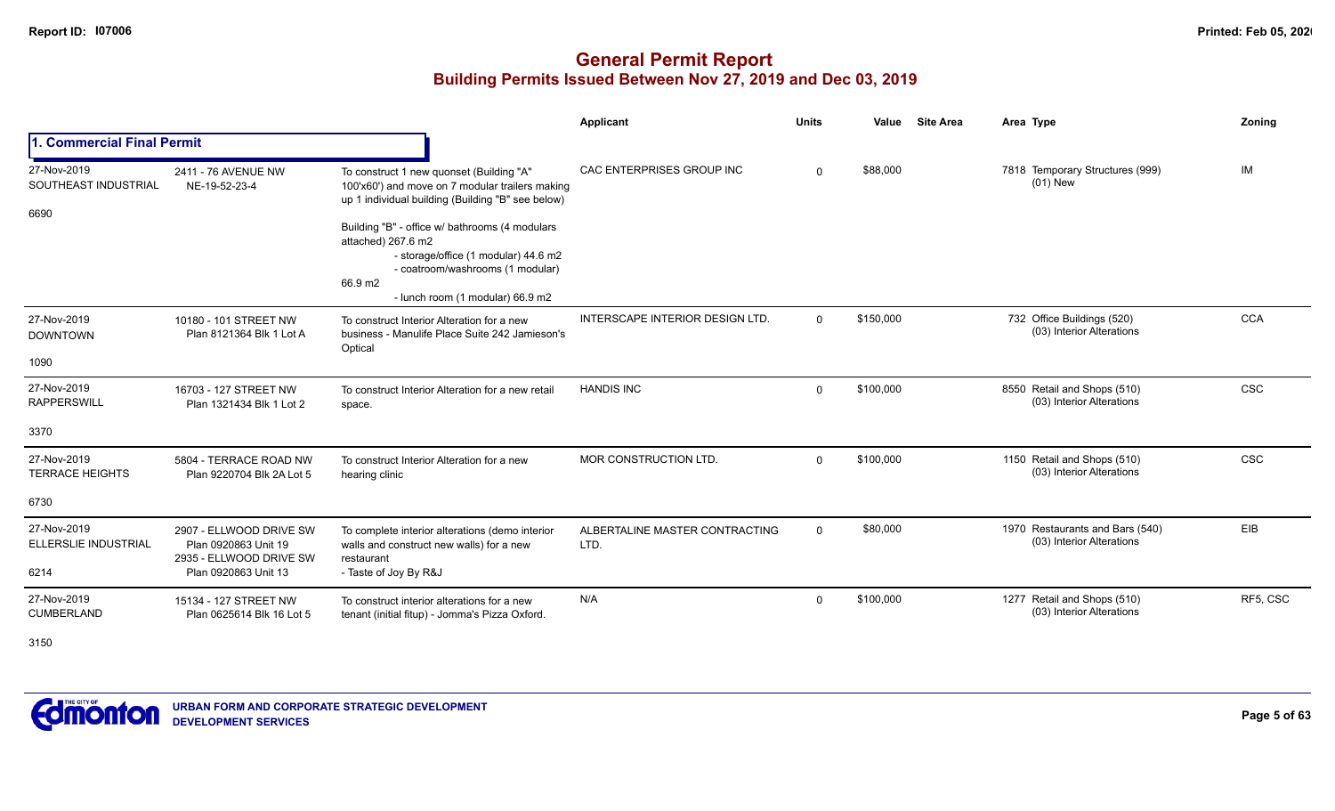# General Permit Report

## Building Permits Issued Between Nov 27, 2019 and Dec 03, 2019

| | | | Applicant | Units | Value | Site Area | Area Type | Zoning |
|---|---|---|---|---|---|---|---|---|
| **1. Commercial Final Permit** | | | | | | | | |
| 27-Nov-2019 SOUTHEAST INDUSTRIAL 6690 | 2411 - 76 AVENUE NW NE-19-52-23-4 | To construct 1 new quonset (Building "A" 100'x60') and move on 7 modular trailers making up 1 individual building (Building "B" see below) Building "B" - office w/ bathrooms (4 modulars attached) 267.6 m2 - storage/office (1 modular) 44.6 m2 - coatroom/washrooms (1 modular) 66.9 m2 - lunch room (1 modular) 66.9 m2 | CAC ENTERPRISES GROUP INC | 0 | $88,000 | | 7818 Temporary Structures (999) (01) New | IM |
| 27-Nov-2019 DOWNTOWN 1090 | 10180 - 101 STREET NW Plan 8121364 Blk 1 Lot A | To construct Interior Alteration for a new business - Manulife Place Suite 242 Jamieson's Optical | INTERSCAPE INTERIOR DESIGN LTD. | 0 | $150,000 | | 732 Office Buildings (520) (03) Interior Alterations | CCA |
| 27-Nov-2019 RAPPERSWILL 3370 | 16703 - 127 STREET NW Plan 1321434 Blk 1 Lot 2 | To construct Interior Alteration for a new retail space. | HANDIS INC | 0 | $100,000 | | 8550 Retail and Shops (510) (03) Interior Alterations | CSC |
| 27-Nov-2019 TERRACE HEIGHTS 6730 | 5804 - TERRACE ROAD NW Plan 9220704 Blk 2A Lot 5 | To construct Interior Alteration for a new hearing clinic | MOR CONSTRUCTION LTD. | 0 | $100,000 | | 1150 Retail and Shops (510) (03) Interior Alterations | CSC |
| 27-Nov-2019 ELLERSLIE INDUSTRIAL 6214 | 2907 - ELLWOOD DRIVE SW Plan 0920863 Unit 19 2935 - ELLWOOD DRIVE SW Plan 0920863 Unit 13 | To complete interior alterations (demo interior walls and construct new walls) for a new restaurant - Taste of Joy By R&J | ALBERTALINE MASTER CONTRACTING LTD. | 0 | $80,000 | | 1970 Restaurants and Bars (540) (03) Interior Alterations | EIB |
| 27-Nov-2019 CUMBERLAND 3150 | 15134 - 127 STREET NW Plan 0625614 Blk 16 Lot 5 | To construct interior alterations for a new tenant (initial fitup) - Jomma's Pizza Oxford. | N/A | 0 | $100,000 | | 1277 Retail and Shops (510) (03) Interior Alterations | RF5, CSC |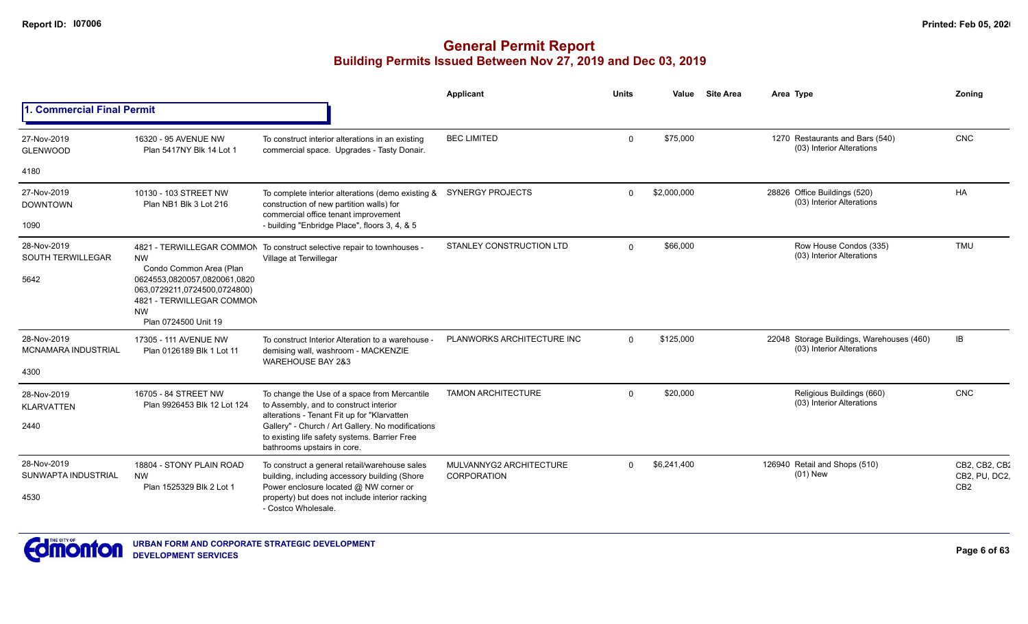# General Permit Report

## Building Permits Issued Between Nov 27, 2019 and Dec 03, 2019

Report ID: I07006

Printed: Feb 05, 2020

### 1. Commercial Final Permit

| Date / Neighbourhood | Address / Legal | Description | Applicant | Units | Value | Site Area | Area | Type | Zoning |
|---|---|---|---|---|---|---|---|---|---|
| 27-Nov-2019 GLENWOOD 4180 | 16320 - 95 AVENUE NW Plan 5417NY Blk 14 Lot 1 | To construct interior alterations in an existing commercial space. Upgrades - Tasty Donair. | BEC LIMITED | 0 | $75,000 | | 1270 | Restaurants and Bars (540) (03) Interior Alterations | CNC |
| 27-Nov-2019 DOWNTOWN 1090 | 10130 - 103 STREET NW Plan NB1 Blk 3 Lot 216 | To complete interior alterations (demo existing & construction of new partition walls) for commercial office tenant improvement - building "Enbridge Place", floors 3, 4, & 5 | SYNERGY PROJECTS | 0 | $2,000,000 | | 28826 | Office Buildings (520) (03) Interior Alterations | HA |
| 28-Nov-2019 SOUTH TERWILLEGAR 5642 | 4821 - TERWILLEGAR COMMON NW Condo Common Area (Plan 0624553,0820057,0820061,0820063,0729211,0724500,0724800) 4821 - TERWILLEGAR COMMON NW Plan 0724500 Unit 19 | To construct selective repair to townhouses - Village at Terwillegar | STANLEY CONSTRUCTION LTD | 0 | $66,000 | | | Row House Condos (335) (03) Interior Alterations | TMU |
| 28-Nov-2019 MCNAMARA INDUSTRIAL 4300 | 17305 - 111 AVENUE NW Plan 0126189 Blk 1 Lot 11 | To construct Interior Alteration to a warehouse - demising wall, washroom - MACKENZIE WAREHOUSE BAY 2&3 | PLANWORKS ARCHITECTURE INC | 0 | $125,000 | | 22048 | Storage Buildings, Warehouses (460) (03) Interior Alterations | IB |
| 28-Nov-2019 KLARVATTEN 2440 | 16705 - 84 STREET NW Plan 9926453 Blk 12 Lot 124 | To change the Use of a space from Mercantile to Assembly, and to construct interior alterations - Tenant Fit up for "Klarvatten Gallery" - Church / Art Gallery. No modifications to existing life safety systems. Barrier Free bathrooms upstairs in core. | TAMON ARCHITECTURE | 0 | $20,000 | | | Religious Buildings (660) (03) Interior Alterations | CNC |
| 28-Nov-2019 SUNWAPTA INDUSTRIAL 4530 | 18804 - STONY PLAIN ROAD NW Plan 1525329 Blk 2 Lot 1 | To construct a general retail/warehouse sales building, including accessory building (Shore Power enclosure located @ NW corner or property) but does not include interior racking - Costco Wholesale. | MULVANNYG2 ARCHITECTURE CORPORATION | 0 | $6,241,400 | | 126940 | Retail and Shops (510) (01) New | CB2, CB2, CB2, CB2, PU, DC2, CB2 |

URBAN FORM AND CORPORATE STRATEGIC DEVELOPMENT
DEVELOPMENT SERVICES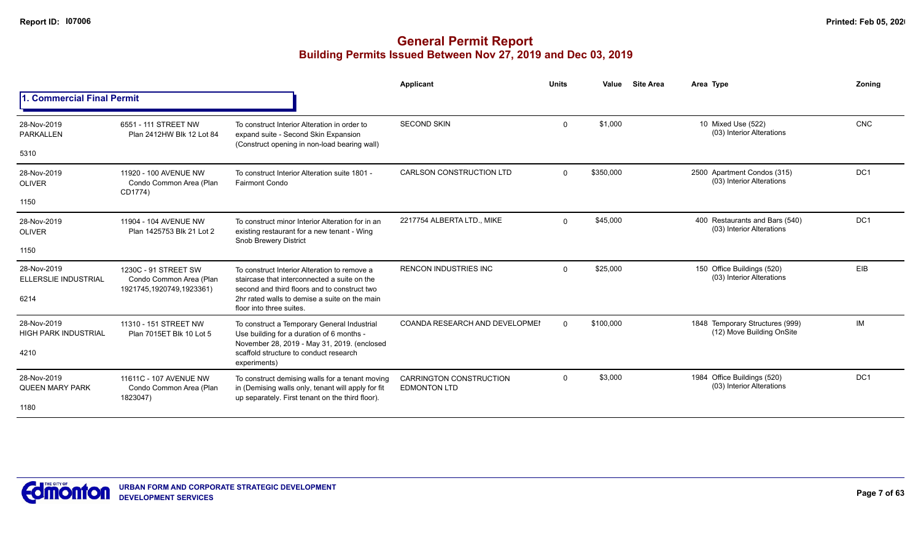# General Permit Report

## Building Permits Issued Between Nov 27, 2019 and Dec 03, 2019

### 1. Commercial Final Permit

| Date / Neighbourhood | Address / Legal | Description | Applicant | Units | Value | Site Area | Area Type | Zoning |
|---|---|---|---|---|---|---|---|---|
| 28-Nov-2019 PARKALLEN 5310 | 6551 - 111 STREET NW Plan 2412HW Blk 12 Lot 84 | To construct Interior Alteration in order to expand suite - Second Skin Expansion (Construct opening in non-load bearing wall) | SECOND SKIN | 0 | $1,000 | | 10 Mixed Use (522) (03) Interior Alterations | CNC |
| 28-Nov-2019 OLIVER 1150 | 11920 - 100 AVENUE NW Condo Common Area (Plan CD1774) | To construct Interior Alteration suite 1801 - Fairmont Condo | CARLSON CONSTRUCTION LTD | 0 | $350,000 | | 2500 Apartment Condos (315) (03) Interior Alterations | DC1 |
| 28-Nov-2019 OLIVER 1150 | 11904 - 104 AVENUE NW Plan 1425753 Blk 21 Lot 2 | To construct minor Interior Alteration for in an existing restaurant for a new tenant - Wing Snob Brewery District | 2217754 ALBERTA LTD., MIKE | 0 | $45,000 | | 400 Restaurants and Bars (540) (03) Interior Alterations | DC1 |
| 28-Nov-2019 ELLERSLIE INDUSTRIAL 6214 | 1230C - 91 STREET SW Condo Common Area (Plan 1921745,1920749,1923361) | To construct Interior Alteration to remove a staircase that interconnected a suite on the second and third floors and to construct two 2hr rated walls to demise a suite on the main floor into three suites. | RENCON INDUSTRIES INC | 0 | $25,000 | | 150 Office Buildings (520) (03) Interior Alterations | EIB |
| 28-Nov-2019 HIGH PARK INDUSTRIAL 4210 | 11310 - 151 STREET NW Plan 7015ET Blk 10 Lot 5 | To construct a Temporary General Industrial Use building for a duration of 6 months - November 28, 2019 - May 31, 2019. (enclosed scaffold structure to conduct research experiments) | COANDA RESEARCH AND DEVELOPMEI | 0 | $100,000 | | 1848 Temporary Structures (999) (12) Move Building OnSite | IM |
| 28-Nov-2019 QUEEN MARY PARK 1180 | 11611C - 107 AVENUE NW Condo Common Area (Plan 1823047) | To construct demising walls for a tenant moving in (Demising walls only, tenant will apply for fit up separately. First tenant on the third floor). | CARRINGTON CONSTRUCTION EDMONTON LTD | 0 | $3,000 | | 1984 Office Buildings (520) (03) Interior Alterations | DC1 |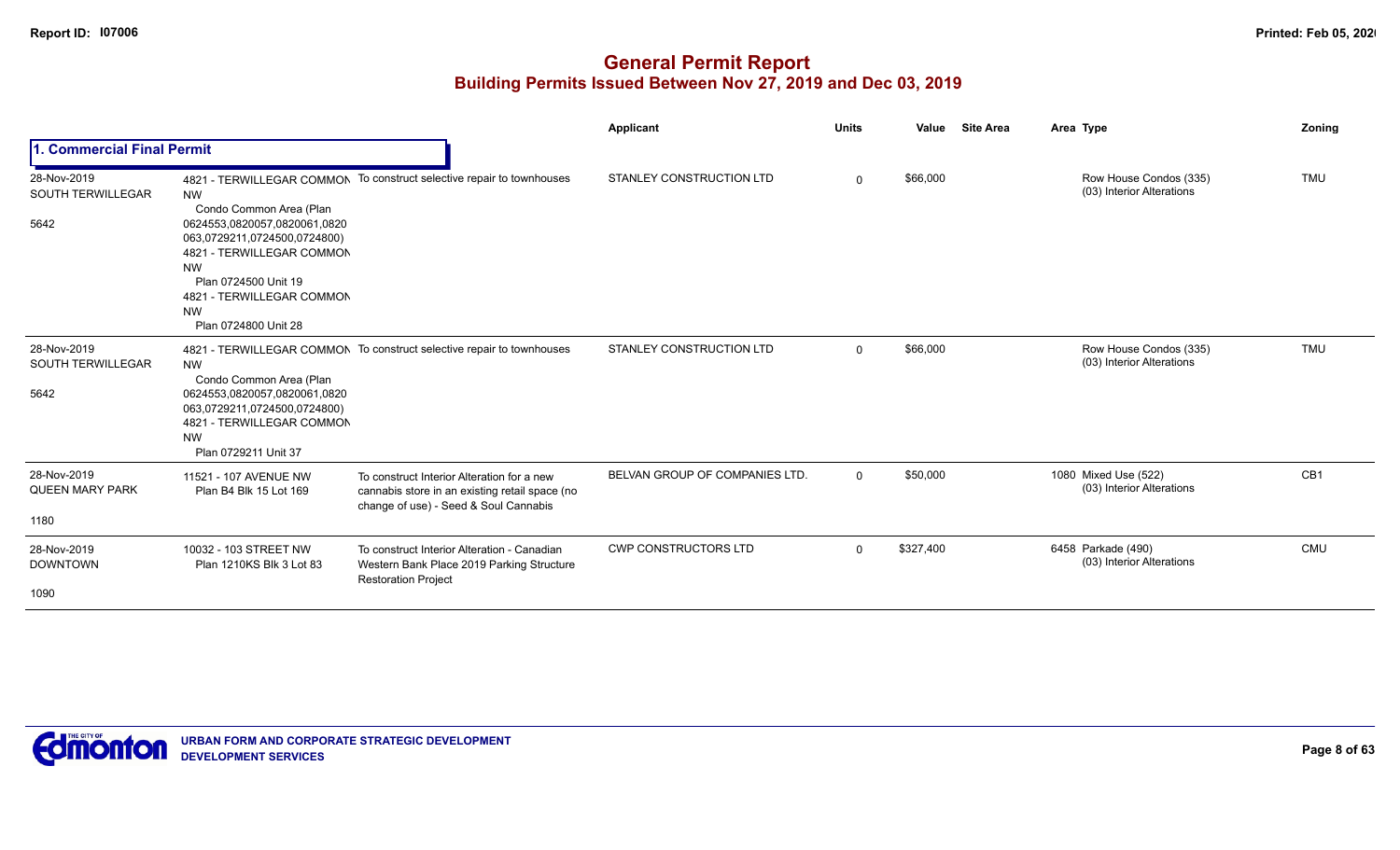# General Permit Report

## Building Permits Issued Between Nov 27, 2019 and Dec 03, 2019

| | | | Applicant | Units | Value | Site Area | Area Type | Zoning |
|---|---|---|---|---|---|---|---|---|
| **1. Commercial Final Permit** | | | | | | | | |
| 28-Nov-2019 SOUTH TERWILLEGAR 5642 | 4821 - TERWILLEGAR COMMON NW Condo Common Area (Plan 0624553,0820057,0820061,0820063,0729211,0724500,0724800) 4821 - TERWILLEGAR COMMON NW Plan 0724500 Unit 19 4821 - TERWILLEGAR COMMON NW Plan 0724800 Unit 28 | To construct selective repair to townhouses | STANLEY CONSTRUCTION LTD | 0 | $66,000 | | Row House Condos (335) (03) Interior Alterations | TMU |
| 28-Nov-2019 SOUTH TERWILLEGAR 5642 | 4821 - TERWILLEGAR COMMON NW Condo Common Area (Plan 0624553,0820057,0820061,0820063,0729211,0724500,0724800) 4821 - TERWILLEGAR COMMON NW Plan 0729211 Unit 37 | To construct selective repair to townhouses | STANLEY CONSTRUCTION LTD | 0 | $66,000 | | Row House Condos (335) (03) Interior Alterations | TMU |
| 28-Nov-2019 QUEEN MARY PARK 1180 | 11521 - 107 AVENUE NW Plan B4 Blk 15 Lot 169 | To construct Interior Alteration for a new cannabis store in an existing retail space (no change of use) - Seed & Soul Cannabis | BELVAN GROUP OF COMPANIES LTD. | 0 | $50,000 | | 1080 Mixed Use (522) (03) Interior Alterations | CB1 |
| 28-Nov-2019 DOWNTOWN 1090 | 10032 - 103 STREET NW Plan 1210KS Blk 3 Lot 83 | To construct Interior Alteration - Canadian Western Bank Place 2019 Parking Structure Restoration Project | CWP CONSTRUCTORS LTD | 0 | $327,400 | | 6458 Parkade (490) (03) Interior Alterations | CMU |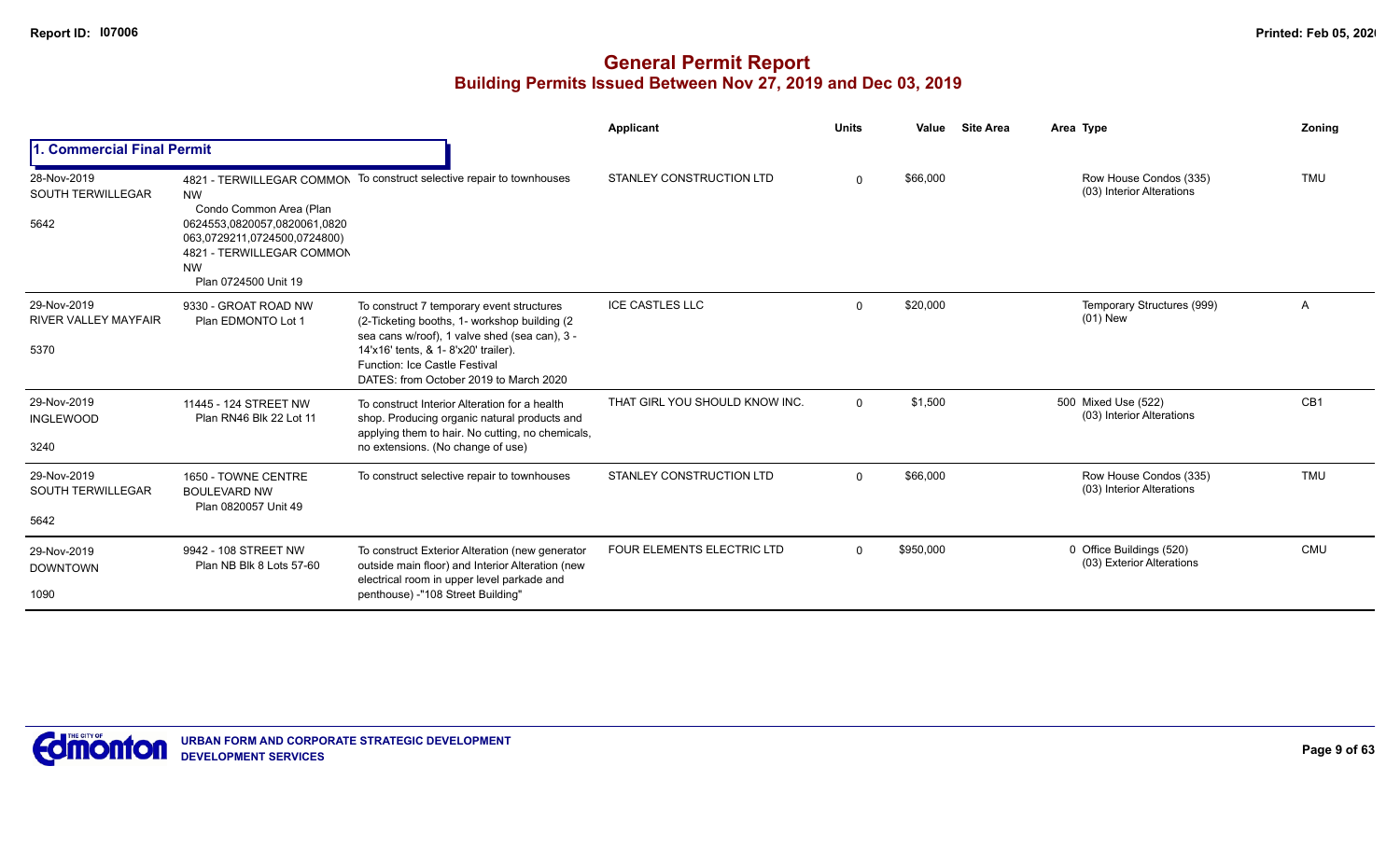# General Permit Report
## Building Permits Issued Between Nov 27, 2019 and Dec 03, 2019

### 1. Commercial Final Permit

| Date / Neighbourhood | Address / Legal | Description | Applicant | Units | Value | Site Area | Area Type | Zoning |
|---|---|---|---|---|---|---|---|---|
| 28-Nov-2019 SOUTH TERWILLEGAR 5642 | 4821 - TERWILLEGAR COMMON NW Condo Common Area (Plan 0624553,0820057,0820061,0820063,0729211,0724500,0724800) 4821 - TERWILLEGAR COMMON NW Plan 0724500 Unit 19 | To construct selective repair to townhouses | STANLEY CONSTRUCTION LTD | 0 | $66,000 | | Row House Condos (335) (03) Interior Alterations | TMU |
| 29-Nov-2019 RIVER VALLEY MAYFAIR 5370 | 9330 - GROAT ROAD NW Plan EDMONTO Lot 1 | To construct 7 temporary event structures (2-Ticketing booths, 1- workshop building (2 sea cans w/roof), 1 valve shed (sea can), 3 - 14'x16' tents, & 1- 8'x20' trailer). Function: Ice Castle Festival DATES: from October 2019 to March 2020 | ICE CASTLES LLC | 0 | $20,000 | | Temporary Structures (999) (01) New | A |
| 29-Nov-2019 INGLEWOOD 3240 | 11445 - 124 STREET NW Plan RN46 Blk 22 Lot 11 | To construct Interior Alteration for a health shop. Producing organic natural products and applying them to hair. No cutting, no chemicals, no extensions. (No change of use) | THAT GIRL YOU SHOULD KNOW INC. | 0 | $1,500 | | 500 Mixed Use (522) (03) Interior Alterations | CB1 |
| 29-Nov-2019 SOUTH TERWILLEGAR 5642 | 1650 - TOWNE CENTRE BOULEVARD NW Plan 0820057 Unit 49 | To construct selective repair to townhouses | STANLEY CONSTRUCTION LTD | 0 | $66,000 | | Row House Condos (335) (03) Interior Alterations | TMU |
| 29-Nov-2019 DOWNTOWN 1090 | 9942 - 108 STREET NW Plan NB Blk 8 Lots 57-60 | To construct Exterior Alteration (new generator outside main floor) and Interior Alteration (new electrical room in upper level parkade and penthouse) -"108 Street Building" | FOUR ELEMENTS ELECTRIC LTD | 0 | $950,000 | | 0 Office Buildings (520) (03) Exterior Alterations | CMU |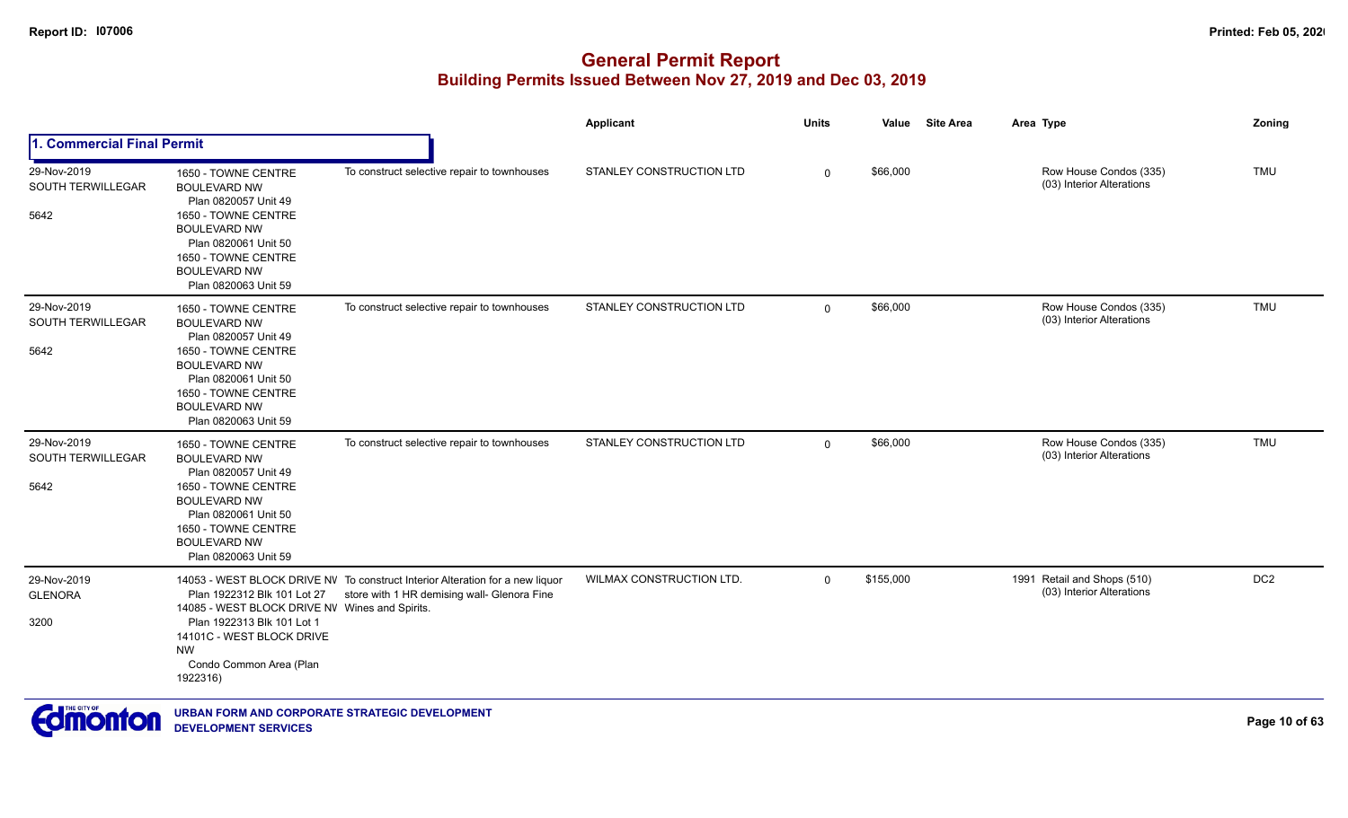# General Permit Report

## Building Permits Issued Between Nov 27, 2019 and Dec 03, 2019

### 1. Commercial Final Permit

| Date / Neighbourhood | Address / Legal | Description | Applicant | Units | Value | Site Area | Area Type | Zoning |
|---|---|---|---|---|---|---|---|---|
| 29-Nov-2019 SOUTH TERWILLEGAR 5642 | 1650 - TOWNE CENTRE BOULEVARD NW Plan 0820057 Unit 49; 1650 - TOWNE CENTRE BOULEVARD NW Plan 0820061 Unit 50; 1650 - TOWNE CENTRE BOULEVARD NW Plan 0820063 Unit 59 | To construct selective repair to townhouses | STANLEY CONSTRUCTION LTD | 0 | $66,000 | | Row House Condos (335) (03) Interior Alterations | TMU |
| 29-Nov-2019 SOUTH TERWILLEGAR 5642 | 1650 - TOWNE CENTRE BOULEVARD NW Plan 0820057 Unit 49; 1650 - TOWNE CENTRE BOULEVARD NW Plan 0820061 Unit 50; 1650 - TOWNE CENTRE BOULEVARD NW Plan 0820063 Unit 59 | To construct selective repair to townhouses | STANLEY CONSTRUCTION LTD | 0 | $66,000 | | Row House Condos (335) (03) Interior Alterations | TMU |
| 29-Nov-2019 SOUTH TERWILLEGAR 5642 | 1650 - TOWNE CENTRE BOULEVARD NW Plan 0820057 Unit 49; 1650 - TOWNE CENTRE BOULEVARD NW Plan 0820061 Unit 50; 1650 - TOWNE CENTRE BOULEVARD NW Plan 0820063 Unit 59 | To construct selective repair to townhouses | STANLEY CONSTRUCTION LTD | 0 | $66,000 | | Row House Condos (335) (03) Interior Alterations | TMU |
| 29-Nov-2019 GLENORA 3200 | 14053 - WEST BLOCK DRIVE NW Plan 1922312 Blk 101 Lot 27; 14085 - WEST BLOCK DRIVE NW Plan 1922313 Blk 101 Lot 1; 14101C - WEST BLOCK DRIVE NW Condo Common Area (Plan 1922316) | To construct Interior Alteration for a new liquor store with 1 HR demising wall- Glenora Fine Wines and Spirits. | WILMAX CONSTRUCTION LTD. | 0 | $155,000 | 1991 | Retail and Shops (510) (03) Interior Alterations | DC2 |

URBAN FORM AND CORPORATE STRATEGIC DEVELOPMENT
DEVELOPMENT SERVICES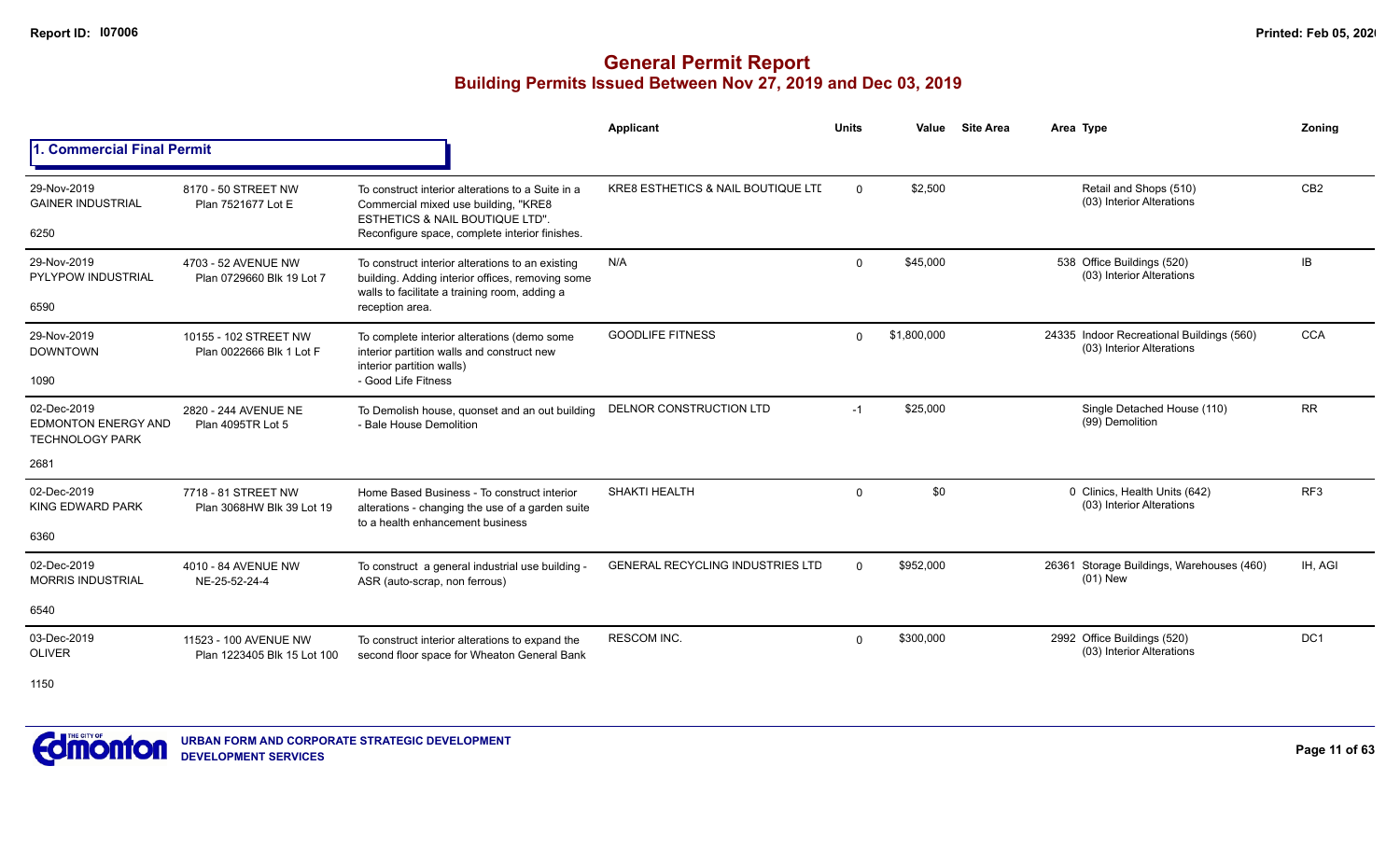# General Permit Report
## Building Permits Issued Between Nov 27, 2019 and Dec 03, 2019

### 1. Commercial Final Permit

| Date / Neighbourhood | Address / Legal | Description | Applicant | Units | Value | Site Area | Area | Type | Zoning |
|---|---|---|---|---|---|---|---|---|---|
| 29-Nov-2019<br>GAINER INDUSTRIAL<br>6250 | 8170 - 50 STREET NW<br>Plan 7521677 Lot E | To construct interior alterations to a Suite in a Commercial mixed use building, "KRE8 ESTHETICS & NAIL BOUTIQUE LTD". Reconfigure space, complete interior finishes. | KRE8 ESTHETICS & NAIL BOUTIQUE LTD | 0 | $2,500 | | | Retail and Shops (510)<br>(03) Interior Alterations | CB2 |
| 29-Nov-2019<br>PYLYPOW INDUSTRIAL<br>6590 | 4703 - 52 AVENUE NW<br>Plan 0729660 Blk 19 Lot 7 | To construct interior alterations to an existing building. Adding interior offices, removing some walls to facilitate a training room, adding a reception area. | N/A | 0 | $45,000 | | 538 | Office Buildings (520)<br>(03) Interior Alterations | IB |
| 29-Nov-2019<br>DOWNTOWN<br>1090 | 10155 - 102 STREET NW<br>Plan 0022666 Blk 1 Lot F | To complete interior alterations (demo some interior partition walls and construct new interior partition walls)<br>- Good Life Fitness | GOODLIFE FITNESS | 0 | $1,800,000 | | 24335 | Indoor Recreational Buildings (560)<br>(03) Interior Alterations | CCA |
| 02-Dec-2019<br>EDMONTON ENERGY AND TECHNOLOGY PARK<br>2681 | 2820 - 244 AVENUE NE<br>Plan 4095TR Lot 5 | To Demolish house, quonset and an out building - Bale House Demolition | DELNOR CONSTRUCTION LTD | -1 | $25,000 | | | Single Detached House (110)<br>(99) Demolition | RR |
| 02-Dec-2019<br>KING EDWARD PARK<br>6360 | 7718 - 81 STREET NW<br>Plan 3068HW Blk 39 Lot 19 | Home Based Business - To construct interior alterations - changing the use of a garden suite to a health enhancement business | SHAKTI HEALTH | 0 | $0 | | 0 | Clinics, Health Units (642)<br>(03) Interior Alterations | RF3 |
| 02-Dec-2019<br>MORRIS INDUSTRIAL<br>6540 | 4010 - 84 AVENUE NW<br>NE-25-52-24-4 | To construct a general industrial use building - ASR (auto-scrap, non ferrous) | GENERAL RECYCLING INDUSTRIES LTD | 0 | $952,000 | | 26361 | Storage Buildings, Warehouses (460)<br>(01) New | IH, AGI |
| 03-Dec-2019<br>OLIVER<br>1150 | 11523 - 100 AVENUE NW<br>Plan 1223405 Blk 15 Lot 100 | To construct interior alterations to expand the second floor space for Wheaton General Bank | RESCOM INC. | 0 | $300,000 | | 2992 | Office Buildings (520)<br>(03) Interior Alterations | DC1 |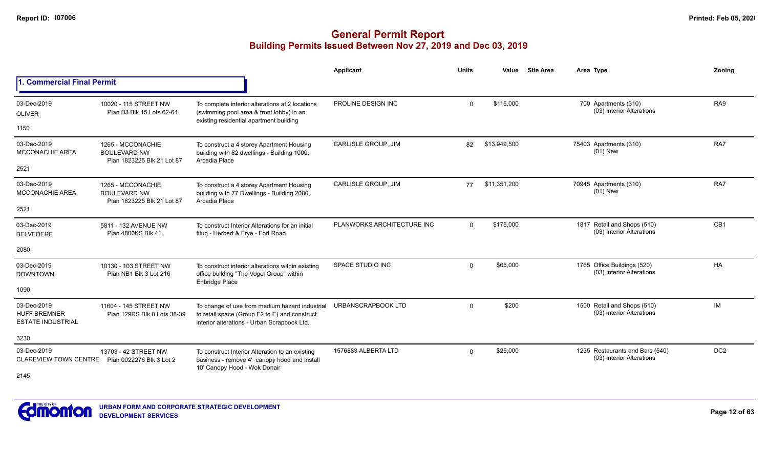# General Permit Report
## Building Permits Issued Between Nov 27, 2019 and Dec 03, 2019

### 1. Commercial Final Permit

| Date / Neighbourhood | Address / Legal | Description | Applicant | Units | Value | Site Area | Area Type | Zoning |
|---|---|---|---|---|---|---|---|---|
| 03-Dec-2019 OLIVER 1150 | 10020 - 115 STREET NW Plan B3 Blk 15 Lots 62-64 | To complete interior alterations at 2 locations (swimming pool area & front lobby) in an existing residential apartment building | PROLINE DESIGN INC | 0 | $115,000 | | 700 Apartments (310) (03) Interior Alterations | RA9 |
| 03-Dec-2019 MCCONACHIE AREA 2521 | 1265 - MCCONACHIE BOULEVARD NW Plan 1823225 Blk 21 Lot 87 | To construct a 4 storey Apartment Housing building with 82 dwellings - Building 1000, Arcadia Place | CARLISLE GROUP, JIM | 82 | $13,949,500 | | 75403 Apartments (310) (01) New | RA7 |
| 03-Dec-2019 MCCONACHIE AREA 2521 | 1265 - MCCONACHIE BOULEVARD NW Plan 1823225 Blk 21 Lot 87 | To construct a 4 storey Apartment Housing building with 77 Dwellings - Building 2000, Arcadia Place | CARLISLE GROUP, JIM | 77 | $11,351,200 | | 70945 Apartments (310) (01) New | RA7 |
| 03-Dec-2019 BELVEDERE 2080 | 5811 - 132 AVENUE NW Plan 4800KS Blk 41 | To construct Interior Alterations for an initial fitup - Herbert & Frye - Fort Road | PLANWORKS ARCHITECTURE INC | 0 | $175,000 | | 1817 Retail and Shops (510) (03) Interior Alterations | CB1 |
| 03-Dec-2019 DOWNTOWN 1090 | 10130 - 103 STREET NW Plan NB1 Blk 3 Lot 216 | To construct interior alterations within existing office building "The Vogel Group" within Enbridge Place | SPACE STUDIO INC | 0 | $65,000 | | 1765 Office Buildings (520) (03) Interior Alterations | HA |
| 03-Dec-2019 HUFF BREMNER ESTATE INDUSTRIAL 3230 | 11604 - 145 STREET NW Plan 129RS Blk 8 Lots 38-39 | To change of use from medium hazard industrial to retail space (Group F2 to E) and construct interior alterations - Urban Scrapbook Ltd. | URBANSCRAPBOOK LTD | 0 | $200 | | 1500 Retail and Shops (510) (03) Interior Alterations | IM |
| 03-Dec-2019 CLAREVIEW TOWN CENTRE 2145 | 13703 - 42 STREET NW Plan 0022276 Blk 3 Lot 2 | To construct Interior Alteration to an existing business - remove 4' canopy hood and install 10' Canopy Hood - Wok Donair | 1576883 ALBERTA LTD | 0 | $25,000 | | 1235 Restaurants and Bars (540) (03) Interior Alterations | DC2 |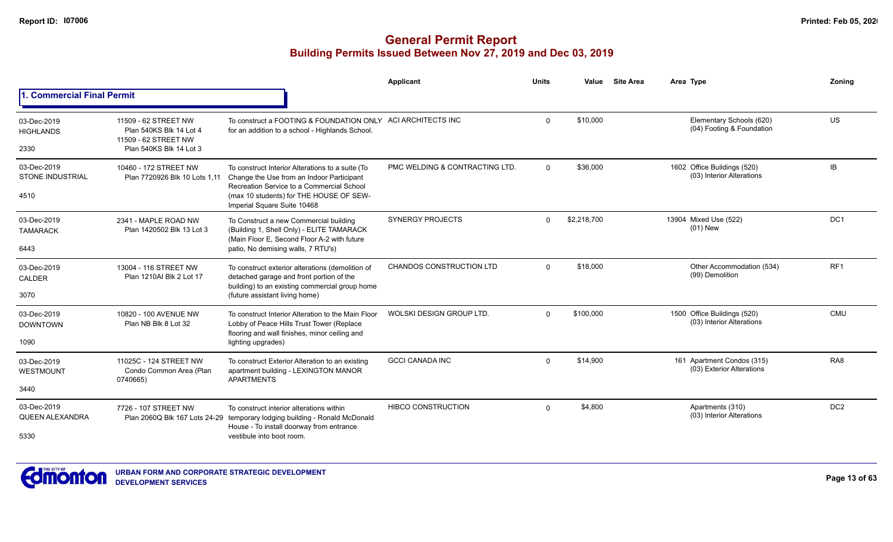# General Permit Report
## Building Permits Issued Between Nov 27, 2019 and Dec 03, 2019

### 1. Commercial Final Permit

| Date / Neighbourhood | Address / Legal | Description | Applicant | Units | Value | Site Area | Area | Type | Zoning |
|---|---|---|---|---|---|---|---|---|---|
| 03-Dec-2019 HIGHLANDS 2330 | 11509 - 62 STREET NW Plan 540KS Blk 14 Lot 4 11509 - 62 STREET NW Plan 540KS Blk 14 Lot 3 | To construct a FOOTING & FOUNDATION ONLY for an addition to a school - Highlands School. | ACI ARCHITECTS INC | 0 | $10,000 | | | Elementary Schools (620) (04) Footing & Foundation | US |
| 03-Dec-2019 STONE INDUSTRIAL 4510 | 10460 - 172 STREET NW Plan 7720926 Blk 10 Lots 1,11 | To construct Interior Alterations to a suite (To Change the Use from an Indoor Participant Recreation Service to a Commercial School (max 10 students) for THE HOUSE OF SEW- Imperial Square Suite 10468 | PMC WELDING & CONTRACTING LTD. | 0 | $36,000 | | 1602 | Office Buildings (520) (03) Interior Alterations | IB |
| 03-Dec-2019 TAMARACK 6443 | 2341 - MAPLE ROAD NW Plan 1420502 Blk 13 Lot 3 | To Construct a new Commercial building (Building 1, Shell Only) - ELITE TAMARACK (Main Floor E, Second Floor A-2 with future patio, No demising walls, 7 RTU's) | SYNERGY PROJECTS | 0 | $2,218,700 | | 13904 | Mixed Use (522) (01) New | DC1 |
| 03-Dec-2019 CALDER 3070 | 13004 - 116 STREET NW Plan 1210AI Blk 2 Lot 17 | To construct exterior alterations (demolition of detached garage and front portion of the building) to an existing commercial group home (future assistant living home) | CHANDOS CONSTRUCTION LTD | 0 | $18,000 | | | Other Accommodation (534) (99) Demolition | RF1 |
| 03-Dec-2019 DOWNTOWN 1090 | 10820 - 100 AVENUE NW Plan NB Blk 8 Lot 32 | To construct Interior Alteration to the Main Floor Lobby of Peace Hills Trust Tower (Replace flooring and wall finishes, minor ceiling and lighting upgrades) | WOLSKI DESIGN GROUP LTD. | 0 | $100,000 | | 1500 | Office Buildings (520) (03) Interior Alterations | CMU |
| 03-Dec-2019 WESTMOUNT 3440 | 11025C - 124 STREET NW Condo Common Area (Plan 0740665) | To construct Exterior Alteration to an existing apartment building - LEXINGTON MANOR APARTMENTS | GCCI CANADA INC | 0 | $14,900 | | 161 | Apartment Condos (315) (03) Exterior Alterations | RA8 |
| 03-Dec-2019 QUEEN ALEXANDRA 5330 | 7726 - 107 STREET NW Plan 2060Q Blk 167 Lots 24-29 | To construct interior alterations within temporary lodging building - Ronald McDonald House - To install doorway from entrance vestibule into boot room. | HIBCO CONSTRUCTION | 0 | $4,800 | | | Apartments (310) (03) Interior Alterations | DC2 |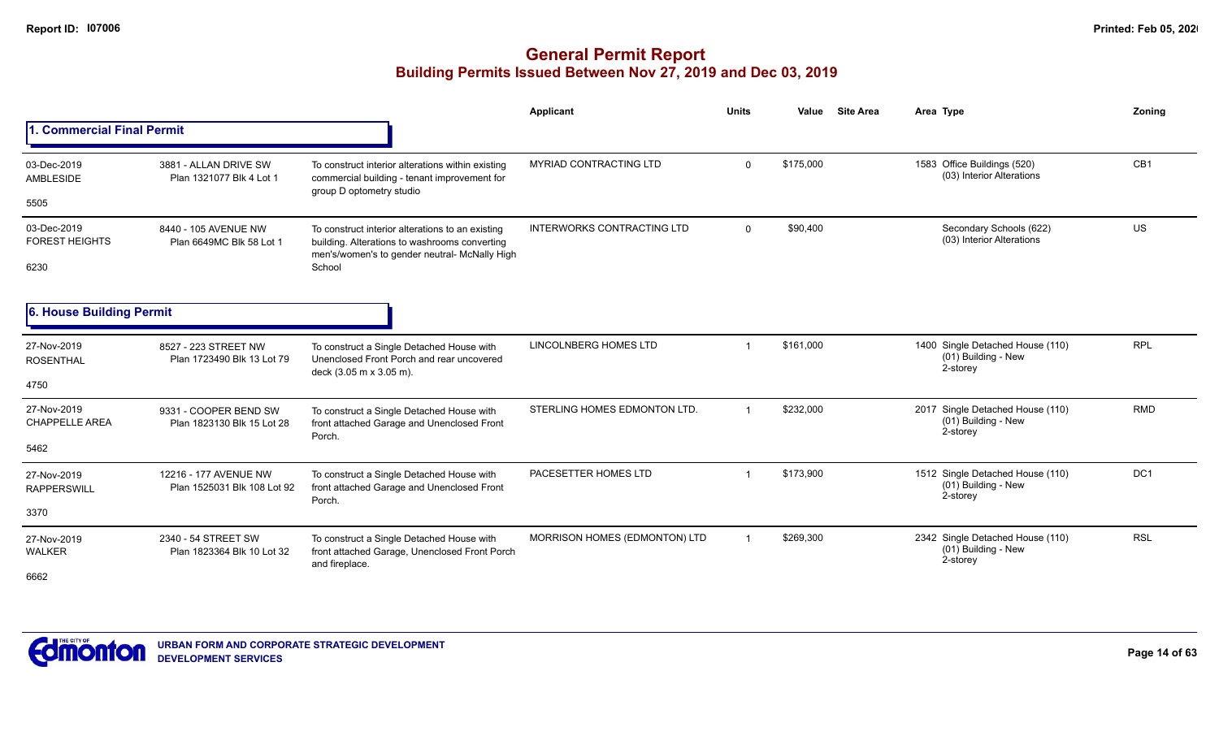# General Permit Report

## Building Permits Issued Between Nov 27, 2019 and Dec 03, 2019

### 1. Commercial Final Permit

| Date / Neighbourhood | Address / Legal | Description | Applicant | Units | Value | Site Area | Area | Type | Zoning |
|---|---|---|---|---|---|---|---|---|---|
| 03-Dec-2019 AMBLESIDE 5505 | 3881 - ALLAN DRIVE SW Plan 1321077 Blk 4 Lot 1 | To construct interior alterations within existing commercial building - tenant improvement for group D optometry studio | MYRIAD CONTRACTING LTD | 0 | $175,000 | | 1583 | Office Buildings (520) (03) Interior Alterations | CB1 |
| 03-Dec-2019 FOREST HEIGHTS 6230 | 8440 - 105 AVENUE NW Plan 6649MC Blk 58 Lot 1 | To construct interior alterations to an existing building. Alterations to washrooms converting men's/women's to gender neutral- McNally High School | INTERWORKS CONTRACTING LTD | 0 | $90,400 | | | Secondary Schools (622) (03) Interior Alterations | US |

### 6. House Building Permit

| Date / Neighbourhood | Address / Legal | Description | Applicant | Units | Value | Site Area | Area | Type | Zoning |
|---|---|---|---|---|---|---|---|---|---|
| 27-Nov-2019 ROSENTHAL 4750 | 8527 - 223 STREET NW Plan 1723490 Blk 13 Lot 79 | To construct a Single Detached House with Unenclosed Front Porch and rear uncovered deck (3.05 m x 3.05 m). | LINCOLNBERG HOMES LTD | 1 | $161,000 | | 1400 | Single Detached House (110) (01) Building - New 2-storey | RPL |
| 27-Nov-2019 CHAPPELLE AREA 5462 | 9331 - COOPER BEND SW Plan 1823130 Blk 15 Lot 28 | To construct a Single Detached House with front attached Garage and Unenclosed Front Porch. | STERLING HOMES EDMONTON LTD. | 1 | $232,000 | | 2017 | Single Detached House (110) (01) Building - New 2-storey | RMD |
| 27-Nov-2019 RAPPERSWILL 3370 | 12216 - 177 AVENUE NW Plan 1525031 Blk 108 Lot 92 | To construct a Single Detached House with front attached Garage and Unenclosed Front Porch. | PACESETTER HOMES LTD | 1 | $173,900 | | 1512 | Single Detached House (110) (01) Building - New 2-storey | DC1 |
| 27-Nov-2019 WALKER 6662 | 2340 - 54 STREET SW Plan 1823364 Blk 10 Lot 32 | To construct a Single Detached House with front attached Garage, Unenclosed Front Porch and fireplace. | MORRISON HOMES (EDMONTON) LTD | 1 | $269,300 | | 2342 | Single Detached House (110) (01) Building - New 2-storey | RSL |

URBAN FORM AND CORPORATE STRATEGIC DEVELOPMENT
DEVELOPMENT SERVICES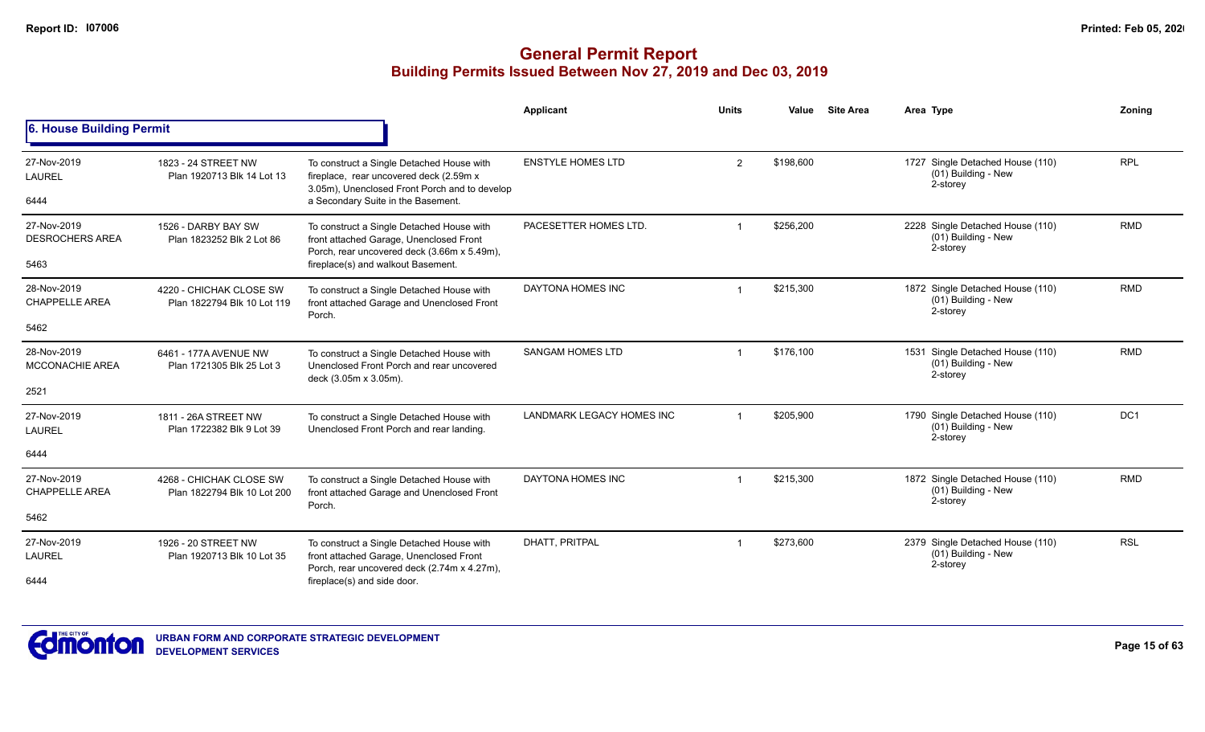# General Permit Report

## Building Permits Issued Between Nov 27, 2019 and Dec 03, 2019

### 6. House Building Permit

| Date / Neighbourhood | Address / Legal | Description | Applicant | Units | Value | Site Area | Area | Type | Zoning |
|---|---|---|---|---|---|---|---|---|---|
| 27-Nov-2019<br>LAUREL<br>6444 | 1823 - 24 STREET NW<br>Plan 1920713 Blk 14 Lot 13 | To construct a Single Detached House with fireplace, rear uncovered deck (2.59m x 3.05m), Unenclosed Front Porch and to develop a Secondary Suite in the Basement. | ENSTYLE HOMES LTD | 2 | $198,600 | | 1727 | Single Detached House (110)<br>(01) Building - New<br>2-storey | RPL |
| 27-Nov-2019<br>DESROCHERS AREA<br>5463 | 1526 - DARBY BAY SW<br>Plan 1823252 Blk 2 Lot 86 | To construct a Single Detached House with front attached Garage, Unenclosed Front Porch, rear uncovered deck (3.66m x 5.49m), fireplace(s) and walkout Basement. | PACESETTER HOMES LTD. | 1 | $256,200 | | 2228 | Single Detached House (110)<br>(01) Building - New<br>2-storey | RMD |
| 28-Nov-2019<br>CHAPPELLE AREA<br>5462 | 4220 - CHICHAK CLOSE SW<br>Plan 1822794 Blk 10 Lot 119 | To construct a Single Detached House with front attached Garage and Unenclosed Front Porch. | DAYTONA HOMES INC | 1 | $215,300 | | 1872 | Single Detached House (110)<br>(01) Building - New<br>2-storey | RMD |
| 28-Nov-2019<br>MCCONACHIE AREA<br>2521 | 6461 - 177A AVENUE NW<br>Plan 1721305 Blk 25 Lot 3 | To construct a Single Detached House with Unenclosed Front Porch and rear uncovered deck (3.05m x 3.05m). | SANGAM HOMES LTD | 1 | $176,100 | | 1531 | Single Detached House (110)<br>(01) Building - New<br>2-storey | RMD |
| 27-Nov-2019<br>LAUREL<br>6444 | 1811 - 26A STREET NW<br>Plan 1722382 Blk 9 Lot 39 | To construct a Single Detached House with Unenclosed Front Porch and rear landing. | LANDMARK LEGACY HOMES INC | 1 | $205,900 | | 1790 | Single Detached House (110)<br>(01) Building - New<br>2-storey | DC1 |
| 27-Nov-2019<br>CHAPPELLE AREA<br>5462 | 4268 - CHICHAK CLOSE SW<br>Plan 1822794 Blk 10 Lot 200 | To construct a Single Detached House with front attached Garage and Unenclosed Front Porch. | DAYTONA HOMES INC | 1 | $215,300 | | 1872 | Single Detached House (110)<br>(01) Building - New<br>2-storey | RMD |
| 27-Nov-2019<br>LAUREL<br>6444 | 1926 - 20 STREET NW<br>Plan 1920713 Blk 10 Lot 35 | To construct a Single Detached House with front attached Garage, Unenclosed Front Porch, rear uncovered deck (2.74m x 4.27m), fireplace(s) and side door. | DHATT, PRITPAL | 1 | $273,600 | | 2379 | Single Detached House (110)<br>(01) Building - New<br>2-storey | RSL |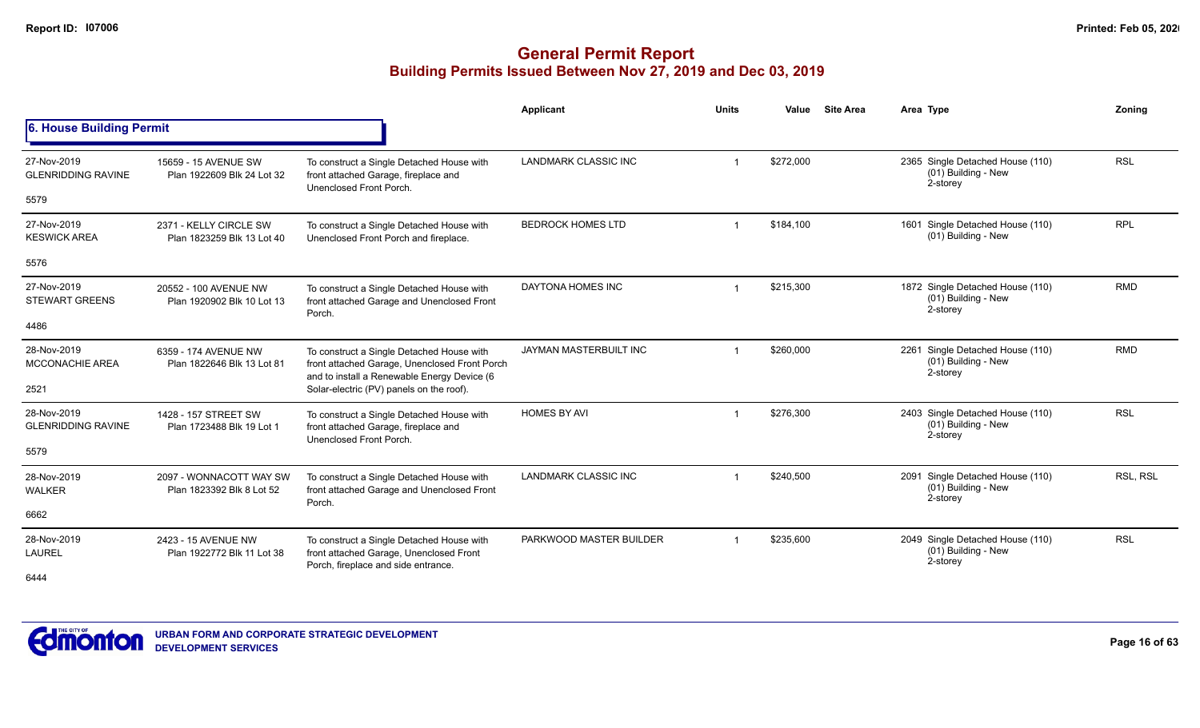# General Permit Report
## Building Permits Issued Between Nov 27, 2019 and Dec 03, 2019

### 6. House Building Permit

| Date / Neighbourhood | Address / Legal | Description | Applicant | Units | Value | Site Area | Area | Type | Zoning |
|---|---|---|---|---|---|---|---|---|---|
| 27-Nov-2019 GLENRIDDING RAVINE 5579 | 15659 - 15 AVENUE SW Plan 1922609 Blk 24 Lot 32 | To construct a Single Detached House with front attached Garage, fireplace and Unenclosed Front Porch. | LANDMARK CLASSIC INC | 1 | $272,000 | | 2365 | Single Detached House (110) (01) Building - New 2-storey | RSL |
| 27-Nov-2019 KESWICK AREA 5576 | 2371 - KELLY CIRCLE SW Plan 1823259 Blk 13 Lot 40 | To construct a Single Detached House with Unenclosed Front Porch and fireplace. | BEDROCK HOMES LTD | 1 | $184,100 | | 1601 | Single Detached House (110) (01) Building - New | RPL |
| 27-Nov-2019 STEWART GREENS 4486 | 20552 - 100 AVENUE NW Plan 1920902 Blk 10 Lot 13 | To construct a Single Detached House with front attached Garage and Unenclosed Front Porch. | DAYTONA HOMES INC | 1 | $215,300 | | 1872 | Single Detached House (110) (01) Building - New 2-storey | RMD |
| 28-Nov-2019 MCCONACHIE AREA 2521 | 6359 - 174 AVENUE NW Plan 1822646 Blk 13 Lot 81 | To construct a Single Detached House with front attached Garage, Unenclosed Front Porch and to install a Renewable Energy Device (6 Solar-electric (PV) panels on the roof). | JAYMAN MASTERBUILT INC | 1 | $260,000 | | 2261 | Single Detached House (110) (01) Building - New 2-storey | RMD |
| 28-Nov-2019 GLENRIDDING RAVINE 5579 | 1428 - 157 STREET SW Plan 1723488 Blk 19 Lot 1 | To construct a Single Detached House with front attached Garage, fireplace and Unenclosed Front Porch. | HOMES BY AVI | 1 | $276,300 | | 2403 | Single Detached House (110) (01) Building - New 2-storey | RSL |
| 28-Nov-2019 WALKER 6662 | 2097 - WONNACOTT WAY SW Plan 1823392 Blk 8 Lot 52 | To construct a Single Detached House with front attached Garage and Unenclosed Front Porch. | LANDMARK CLASSIC INC | 1 | $240,500 | | 2091 | Single Detached House (110) (01) Building - New 2-storey | RSL, RSL |
| 28-Nov-2019 LAUREL 6444 | 2423 - 15 AVENUE NW Plan 1922772 Blk 11 Lot 38 | To construct a Single Detached House with front attached Garage, Unenclosed Front Porch, fireplace and side entrance. | PARKWOOD MASTER BUILDER | 1 | $235,600 | | 2049 | Single Detached House (110) (01) Building - New 2-storey | RSL |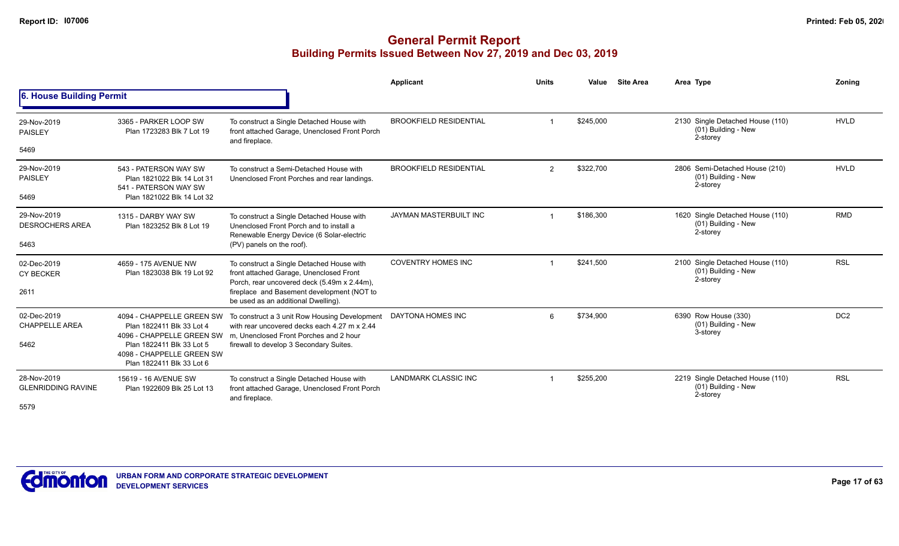# General Permit Report

## Building Permits Issued Between Nov 27, 2019 and Dec 03, 2019

### 6. House Building Permit

| | | | Applicant | Units | Value | Site Area | Area Type | Zoning |
|---|---|---|---|---|---|---|---|---|
| 29-Nov-2019<br>PAISLEY<br>5469 | 3365 - PARKER LOOP SW<br>Plan 1723283 Blk 7 Lot 19 | To construct a Single Detached House with front attached Garage, Unenclosed Front Porch and fireplace. | BROOKFIELD RESIDENTIAL | 1 | $245,000 | | 2130 Single Detached House (110)<br>(01) Building - New<br>2-storey | HVLD |
| 29-Nov-2019<br>PAISLEY<br>5469 | 543 - PATERSON WAY SW<br>Plan 1821022 Blk 14 Lot 31<br>541 - PATERSON WAY SW<br>Plan 1821022 Blk 14 Lot 32 | To construct a Semi-Detached House with Unenclosed Front Porches and rear landings. | BROOKFIELD RESIDENTIAL | 2 | $322,700 | | 2806 Semi-Detached House (210)<br>(01) Building - New<br>2-storey | HVLD |
| 29-Nov-2019<br>DESROCHERS AREA<br>5463 | 1315 - DARBY WAY SW<br>Plan 1823252 Blk 8 Lot 19 | To construct a Single Detached House with Unenclosed Front Porch and to install a Renewable Energy Device (6 Solar-electric (PV) panels on the roof). | JAYMAN MASTERBUILT INC | 1 | $186,300 | | 1620 Single Detached House (110)<br>(01) Building - New<br>2-storey | RMD |
| 02-Dec-2019<br>CY BECKER<br>2611 | 4659 - 175 AVENUE NW<br>Plan 1823038 Blk 19 Lot 92 | To construct a Single Detached House with front attached Garage, Unenclosed Front Porch, rear uncovered deck (5.49m x 2.44m), fireplace and Basement development (NOT to be used as an additional Dwelling). | COVENTRY HOMES INC | 1 | $241,500 | | 2100 Single Detached House (110)<br>(01) Building - New<br>2-storey | RSL |
| 02-Dec-2019<br>CHAPPELLE AREA<br>5462 | 4094 - CHAPPELLE GREEN SW<br>Plan 1822411 Blk 33 Lot 4<br>4096 - CHAPPELLE GREEN SW<br>Plan 1822411 Blk 33 Lot 5<br>4098 - CHAPPELLE GREEN SW<br>Plan 1822411 Blk 33 Lot 6 | To construct a 3 unit Row Housing Development with rear uncovered decks each 4.27 m x 2.44 m, Unenclosed Front Porches and 2 hour firewall to develop 3 Secondary Suites. | DAYTONA HOMES INC | 6 | $734,900 | | 6390 Row House (330)<br>(01) Building - New<br>3-storey | DC2 |
| 28-Nov-2019<br>GLENRIDDING RAVINE<br>5579 | 15619 - 16 AVENUE SW<br>Plan 1922609 Blk 25 Lot 13 | To construct a Single Detached House with front attached Garage, Unenclosed Front Porch and fireplace. | LANDMARK CLASSIC INC | 1 | $255,200 | | 2219 Single Detached House (110)<br>(01) Building - New<br>2-storey | RSL |

URBAN FORM AND CORPORATE STRATEGIC DEVELOPMENT
DEVELOPMENT SERVICES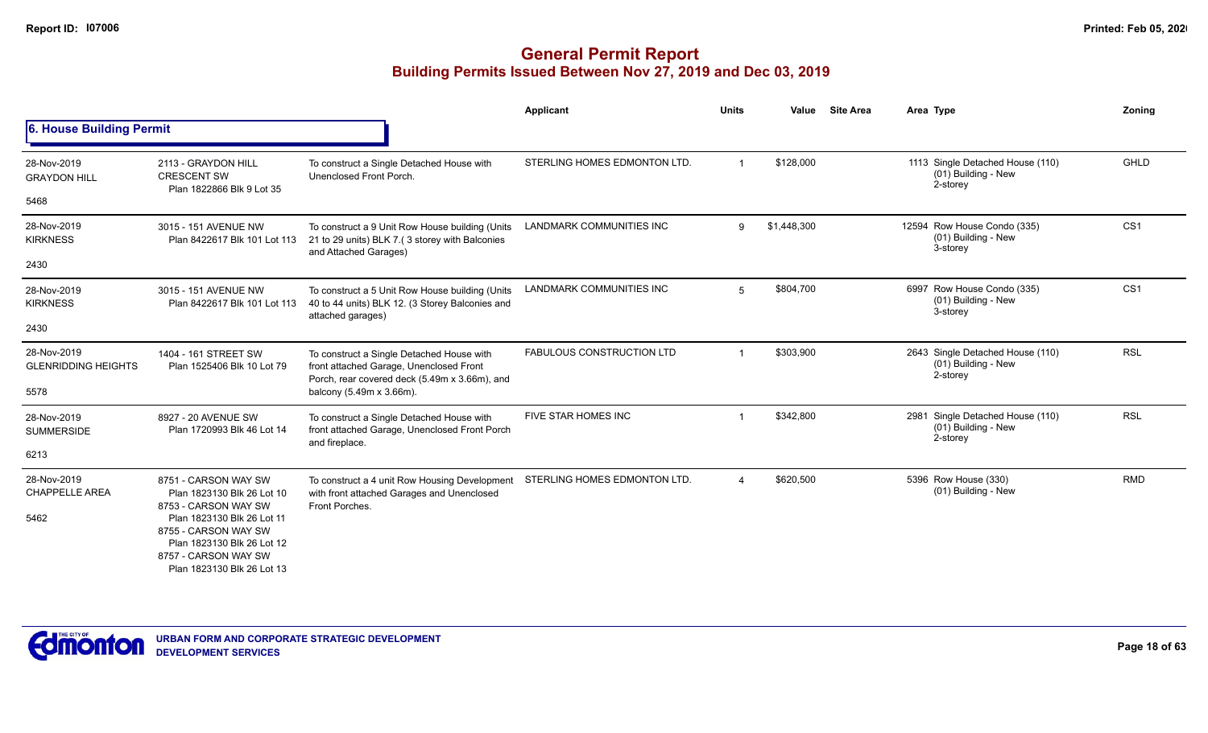# General Permit Report

## Building Permits Issued Between Nov 27, 2019 and Dec 03, 2019

### 6. House Building Permit

| | | | Applicant | Units | Value | Site Area | Area | Type | Zoning |
|---|---|---|---|---|---|---|---|---|---|
| 28-Nov-2019<br>GRAYDON HILL<br>5468 | 2113 - GRAYDON HILL CRESCENT SW<br>Plan 1822866 Blk 9 Lot 35 | To construct a Single Detached House with Unenclosed Front Porch. | STERLING HOMES EDMONTON LTD. | 1 | $128,000 | | 1113 | Single Detached House (110)<br>(01) Building - New<br>2-storey | GHLD |
| 28-Nov-2019<br>KIRKNESS<br>2430 | 3015 - 151 AVENUE NW<br>Plan 8422617 Blk 101 Lot 113 | To construct a 9 Unit Row House building (Units 21 to 29 units) BLK 7.( 3 storey with Balconies and Attached Garages) | LANDMARK COMMUNITIES INC | 9 | $1,448,300 | | 12594 | Row House Condo (335)<br>(01) Building - New<br>3-storey | CS1 |
| 28-Nov-2019<br>KIRKNESS<br>2430 | 3015 - 151 AVENUE NW<br>Plan 8422617 Blk 101 Lot 113 | To construct a 5 Unit Row House building (Units 40 to 44 units) BLK 12. (3 Storey Balconies and attached garages) | LANDMARK COMMUNITIES INC | 5 | $804,700 | | 6997 | Row House Condo (335)<br>(01) Building - New<br>3-storey | CS1 |
| 28-Nov-2019<br>GLENRIDDING HEIGHTS<br>5578 | 1404 - 161 STREET SW<br>Plan 1525406 Blk 10 Lot 79 | To construct a Single Detached House with front attached Garage, Unenclosed Front Porch, rear covered deck (5.49m x 3.66m), and balcony (5.49m x 3.66m). | FABULOUS CONSTRUCTION LTD | 1 | $303,900 | | 2643 | Single Detached House (110)<br>(01) Building - New<br>2-storey | RSL |
| 28-Nov-2019<br>SUMMERSIDE<br>6213 | 8927 - 20 AVENUE SW<br>Plan 1720993 Blk 46 Lot 14 | To construct a Single Detached House with front attached Garage, Unenclosed Front Porch and fireplace. | FIVE STAR HOMES INC | 1 | $342,800 | | 2981 | Single Detached House (110)<br>(01) Building - New<br>2-storey | RSL |
| 28-Nov-2019<br>CHAPPELLE AREA<br>5462 | 8751 - CARSON WAY SW<br>Plan 1823130 Blk 26 Lot 10<br>8753 - CARSON WAY SW<br>Plan 1823130 Blk 26 Lot 11<br>8755 - CARSON WAY SW<br>Plan 1823130 Blk 26 Lot 12<br>8757 - CARSON WAY SW<br>Plan 1823130 Blk 26 Lot 13 | To construct a 4 unit Row Housing Development with front attached Garages and Unenclosed Front Porches. | STERLING HOMES EDMONTON LTD. | 4 | $620,500 | | 5396 | Row House (330)<br>(01) Building - New | RMD |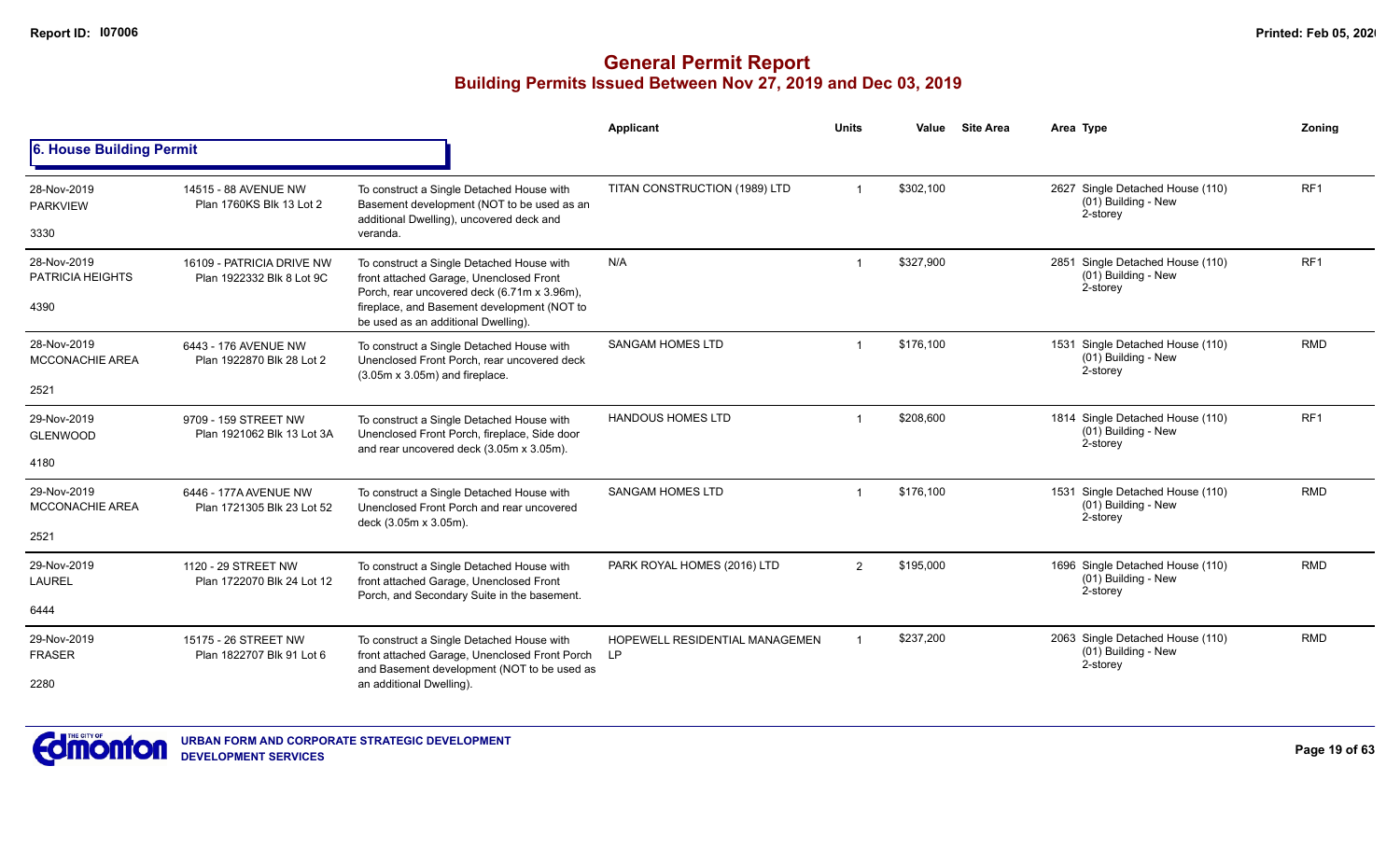# General Permit Report
## Building Permits Issued Between Nov 27, 2019 and Dec 03, 2019

### 6. House Building Permit

| Date / Neighbourhood / No. | Address / Legal | Description | Applicant | Units | Value | Site Area | Area | Type | Zoning |
|---|---|---|---|---|---|---|---|---|---|
| 28-Nov-2019 PARKVIEW 3330 | 14515 - 88 AVENUE NW Plan 1760KS Blk 13 Lot 2 | To construct a Single Detached House with Basement development (NOT to be used as an additional Dwelling), uncovered deck and veranda. | TITAN CONSTRUCTION (1989) LTD | 1 | $302,100 | | 2627 | Single Detached House (110) (01) Building - New 2-storey | RF1 |
| 28-Nov-2019 PATRICIA HEIGHTS 4390 | 16109 - PATRICIA DRIVE NW Plan 1922332 Blk 8 Lot 9C | To construct a Single Detached House with front attached Garage, Unenclosed Front Porch, rear uncovered deck (6.71m x 3.96m), fireplace, and Basement development (NOT to be used as an additional Dwelling). | N/A | 1 | $327,900 | | 2851 | Single Detached House (110) (01) Building - New 2-storey | RF1 |
| 28-Nov-2019 MCCONACHIE AREA 2521 | 6443 - 176 AVENUE NW Plan 1922870 Blk 28 Lot 2 | To construct a Single Detached House with Unenclosed Front Porch, rear uncovered deck (3.05m x 3.05m) and fireplace. | SANGAM HOMES LTD | 1 | $176,100 | | 1531 | Single Detached House (110) (01) Building - New 2-storey | RMD |
| 29-Nov-2019 GLENWOOD 4180 | 9709 - 159 STREET NW Plan 1921062 Blk 13 Lot 3A | To construct a Single Detached House with Unenclosed Front Porch, fireplace, Side door and rear uncovered deck (3.05m x 3.05m). | HANDOUS HOMES LTD | 1 | $208,600 | | 1814 | Single Detached House (110) (01) Building - New 2-storey | RF1 |
| 29-Nov-2019 MCCONACHIE AREA 2521 | 6446 - 177A AVENUE NW Plan 1721305 Blk 23 Lot 52 | To construct a Single Detached House with Unenclosed Front Porch and rear uncovered deck (3.05m x 3.05m). | SANGAM HOMES LTD | 1 | $176,100 | | 1531 | Single Detached House (110) (01) Building - New 2-storey | RMD |
| 29-Nov-2019 LAUREL 6444 | 1120 - 29 STREET NW Plan 1722070 Blk 24 Lot 12 | To construct a Single Detached House with front attached Garage, Unenclosed Front Porch, and Secondary Suite in the basement. | PARK ROYAL HOMES (2016) LTD | 2 | $195,000 | | 1696 | Single Detached House (110) (01) Building - New 2-storey | RMD |
| 29-Nov-2019 FRASER 2280 | 15175 - 26 STREET NW Plan 1822707 Blk 91 Lot 6 | To construct a Single Detached House with front attached Garage, Unenclosed Front Porch and Basement development (NOT to be used as an additional Dwelling). | HOPEWELL RESIDENTIAL MANAGEMEN LP | 1 | $237,200 | | 2063 | Single Detached House (110) (01) Building - New 2-storey | RMD |

URBAN FORM AND CORPORATE STRATEGIC DEVELOPMENT
DEVELOPMENT SERVICES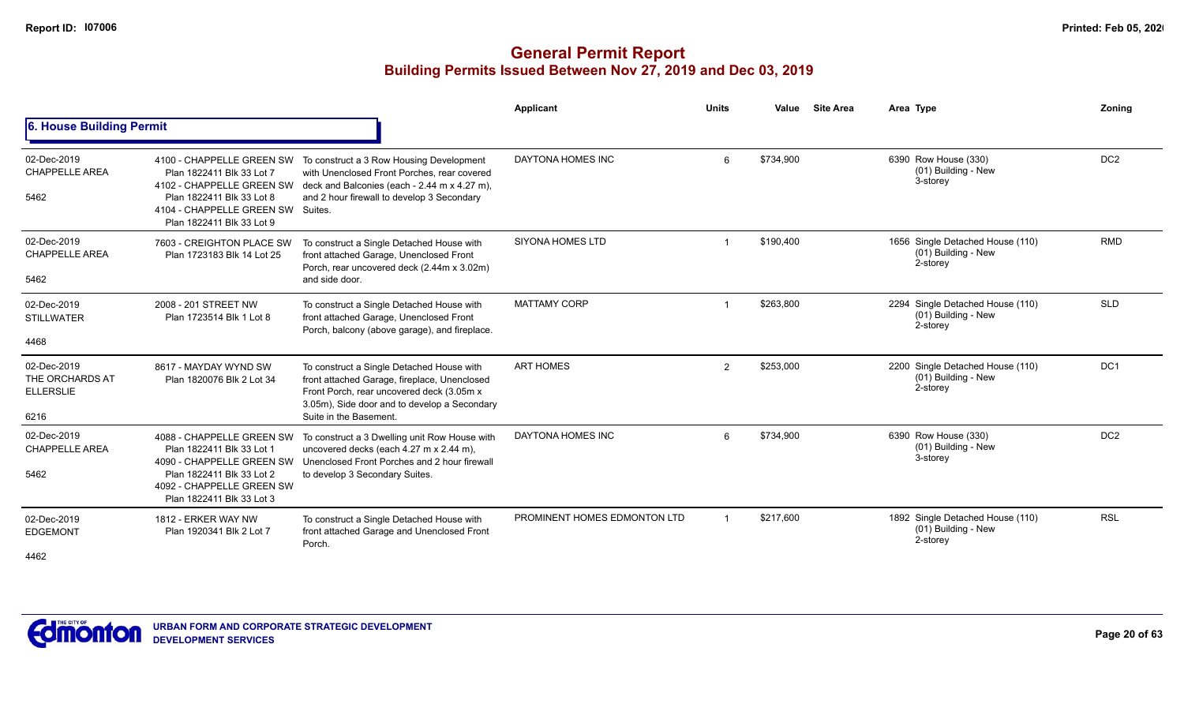# General Permit Report

## Building Permits Issued Between Nov 27, 2019 and Dec 03, 2019

### 6. House Building Permit

| Date / Neighbourhood | Address / Legal | Description | Applicant | Units | Value | Site Area | Area Type | Zoning |
|---|---|---|---|---|---|---|---|---|
| 02-Dec-2019 CHAPPELLE AREA 5462 | 4100 - CHAPPELLE GREEN SW Plan 1822411 Blk 33 Lot 7 4102 - CHAPPELLE GREEN SW Plan 1822411 Blk 33 Lot 8 4104 - CHAPPELLE GREEN SW Plan 1822411 Blk 33 Lot 9 | To construct a 3 Row Housing Development with Unenclosed Front Porches, rear covered deck and Balconies (each - 2.44 m x 4.27 m), and 2 hour firewall to develop 3 Secondary Suites. | DAYTONA HOMES INC | 6 | $734,900 | | 6390 Row House (330) (01) Building - New 3-storey | DC2 |
| 02-Dec-2019 CHAPPELLE AREA 5462 | 7603 - CREIGHTON PLACE SW Plan 1723183 Blk 14 Lot 25 | To construct a Single Detached House with front attached Garage, Unenclosed Front Porch, rear uncovered deck (2.44m x 3.02m) and side door. | SIYONA HOMES LTD | 1 | $190,400 | | 1656 Single Detached House (110) (01) Building - New 2-storey | RMD |
| 02-Dec-2019 STILLWATER 4468 | 2008 - 201 STREET NW Plan 1723514 Blk 1 Lot 8 | To construct a Single Detached House with front attached Garage, Unenclosed Front Porch, balcony (above garage), and fireplace. | MATTAMY CORP | 1 | $263,800 | | 2294 Single Detached House (110) (01) Building - New 2-storey | SLD |
| 02-Dec-2019 THE ORCHARDS AT ELLERSLIE 6216 | 8617 - MAYDAY WYND SW Plan 1820076 Blk 2 Lot 34 | To construct a Single Detached House with front attached Garage, fireplace, Unenclosed Front Porch, rear uncovered deck (3.05m x 3.05m), Side door and to develop a Secondary Suite in the Basement. | ART HOMES | 2 | $253,000 | | 2200 Single Detached House (110) (01) Building - New 2-storey | DC1 |
| 02-Dec-2019 CHAPPELLE AREA 5462 | 4088 - CHAPPELLE GREEN SW Plan 1822411 Blk 33 Lot 1 4090 - CHAPPELLE GREEN SW Plan 1822411 Blk 33 Lot 2 4092 - CHAPPELLE GREEN SW Plan 1822411 Blk 33 Lot 3 | To construct a 3 Dwelling unit Row House with uncovered decks (each 4.27 m x 2.44 m), Unenclosed Front Porches and 2 hour firewall to develop 3 Secondary Suites. | DAYTONA HOMES INC | 6 | $734,900 | | 6390 Row House (330) (01) Building - New 3-storey | DC2 |
| 02-Dec-2019 EDGEMONT 4462 | 1812 - ERKER WAY NW Plan 1920341 Blk 2 Lot 7 | To construct a Single Detached House with front attached Garage and Unenclosed Front Porch. | PROMINENT HOMES EDMONTON LTD | 1 | $217,600 | | 1892 Single Detached House (110) (01) Building - New 2-storey | RSL |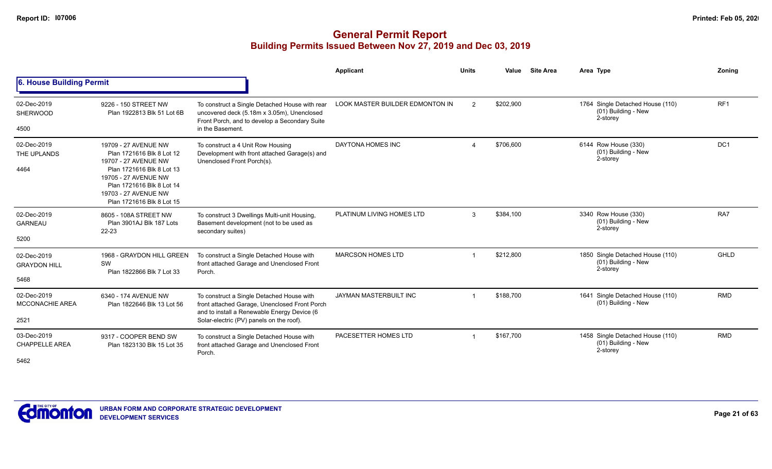# General Permit Report

## Building Permits Issued Between Nov 27, 2019 and Dec 03, 2019

### 6. House Building Permit

| | | | Applicant | Units | Value | Site Area | Area Type | Zoning |
|---|---|---|---|---|---|---|---|---|
| 02-Dec-2019 SHERWOOD 4500 | 9226 - 150 STREET NW Plan 1922813 Blk 51 Lot 6B | To construct a Single Detached House with rear uncovered deck (5.18m x 3.05m), Unenclosed Front Porch, and to develop a Secondary Suite in the Basement. | LOOK MASTER BUILDER EDMONTON IN | 2 | $202,900 | | 1764 Single Detached House (110) (01) Building - New 2-storey | RF1 |
| 02-Dec-2019 THE UPLANDS 4464 | 19709 - 27 AVENUE NW Plan 1721616 Blk 8 Lot 12 19707 - 27 AVENUE NW Plan 1721616 Blk 8 Lot 13 19705 - 27 AVENUE NW Plan 1721616 Blk 8 Lot 14 19703 - 27 AVENUE NW Plan 1721616 Blk 8 Lot 15 | To construct a 4 Unit Row Housing Development with front attached Garage(s) and Unenclosed Front Porch(s). | DAYTONA HOMES INC | 4 | $706,600 | | 6144 Row House (330) (01) Building - New 2-storey | DC1 |
| 02-Dec-2019 GARNEAU 5200 | 8605 - 108A STREET NW Plan 3901AJ Blk 187 Lots 22-23 | To construct 3 Dwellings Multi-unit Housing, Basement development (not to be used as secondary suites) | PLATINUM LIVING HOMES LTD | 3 | $384,100 | | 3340 Row House (330) (01) Building - New 2-storey | RA7 |
| 02-Dec-2019 GRAYDON HILL 5468 | 1968 - GRAYDON HILL GREEN SW Plan 1822866 Blk 7 Lot 33 | To construct a Single Detached House with front attached Garage and Unenclosed Front Porch. | MARCSON HOMES LTD | 1 | $212,800 | | 1850 Single Detached House (110) (01) Building - New 2-storey | GHLD |
| 02-Dec-2019 MCCONACHIE AREA 2521 | 6340 - 174 AVENUE NW Plan 1822646 Blk 13 Lot 56 | To construct a Single Detached House with front attached Garage, Unenclosed Front Porch and to install a Renewable Energy Device (6 Solar-electric (PV) panels on the roof). | JAYMAN MASTERBUILT INC | 1 | $188,700 | | 1641 Single Detached House (110) (01) Building - New | RMD |
| 03-Dec-2019 CHAPPELLE AREA 5462 | 9317 - COOPER BEND SW Plan 1823130 Blk 15 Lot 35 | To construct a Single Detached House with front attached Garage and Unenclosed Front Porch. | PACESETTER HOMES LTD | 1 | $167,700 | | 1458 Single Detached House (110) (01) Building - New 2-storey | RMD |

URBAN FORM AND CORPORATE STRATEGIC DEVELOPMENT
DEVELOPMENT SERVICES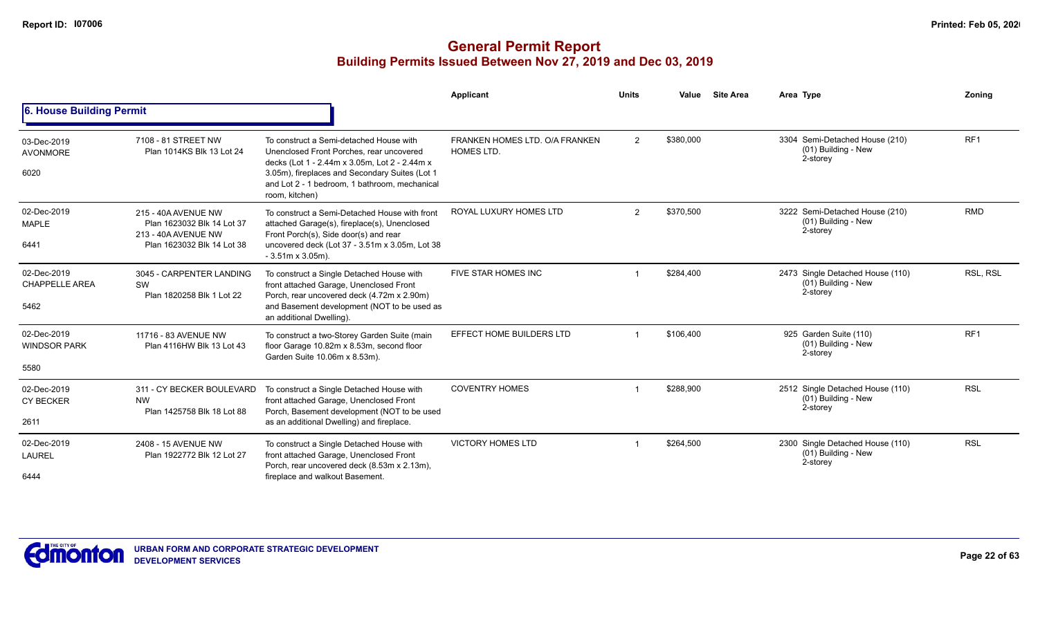# General Permit Report

## Building Permits Issued Between Nov 27, 2019 and Dec 03, 2019

### 6. House Building Permit

| | | | Applicant | Units | Value | Site Area | Area Type | Zoning |
|---|---|---|---|---|---|---|---|---|
| 03-Dec-2019 AVONMORE 6020 | 7108 - 81 STREET NW Plan 1014KS Blk 13 Lot 24 | To construct a Semi-detached House with Unenclosed Front Porches, rear uncovered decks (Lot 1 - 2.44m x 3.05m, Lot 2 - 2.44m x 3.05m), fireplaces and Secondary Suites (Lot 1 and Lot 2 - 1 bedroom, 1 bathroom, mechanical room, kitchen) | FRANKEN HOMES LTD. O/A FRANKEN HOMES LTD. | 2 | $380,000 | | 3304 Semi-Detached House (210) (01) Building - New 2-storey | RF1 |
| 02-Dec-2019 MAPLE 6441 | 215 - 40A AVENUE NW Plan 1623032 Blk 14 Lot 37 213 - 40A AVENUE NW Plan 1623032 Blk 14 Lot 38 | To construct a Semi-Detached House with front attached Garage(s), fireplace(s), Unenclosed Front Porch(s), Side door(s) and rear uncovered deck (Lot 37 - 3.51m x 3.05m, Lot 38 - 3.51m x 3.05m). | ROYAL LUXURY HOMES LTD | 2 | $370,500 | | 3222 Semi-Detached House (210) (01) Building - New 2-storey | RMD |
| 02-Dec-2019 CHAPPELLE AREA 5462 | 3045 - CARPENTER LANDING SW Plan 1820258 Blk 1 Lot 22 | To construct a Single Detached House with front attached Garage, Unenclosed Front Porch, rear uncovered deck (4.72m x 2.90m) and Basement development (NOT to be used as an additional Dwelling). | FIVE STAR HOMES INC | 1 | $284,400 | | 2473 Single Detached House (110) (01) Building - New 2-storey | RSL, RSL |
| 02-Dec-2019 WINDSOR PARK 5580 | 11716 - 83 AVENUE NW Plan 4116HW Blk 13 Lot 43 | To construct a two-Storey Garden Suite (main floor Garage 10.82m x 8.53m, second floor Garden Suite 10.06m x 8.53m). | EFFECT HOME BUILDERS LTD | 1 | $106,400 | | 925 Garden Suite (110) (01) Building - New 2-storey | RF1 |
| 02-Dec-2019 CY BECKER 2611 | 311 - CY BECKER BOULEVARD NW Plan 1425758 Blk 18 Lot 88 | To construct a Single Detached House with front attached Garage, Unenclosed Front Porch, Basement development (NOT to be used as an additional Dwelling) and fireplace. | COVENTRY HOMES | 1 | $288,900 | | 2512 Single Detached House (110) (01) Building - New 2-storey | RSL |
| 02-Dec-2019 LAUREL 6444 | 2408 - 15 AVENUE NW Plan 1922772 Blk 12 Lot 27 | To construct a Single Detached House with front attached Garage, Unenclosed Front Porch, rear uncovered deck (8.53m x 2.13m), fireplace and walkout Basement. | VICTORY HOMES LTD | 1 | $264,500 | | 2300 Single Detached House (110) (01) Building - New 2-storey | RSL |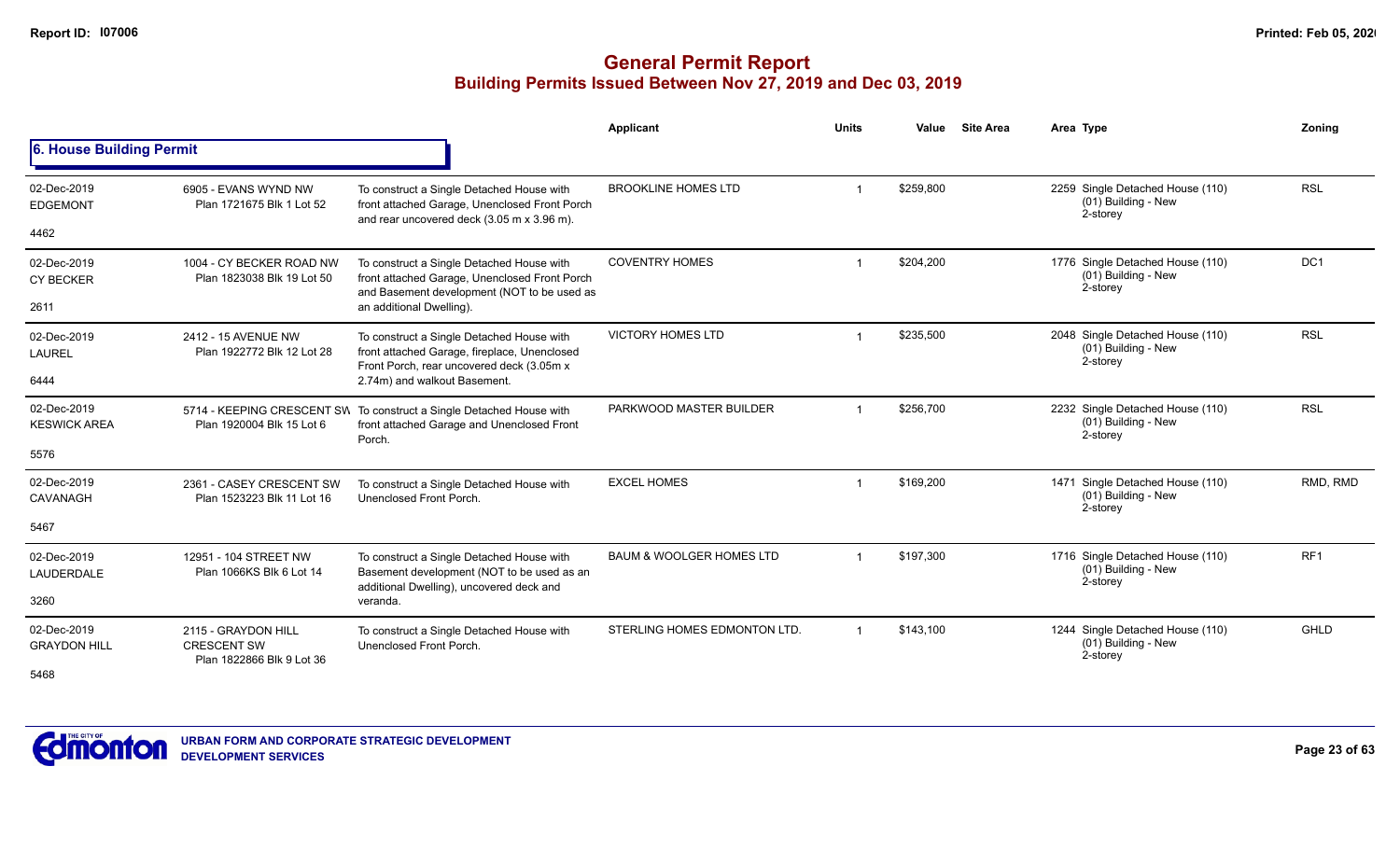# General Permit Report

## Building Permits Issued Between Nov 27, 2019 and Dec 03, 2019

### 6. House Building Permit

| Date / Neighbourhood | Address | Description | Applicant | Units | Value | Site Area | Area | Type | Zoning |
|---|---|---|---|---|---|---|---|---|---|
| 02-Dec-2019 EDGEMONT 4462 | 6905 - EVANS WYND NW Plan 1721675 Blk 1 Lot 52 | To construct a Single Detached House with front attached Garage, Unenclosed Front Porch and rear uncovered deck (3.05 m x 3.96 m). | BROOKLINE HOMES LTD | 1 | $259,800 | | 2259 | Single Detached House (110) (01) Building - New 2-storey | RSL |
| 02-Dec-2019 CY BECKER 2611 | 1004 - CY BECKER ROAD NW Plan 1823038 Blk 19 Lot 50 | To construct a Single Detached House with front attached Garage, Unenclosed Front Porch and Basement development (NOT to be used as an additional Dwelling). | COVENTRY HOMES | 1 | $204,200 | | 1776 | Single Detached House (110) (01) Building - New 2-storey | DC1 |
| 02-Dec-2019 LAUREL 6444 | 2412 - 15 AVENUE NW Plan 1922772 Blk 12 Lot 28 | To construct a Single Detached House with front attached Garage, fireplace, Unenclosed Front Porch, rear uncovered deck (3.05m x 2.74m) and walkout Basement. | VICTORY HOMES LTD | 1 | $235,500 | | 2048 | Single Detached House (110) (01) Building - New 2-storey | RSL |
| 02-Dec-2019 KESWICK AREA 5576 | 5714 - KEEPING CRESCENT SW Plan 1920004 Blk 15 Lot 6 | To construct a Single Detached House with front attached Garage and Unenclosed Front Porch. | PARKWOOD MASTER BUILDER | 1 | $256,700 | | 2232 | Single Detached House (110) (01) Building - New 2-storey | RSL |
| 02-Dec-2019 CAVANAGH 5467 | 2361 - CASEY CRESCENT SW Plan 1523223 Blk 11 Lot 16 | To construct a Single Detached House with Unenclosed Front Porch. | EXCEL HOMES | 1 | $169,200 | | 1471 | Single Detached House (110) (01) Building - New 2-storey | RMD, RMD |
| 02-Dec-2019 LAUDERDALE 3260 | 12951 - 104 STREET NW Plan 1066KS Blk 6 Lot 14 | To construct a Single Detached House with Basement development (NOT to be used as an additional Dwelling), uncovered deck and veranda. | BAUM & WOOLGER HOMES LTD | 1 | $197,300 | | 1716 | Single Detached House (110) (01) Building - New 2-storey | RF1 |
| 02-Dec-2019 GRAYDON HILL 5468 | 2115 - GRAYDON HILL CRESCENT SW Plan 1822866 Blk 9 Lot 36 | To construct a Single Detached House with Unenclosed Front Porch. | STERLING HOMES EDMONTON LTD. | 1 | $143,100 | | 1244 | Single Detached House (110) (01) Building - New 2-storey | GHLD |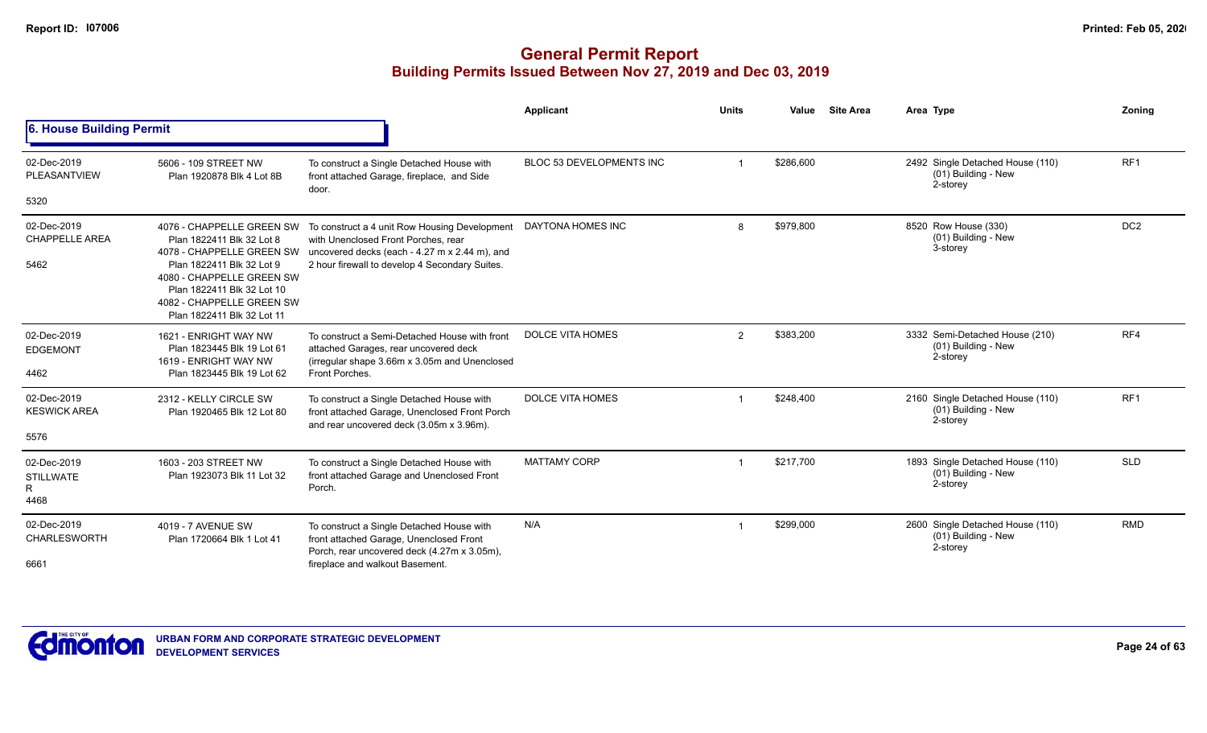## General Permit Report
### Building Permits Issued Between Nov 27, 2019 and Dec 03, 2019

**6. House Building Permit**

| Date / Neighbourhood | Address / Legal | Description | Applicant | Units | Value | Site Area | Area | Type | Zoning |
|---|---|---|---|---|---|---|---|---|---|
| 02-Dec-2019 PLEASANTVIEW 5320 | 5606 - 109 STREET NW Plan 1920878 Blk 4 Lot 8B | To construct a Single Detached House with front attached Garage, fireplace, and Side door. | BLOC 53 DEVELOPMENTS INC | 1 | $286,600 | | 2492 | Single Detached House (110) (01) Building - New 2-storey | RF1 |
| 02-Dec-2019 CHAPPELLE AREA 5462 | 4076 - CHAPPELLE GREEN SW Plan 1822411 Blk 32 Lot 8 4078 - CHAPPELLE GREEN SW Plan 1822411 Blk 32 Lot 9 4080 - CHAPPELLE GREEN SW Plan 1822411 Blk 32 Lot 10 4082 - CHAPPELLE GREEN SW Plan 1822411 Blk 32 Lot 11 | To construct a 4 unit Row Housing Development with Unenclosed Front Porches, rear uncovered decks (each - 4.27 m x 2.44 m), and 2 hour firewall to develop 4 Secondary Suites. | DAYTONA HOMES INC | 8 | $979,800 | | 8520 | Row House (330) (01) Building - New 3-storey | DC2 |
| 02-Dec-2019 EDGEMONT 4462 | 1621 - ENRIGHT WAY NW Plan 1823445 Blk 19 Lot 61 1619 - ENRIGHT WAY NW Plan 1823445 Blk 19 Lot 62 | To construct a Semi-Detached House with front attached Garages, rear uncovered deck (irregular shape 3.66m x 3.05m and Unenclosed Front Porches. | DOLCE VITA HOMES | 2 | $383,200 | | 3332 | Semi-Detached House (210) (01) Building - New 2-storey | RF4 |
| 02-Dec-2019 KESWICK AREA 5576 | 2312 - KELLY CIRCLE SW Plan 1920465 Blk 12 Lot 80 | To construct a Single Detached House with front attached Garage, Unenclosed Front Porch and rear uncovered deck (3.05m x 3.96m). | DOLCE VITA HOMES | 1 | $248,400 | | 2160 | Single Detached House (110) (01) Building - New 2-storey | RF1 |
| 02-Dec-2019 STILLWATER 4468 | 1603 - 203 STREET NW Plan 1923073 Blk 11 Lot 32 | To construct a Single Detached House with front attached Garage and Unenclosed Front Porch. | MATTAMY CORP | 1 | $217,700 | | 1893 | Single Detached House (110) (01) Building - New 2-storey | SLD |
| 02-Dec-2019 CHARLESWORTH 6661 | 4019 - 7 AVENUE SW Plan 1720664 Blk 1 Lot 41 | To construct a Single Detached House with front attached Garage, Unenclosed Front Porch, rear uncovered deck (4.27m x 3.05m), fireplace and walkout Basement. | N/A | 1 | $299,000 | | 2600 | Single Detached House (110) (01) Building - New 2-storey | RMD |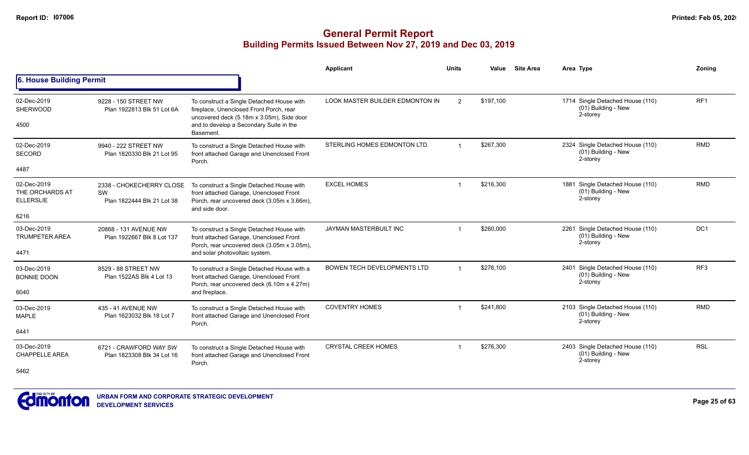# General Permit Report
## Building Permits Issued Between Nov 27, 2019 and Dec 03, 2019

### 6. House Building Permit

| Date / Neighbourhood | Address / Legal | Description | Applicant | Units | Value | Site Area | Area | Type | Zoning |
|---|---|---|---|---|---|---|---|---|---|
| 02-Dec-2019 SHERWOOD 4500 | 9228 - 150 STREET NW Plan 1922813 Blk 51 Lot 6A | To construct a Single Detached House with fireplace, Unenclosed Front Porch, rear uncovered deck (5.18m x 3.05m), Side door and to develop a Secondary Suite in the Basement. | LOOK MASTER BUILDER EDMONTON IN | 2 | $197,100 | | 1714 | Single Detached House (110) (01) Building - New 2-storey | RF1 |
| 02-Dec-2019 SECORD 4487 | 9940 - 222 STREET NW Plan 1820330 Blk 21 Lot 95 | To construct a Single Detached House with front attached Garage and Unenclosed Front Porch. | STERLING HOMES EDMONTON LTD. | 1 | $267,300 | | 2324 | Single Detached House (110) (01) Building - New 2-storey | RMD |
| 02-Dec-2019 THE ORCHARDS AT ELLERSLIE 6216 | 2338 - CHOKECHERRY CLOSE SW Plan 1822444 Blk 21 Lot 38 | To construct a Single Detached House with front attached Garage, Unenclosed Front Porch, rear uncovered deck (3.05m x 3.66m), and side door. | EXCEL HOMES | 1 | $216,300 | | 1881 | Single Detached House (110) (01) Building - New 2-storey | RMD |
| 03-Dec-2019 TRUMPETER AREA 4471 | 20868 - 131 AVENUE NW Plan 1922667 Blk 8 Lot 137 | To construct a Single Detached House with front attached Garage, Unenclosed Front Porch, rear uncovered deck (3.05m x 3.05m), and solar photovoltaic system. | JAYMAN MASTERBUILT INC | 1 | $260,000 | | 2261 | Single Detached House (110) (01) Building - New 2-storey | DC1 |
| 03-Dec-2019 BONNIE DOON 6040 | 8529 - 88 STREET NW Plan 1522AS Blk 4 Lot 13 | To construct a Single Detached House with a front attached Garage, Unenclosed Front Porch, rear uncovered deck (6.10m x 4.27m) and fireplace. | BOWEN TECH DEVELOPMENTS LTD | 1 | $276,100 | | 2401 | Single Detached House (110) (01) Building - New 2-storey | RF3 |
| 03-Dec-2019 MAPLE 6441 | 435 - 41 AVENUE NW Plan 1623032 Blk 18 Lot 7 | To construct a Single Detached House with front attached Garage and Unenclosed Front Porch. | COVENTRY HOMES | 1 | $241,800 | | 2103 | Single Detached House (110) (01) Building - New 2-storey | RMD |
| 03-Dec-2019 CHAPPELLE AREA 5462 | 6721 - CRAWFORD WAY SW Plan 1823308 Blk 34 Lot 16 | To construct a Single Detached House with front attached Garage and Unenclosed Front Porch. | CRYSTAL CREEK HOMES | 1 | $276,300 | | 2403 | Single Detached House (110) (01) Building - New 2-storey | RSL |

URBAN FORM AND CORPORATE STRATEGIC DEVELOPMENT
DEVELOPMENT SERVICES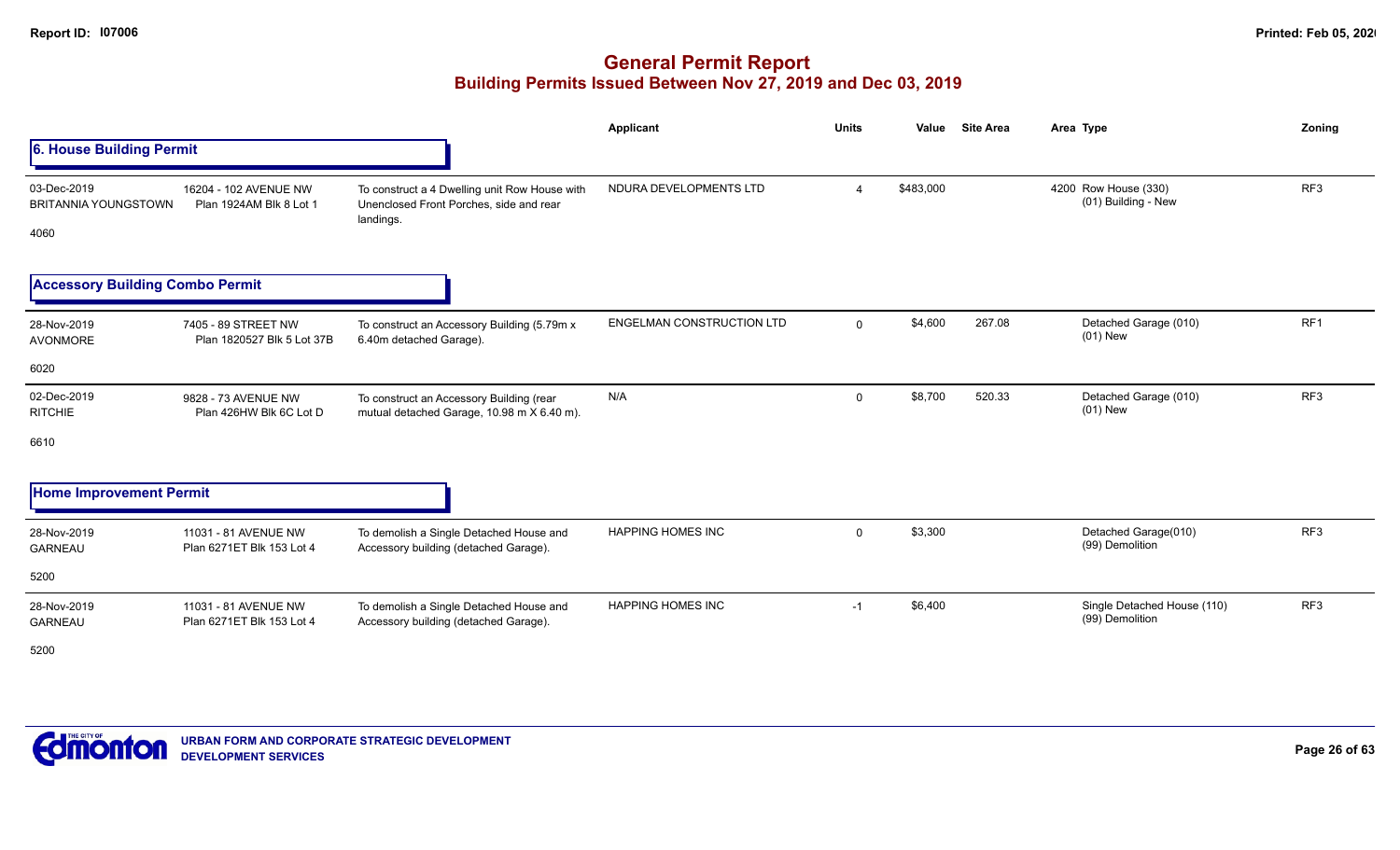# General Permit Report

## Building Permits Issued Between Nov 27, 2019 and Dec 03, 2019

### 6. House Building Permit

| Date / Neighbourhood | Address / Legal | Description | Applicant | Units | Value | Site Area | Area | Type | Zoning |
|---|---|---|---|---|---|---|---|---|---|
| 03-Dec-2019<br>BRITANNIA YOUNGSTOWN<br>4060 | 16204 - 102 AVENUE NW<br>Plan 1924AM Blk 8 Lot 1 | To construct a 4 Dwelling unit Row House with Unenclosed Front Porches, side and rear landings. | NDURA DEVELOPMENTS LTD | 4 | $483,000 | | 4200 | Row House (330)<br>(01) Building - New | RF3 |

### Accessory Building Combo Permit

| Date / Neighbourhood | Address / Legal | Description | Applicant | Units | Value | Site Area | Area | Type | Zoning |
|---|---|---|---|---|---|---|---|---|---|
| 28-Nov-2019<br>AVONMORE<br>6020 | 7405 - 89 STREET NW<br>Plan 1820527 Blk 5 Lot 37B | To construct an Accessory Building (5.79m x 6.40m detached Garage). | ENGELMAN CONSTRUCTION LTD | 0 | $4,600 | 267.08 | | Detached Garage (010)<br>(01) New | RF1 |
| 02-Dec-2019<br>RITCHIE<br>6610 | 9828 - 73 AVENUE NW<br>Plan 426HW Blk 6C Lot D | To construct an Accessory Building (rear mutual detached Garage, 10.98 m X 6.40 m). | N/A | 0 | $8,700 | 520.33 | | Detached Garage (010)<br>(01) New | RF3 |

### Home Improvement Permit

| Date / Neighbourhood | Address / Legal | Description | Applicant | Units | Value | Site Area | Area | Type | Zoning |
|---|---|---|---|---|---|---|---|---|---|
| 28-Nov-2019<br>GARNEAU<br>5200 | 11031 - 81 AVENUE NW<br>Plan 6271ET Blk 153 Lot 4 | To demolish a Single Detached House and Accessory building (detached Garage). | HAPPING HOMES INC | 0 | $3,300 | | | Detached Garage(010)<br>(99) Demolition | RF3 |
| 28-Nov-2019<br>GARNEAU<br>5200 | 11031 - 81 AVENUE NW<br>Plan 6271ET Blk 153 Lot 4 | To demolish a Single Detached House and Accessory building (detached Garage). | HAPPING HOMES INC | -1 | $6,400 | | | Single Detached House (110)<br>(99) Demolition | RF3 |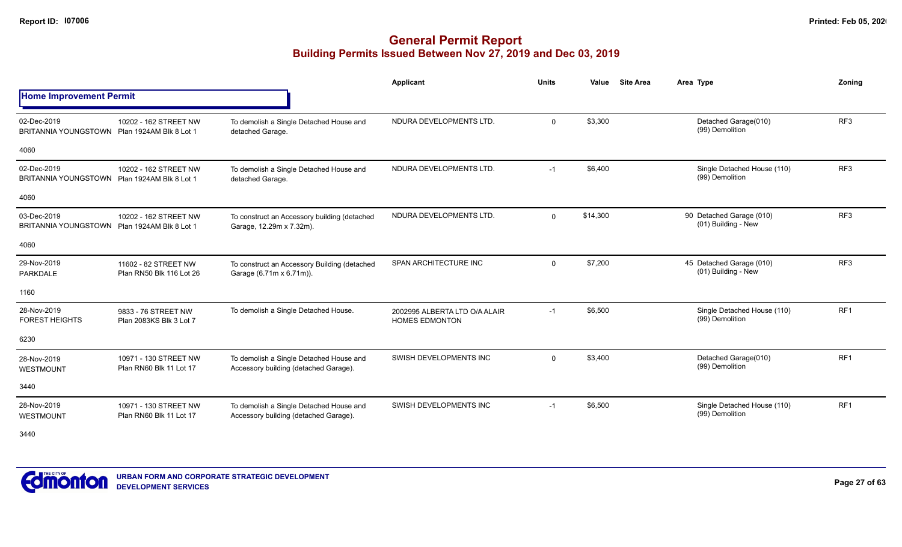# General Permit Report

## Building Permits Issued Between Nov 27, 2019 and Dec 03, 2019

### Home Improvement Permit

| Date / Neighbourhood | Address / Legal | Description | Applicant | Units | Value | Site Area | Area | Type | Zoning |
|---|---|---|---|---|---|---|---|---|---|
| 02-Dec-2019 BRITANNIA YOUNGSTOWN 4060 | 10202 - 162 STREET NW Plan 1924AM Blk 8 Lot 1 | To demolish a Single Detached House and detached Garage. | NDURA DEVELOPMENTS LTD. | 0 | $3,300 | | | Detached Garage(010) (99) Demolition | RF3 |
| 02-Dec-2019 BRITANNIA YOUNGSTOWN 4060 | 10202 - 162 STREET NW Plan 1924AM Blk 8 Lot 1 | To demolish a Single Detached House and detached Garage. | NDURA DEVELOPMENTS LTD. | -1 | $6,400 | | | Single Detached House (110) (99) Demolition | RF3 |
| 03-Dec-2019 BRITANNIA YOUNGSTOWN 4060 | 10202 - 162 STREET NW Plan 1924AM Blk 8 Lot 1 | To construct an Accessory building (detached Garage, 12.29m x 7.32m). | NDURA DEVELOPMENTS LTD. | 0 | $14,300 | | 90 | Detached Garage (010) (01) Building - New | RF3 |
| 29-Nov-2019 PARKDALE 1160 | 11602 - 82 STREET NW Plan RN50 Blk 116 Lot 26 | To construct an Accessory Building (detached Garage (6.71m x 6.71m)). | SPAN ARCHITECTURE INC | 0 | $7,200 | | 45 | Detached Garage (010) (01) Building - New | RF3 |
| 28-Nov-2019 FOREST HEIGHTS 6230 | 9833 - 76 STREET NW Plan 2083KS Blk 3 Lot 7 | To demolish a Single Detached House. | 2002995 ALBERTA LTD O/A ALAIR HOMES EDMONTON | -1 | $6,500 | | | Single Detached House (110) (99) Demolition | RF1 |
| 28-Nov-2019 WESTMOUNT 3440 | 10971 - 130 STREET NW Plan RN60 Blk 11 Lot 17 | To demolish a Single Detached House and Accessory building (detached Garage). | SWISH DEVELOPMENTS INC | 0 | $3,400 | | | Detached Garage(010) (99) Demolition | RF1 |
| 28-Nov-2019 WESTMOUNT 3440 | 10971 - 130 STREET NW Plan RN60 Blk 11 Lot 17 | To demolish a Single Detached House and Accessory building (detached Garage). | SWISH DEVELOPMENTS INC | -1 | $6,500 | | | Single Detached House (110) (99) Demolition | RF1 |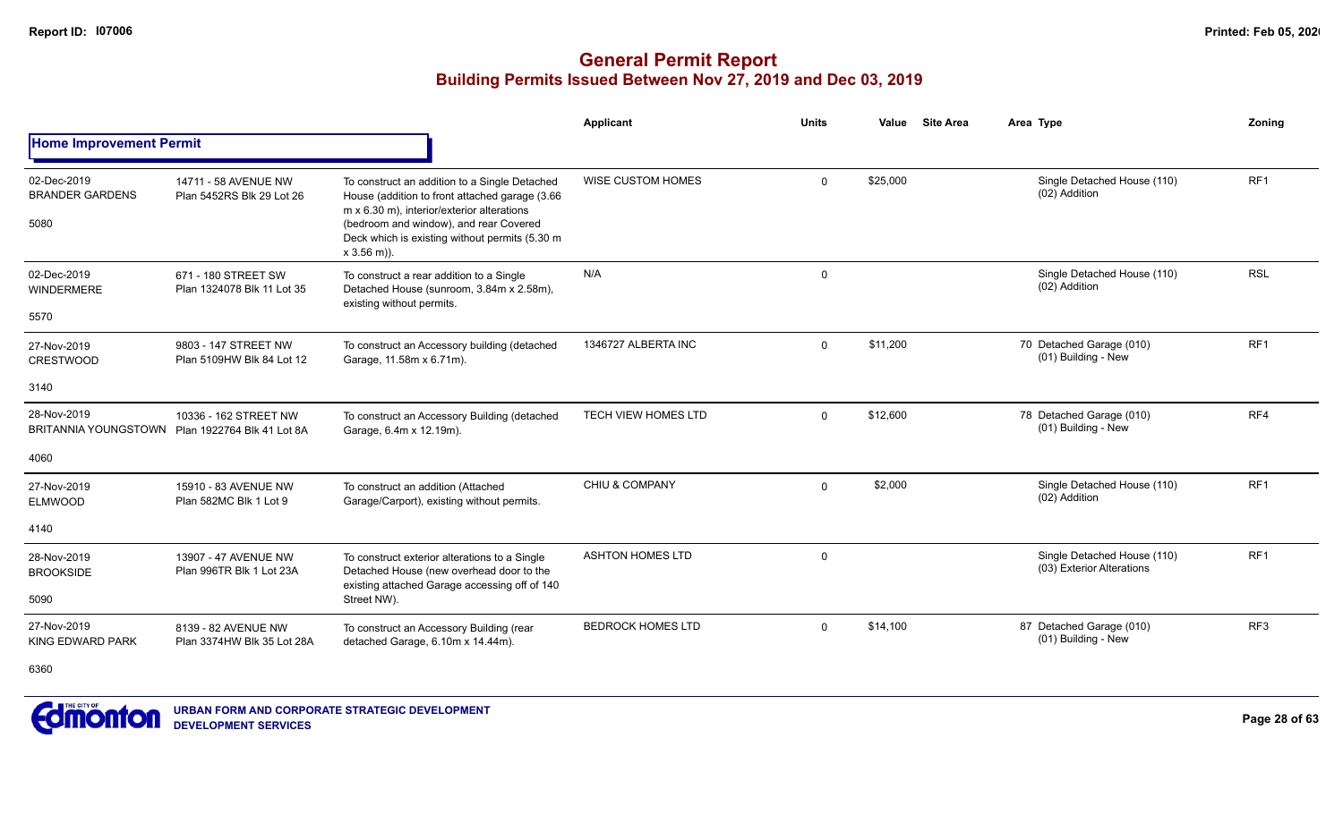# General Permit Report

## Building Permits Issued Between Nov 27, 2019 and Dec 03, 2019

### Home Improvement Permit

| Date / Neighbourhood | Address / Legal | Description | Applicant | Units | Value | Site Area | Area | Type | Zoning |
|---|---|---|---|---|---|---|---|---|---|
| 02-Dec-2019 BRANDER GARDENS 5080 | 14711 - 58 AVENUE NW Plan 5452RS Blk 29 Lot 26 | To construct an addition to a Single Detached House (addition to front attached garage (3.66 m x 6.30 m), interior/exterior alterations (bedroom and window), and rear Covered Deck which is existing without permits (5.30 m x 3.56 m)). | WISE CUSTOM HOMES | 0 | $25,000 | | | Single Detached House (110) (02) Addition | RF1 |
| 02-Dec-2019 WINDERMERE 5570 | 671 - 180 STREET SW Plan 1324078 Blk 11 Lot 35 | To construct a rear addition to a Single Detached House (sunroom, 3.84m x 2.58m), existing without permits. | N/A | 0 | | | | Single Detached House (110) (02) Addition | RSL |
| 27-Nov-2019 CRESTWOOD 3140 | 9803 - 147 STREET NW Plan 5109HW Blk 84 Lot 12 | To construct an Accessory building (detached Garage, 11.58m x 6.71m). | 1346727 ALBERTA INC | 0 | $11,200 | | 70 | Detached Garage (010) (01) Building - New | RF1 |
| 28-Nov-2019 BRITANNIA YOUNGSTOWN 4060 | 10336 - 162 STREET NW Plan 1922764 Blk 41 Lot 8A | To construct an Accessory Building (detached Garage, 6.4m x 12.19m). | TECH VIEW HOMES LTD | 0 | $12,600 | | 78 | Detached Garage (010) (01) Building - New | RF4 |
| 27-Nov-2019 ELMWOOD 4140 | 15910 - 83 AVENUE NW Plan 582MC Blk 1 Lot 9 | To construct an addition (Attached Garage/Carport), existing without permits. | CHIU & COMPANY | 0 | $2,000 | | | Single Detached House (110) (02) Addition | RF1 |
| 28-Nov-2019 BROOKSIDE 5090 | 13907 - 47 AVENUE NW Plan 996TR Blk 1 Lot 23A | To construct exterior alterations to a Single Detached House (new overhead door to the existing attached Garage accessing off of 140 Street NW). | ASHTON HOMES LTD | 0 | | | | Single Detached House (110) (03) Exterior Alterations | RF1 |
| 27-Nov-2019 KING EDWARD PARK 6360 | 8139 - 82 AVENUE NW Plan 3374HW Blk 35 Lot 28A | To construct an Accessory Building (rear detached Garage, 6.10m x 14.44m). | BEDROCK HOMES LTD | 0 | $14,100 | | 87 | Detached Garage (010) (01) Building - New | RF3 |

URBAN FORM AND CORPORATE STRATEGIC DEVELOPMENT
DEVELOPMENT SERVICES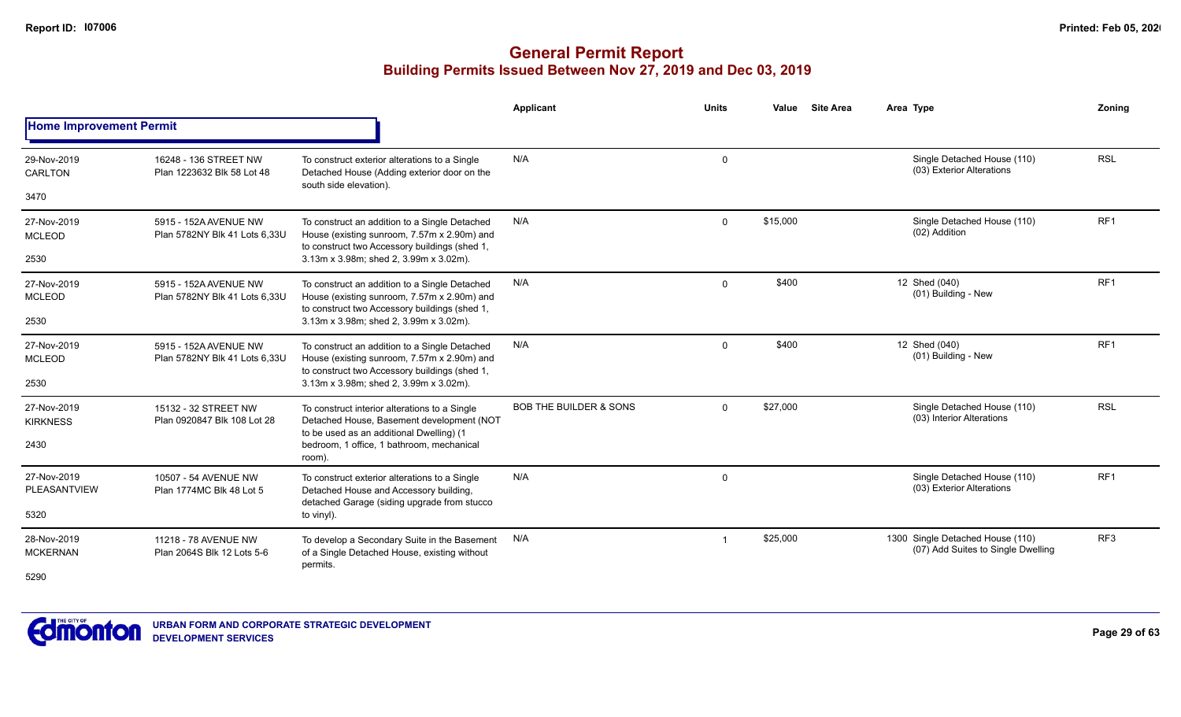# General Permit Report

## Building Permits Issued Between Nov 27, 2019 and Dec 03, 2019

### Home Improvement Permit

| Date / Neighbourhood | Address / Legal | Description | Applicant | Units | Value | Site Area | Area | Type | Zoning |
|---|---|---|---|---|---|---|---|---|---|
| 29-Nov-2019 CARLTON 3470 | 16248 - 136 STREET NW Plan 1223632 Blk 58 Lot 48 | To construct exterior alterations to a Single Detached House (Adding exterior door on the south side elevation). | N/A | 0 | | | | Single Detached House (110) (03) Exterior Alterations | RSL |
| 27-Nov-2019 MCLEOD 2530 | 5915 - 152A AVENUE NW Plan 5782NY Blk 41 Lots 6,33U | To construct an addition to a Single Detached House (existing sunroom, 7.57m x 2.90m) and to construct two Accessory buildings (shed 1, 3.13m x 3.98m; shed 2, 3.99m x 3.02m). | N/A | 0 | $15,000 | | | Single Detached House (110) (02) Addition | RF1 |
| 27-Nov-2019 MCLEOD 2530 | 5915 - 152A AVENUE NW Plan 5782NY Blk 41 Lots 6,33U | To construct an addition to a Single Detached House (existing sunroom, 7.57m x 2.90m) and to construct two Accessory buildings (shed 1, 3.13m x 3.98m; shed 2, 3.99m x 3.02m). | N/A | 0 | $400 | | 12 | Shed (040) (01) Building - New | RF1 |
| 27-Nov-2019 MCLEOD 2530 | 5915 - 152A AVENUE NW Plan 5782NY Blk 41 Lots 6,33U | To construct an addition to a Single Detached House (existing sunroom, 7.57m x 2.90m) and to construct two Accessory buildings (shed 1, 3.13m x 3.98m; shed 2, 3.99m x 3.02m). | N/A | 0 | $400 | | 12 | Shed (040) (01) Building - New | RF1 |
| 27-Nov-2019 KIRKNESS 2430 | 15132 - 32 STREET NW Plan 0920847 Blk 108 Lot 28 | To construct interior alterations to a Single Detached House, Basement development (NOT to be used as an additional Dwelling) (1 bedroom, 1 office, 1 bathroom, mechanical room). | BOB THE BUILDER & SONS | 0 | $27,000 | | | Single Detached House (110) (03) Interior Alterations | RSL |
| 27-Nov-2019 PLEASANTVIEW 5320 | 10507 - 54 AVENUE NW Plan 1774MC Blk 48 Lot 5 | To construct exterior alterations to a Single Detached House and Accessory building, detached Garage (siding upgrade from stucco to vinyl). | N/A | 0 | | | | Single Detached House (110) (03) Exterior Alterations | RF1 |
| 28-Nov-2019 MCKERNAN 5290 | 11218 - 78 AVENUE NW Plan 2064S Blk 12 Lots 5-6 | To develop a Secondary Suite in the Basement of a Single Detached House, existing without permits. | N/A | 1 | $25,000 | | 1300 | Single Detached House (110) (07) Add Suites to Single Dwelling | RF3 |

URBAN FORM AND CORPORATE STRATEGIC DEVELOPMENT
DEVELOPMENT SERVICES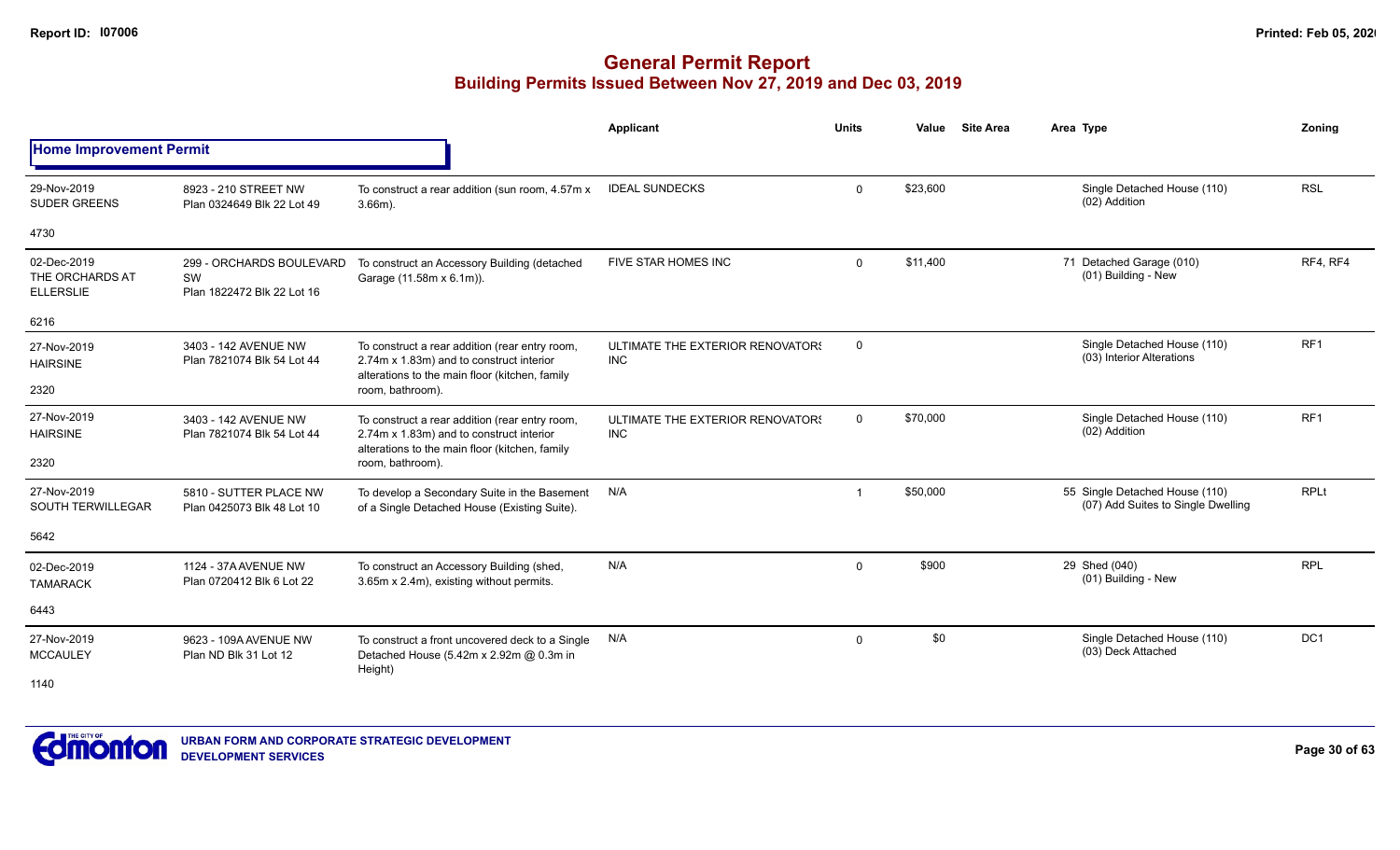# General Permit Report

## Building Permits Issued Between Nov 27, 2019 and Dec 03, 2019

### Home Improvement Permit

| Date / Neighbourhood | Address / Legal | Description | Applicant | Units | Value | Site Area | Area | Type | Zoning |
|---|---|---|---|---|---|---|---|---|---|
| 29-Nov-2019 SUDER GREENS 4730 | 8923 - 210 STREET NW Plan 0324649 Blk 22 Lot 49 | To construct a rear addition (sun room, 4.57m x 3.66m). | IDEAL SUNDECKS | 0 | $23,600 | | | Single Detached House (110) (02) Addition | RSL |
| 02-Dec-2019 THE ORCHARDS AT ELLERSLIE 6216 | 299 - ORCHARDS BOULEVARD SW Plan 1822472 Blk 22 Lot 16 | To construct an Accessory Building (detached Garage (11.58m x 6.1m)). | FIVE STAR HOMES INC | 0 | $11,400 | | 71 | Detached Garage (010) (01) Building - New | RF4, RF4 |
| 27-Nov-2019 HAIRSINE 2320 | 3403 - 142 AVENUE NW Plan 7821074 Blk 54 Lot 44 | To construct a rear addition (rear entry room, 2.74m x 1.83m) and to construct interior alterations to the main floor (kitchen, family room, bathroom). | ULTIMATE THE EXTERIOR RENOVATORS INC | 0 | | | | Single Detached House (110) (03) Interior Alterations | RF1 |
| 27-Nov-2019 HAIRSINE 2320 | 3403 - 142 AVENUE NW Plan 7821074 Blk 54 Lot 44 | To construct a rear addition (rear entry room, 2.74m x 1.83m) and to construct interior alterations to the main floor (kitchen, family room, bathroom). | ULTIMATE THE EXTERIOR RENOVATORS INC | 0 | $70,000 | | | Single Detached House (110) (02) Addition | RF1 |
| 27-Nov-2019 SOUTH TERWILLEGAR 5642 | 5810 - SUTTER PLACE NW Plan 0425073 Blk 48 Lot 10 | To develop a Secondary Suite in the Basement of a Single Detached House (Existing Suite). | N/A | 1 | $50,000 | | 55 | Single Detached House (110) (07) Add Suites to Single Dwelling | RPLt |
| 02-Dec-2019 TAMARACK 6443 | 1124 - 37A AVENUE NW Plan 0720412 Blk 6 Lot 22 | To construct an Accessory Building (shed, 3.65m x 2.4m), existing without permits. | N/A | 0 | $900 | | 29 | Shed (040) (01) Building - New | RPL |
| 27-Nov-2019 MCCAULEY 1140 | 9623 - 109A AVENUE NW Plan ND Blk 31 Lot 12 | To construct a front uncovered deck to a Single Detached House (5.42m x 2.92m @ 0.3m in Height) | N/A | 0 | $0 | | | Single Detached House (110) (03) Deck Attached | DC1 |

URBAN FORM AND CORPORATE STRATEGIC DEVELOPMENT
DEVELOPMENT SERVICES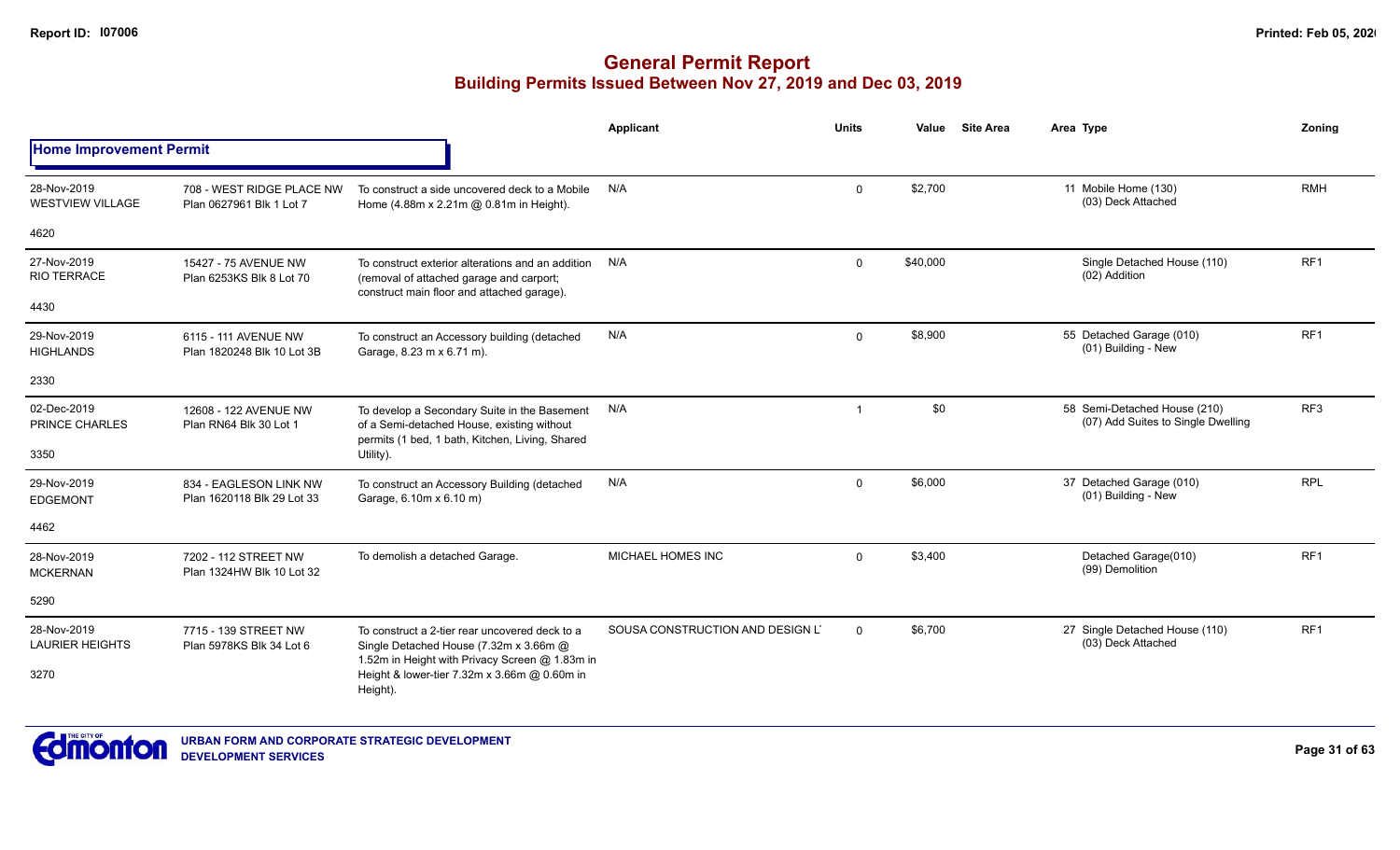# General Permit Report
## Building Permits Issued Between Nov 27, 2019 and Dec 03, 2019

### Home Improvement Permit

| | | | Applicant | Units | Value | Site Area | Area | Type | Zoning |
|---|---|---|---|---|---|---|---|---|---|
| 28-Nov-2019<br>WESTVIEW VILLAGE<br>4620 | 708 - WEST RIDGE PLACE NW<br>Plan 0627961 Blk 1 Lot 7 | To construct a side uncovered deck to a Mobile Home (4.88m x 2.21m @ 0.81m in Height). | N/A | 0 | $2,700 | | 11 | Mobile Home (130)<br>(03) Deck Attached | RMH |
| 27-Nov-2019<br>RIO TERRACE<br>4430 | 15427 - 75 AVENUE NW<br>Plan 6253KS Blk 8 Lot 70 | To construct exterior alterations and an addition (removal of attached garage and carport; construct main floor and attached garage). | N/A | 0 | $40,000 | | | Single Detached House (110)<br>(02) Addition | RF1 |
| 29-Nov-2019<br>HIGHLANDS<br>2330 | 6115 - 111 AVENUE NW<br>Plan 1820248 Blk 10 Lot 3B | To construct an Accessory building (detached Garage, 8.23 m x 6.71 m). | N/A | 0 | $8,900 | | 55 | Detached Garage (010)<br>(01) Building - New | RF1 |
| 02-Dec-2019<br>PRINCE CHARLES<br>3350 | 12608 - 122 AVENUE NW<br>Plan RN64 Blk 30 Lot 1 | To develop a Secondary Suite in the Basement of a Semi-detached House, existing without permits (1 bed, 1 bath, Kitchen, Living, Shared Utility). | N/A | 1 | $0 | | 58 | Semi-Detached House (210)<br>(07) Add Suites to Single Dwelling | RF3 |
| 29-Nov-2019<br>EDGEMONT<br>4462 | 834 - EAGLESON LINK NW<br>Plan 1620118 Blk 29 Lot 33 | To construct an Accessory Building (detached Garage, 6.10m x 6.10 m) | N/A | 0 | $6,000 | | 37 | Detached Garage (010)<br>(01) Building - New | RPL |
| 28-Nov-2019<br>MCKERNAN<br>5290 | 7202 - 112 STREET NW<br>Plan 1324HW Blk 10 Lot 32 | To demolish a detached Garage. | MICHAEL HOMES INC | 0 | $3,400 | | | Detached Garage(010)<br>(99) Demolition | RF1 |
| 28-Nov-2019<br>LAURIER HEIGHTS<br>3270 | 7715 - 139 STREET NW<br>Plan 5978KS Blk 34 Lot 6 | To construct a 2-tier rear uncovered deck to a Single Detached House (7.32m x 3.66m @ 1.52m in Height with Privacy Screen @ 1.83m in Height & lower-tier 7.32m x 3.66m @ 0.60m in Height). | SOUSA CONSTRUCTION AND DESIGN L' | 0 | $6,700 | | 27 | Single Detached House (110)<br>(03) Deck Attached | RF1 |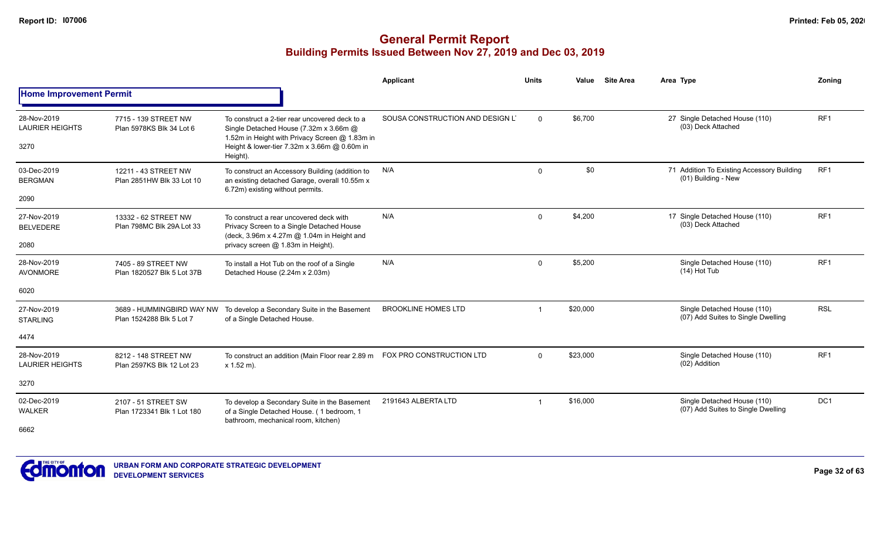# General Permit Report

## Building Permits Issued Between Nov 27, 2019 and Dec 03, 2019

**Home Improvement Permit**

| Date / Neighbourhood | Address / Legal | Description | Applicant | Units | Value | Site Area | Area Type | Zoning |
|---|---|---|---|---|---|---|---|---|
| 28-Nov-2019<br>LAURIER HEIGHTS<br>3270 | 7715 - 139 STREET NW<br>Plan 5978KS Blk 34 Lot 6 | To construct a 2-tier rear uncovered deck to a Single Detached House (7.32m x 3.66m @ 1.52m in Height with Privacy Screen @ 1.83m in Height & lower-tier 7.32m x 3.66m @ 0.60m in Height). | SOUSA CONSTRUCTION AND DESIGN L' | 0 | $6,700 | | 27 Single Detached House (110)<br>(03) Deck Attached | RF1 |
| 03-Dec-2019<br>BERGMAN<br>2090 | 12211 - 43 STREET NW<br>Plan 2851HW Blk 33 Lot 10 | To construct an Accessory Building (addition to an existing detached Garage, overall 10.55m x 6.72m) existing without permits. | N/A | 0 | $0 | | 71 Addition To Existing Accessory Building<br>(01) Building - New | RF1 |
| 27-Nov-2019<br>BELVEDERE<br>2080 | 13332 - 62 STREET NW<br>Plan 798MC Blk 29A Lot 33 | To construct a rear uncovered deck with Privacy Screen to a Single Detached House (deck, 3.96m x 4.27m @ 1.04m in Height and privacy screen @ 1.83m in Height). | N/A | 0 | $4,200 | | 17 Single Detached House (110)<br>(03) Deck Attached | RF1 |
| 28-Nov-2019<br>AVONMORE<br>6020 | 7405 - 89 STREET NW<br>Plan 1820527 Blk 5 Lot 37B | To install a Hot Tub on the roof of a Single Detached House (2.24m x 2.03m) | N/A | 0 | $5,200 | | Single Detached House (110)<br>(14) Hot Tub | RF1 |
| 27-Nov-2019<br>STARLING<br>4474 | 3689 - HUMMINGBIRD WAY NW<br>Plan 1524288 Blk 5 Lot 7 | To develop a Secondary Suite in the Basement of a Single Detached House. | BROOKLINE HOMES LTD | 1 | $20,000 | | Single Detached House (110)<br>(07) Add Suites to Single Dwelling | RSL |
| 28-Nov-2019<br>LAURIER HEIGHTS<br>3270 | 8212 - 148 STREET NW<br>Plan 2597KS Blk 12 Lot 23 | To construct an addition (Main Floor rear 2.89 m x 1.52 m). | FOX PRO CONSTRUCTION LTD | 0 | $23,000 | | Single Detached House (110)<br>(02) Addition | RF1 |
| 02-Dec-2019<br>WALKER<br>6662 | 2107 - 51 STREET SW<br>Plan 1723341 Blk 1 Lot 180 | To develop a Secondary Suite in the Basement of a Single Detached House. ( 1 bedroom, 1 bathroom, mechanical room, kitchen) | 2191643 ALBERTA LTD | 1 | $16,000 | | Single Detached House (110)<br>(07) Add Suites to Single Dwelling | DC1 |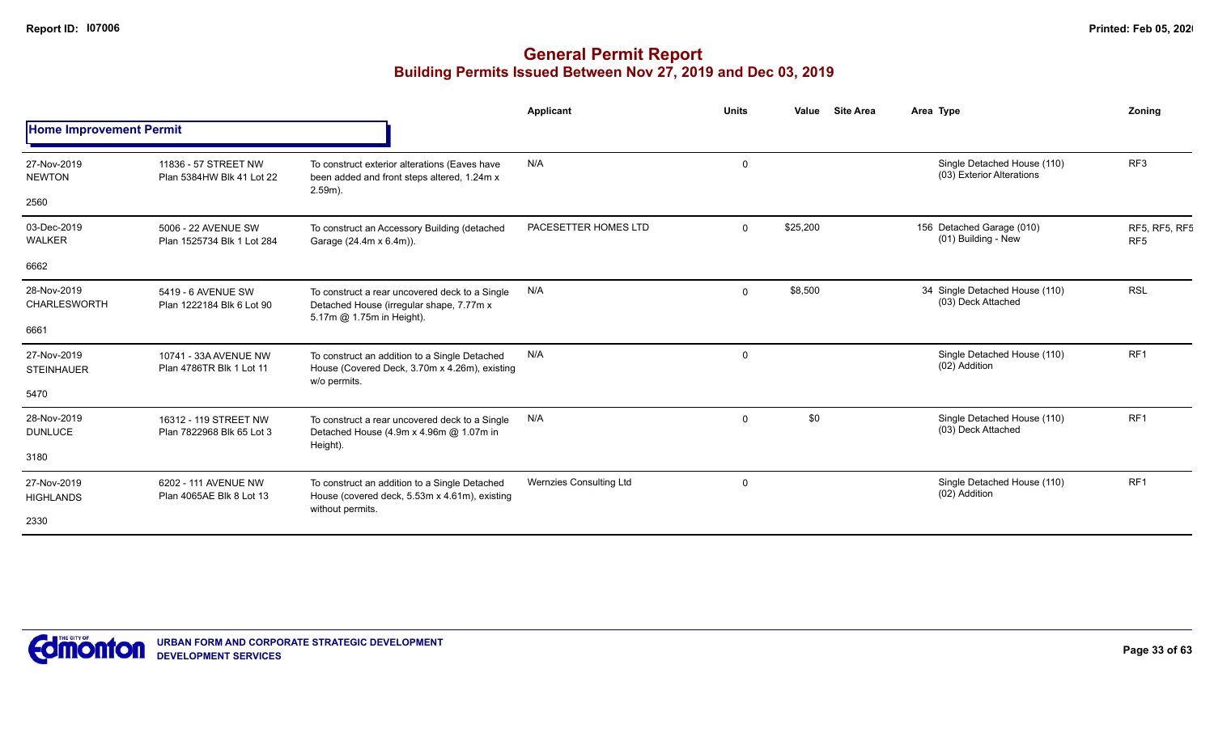# General Permit Report
## Building Permits Issued Between Nov 27, 2019 and Dec 03, 2019

### Home Improvement Permit

| Date / Neighbourhood / No. | Address / Legal | Description | Applicant | Units | Value | Site Area | Area | Type | Zoning |
|---|---|---|---|---|---|---|---|---|---|
| 27-Nov-2019 NEWTON 2560 | 11836 - 57 STREET NW Plan 5384HW Blk 41 Lot 22 | To construct exterior alterations (Eaves have been added and front steps altered, 1.24m x 2.59m). | N/A | 0 | | | | Single Detached House (110) (03) Exterior Alterations | RF3 |
| 03-Dec-2019 WALKER 6662 | 5006 - 22 AVENUE SW Plan 1525734 Blk 1 Lot 284 | To construct an Accessory Building (detached Garage (24.4m x 6.4m)). | PACESETTER HOMES LTD | 0 | $25,200 | | 156 | Detached Garage (010) (01) Building - New | RF5, RF5, RF5 RF5 |
| 28-Nov-2019 CHARLESWORTH 6661 | 5419 - 6 AVENUE SW Plan 1222184 Blk 6 Lot 90 | To construct a rear uncovered deck to a Single Detached House (irregular shape, 7.77m x 5.17m @ 1.75m in Height). | N/A | 0 | $8,500 | | 34 | Single Detached House (110) (03) Deck Attached | RSL |
| 27-Nov-2019 STEINHAUER 5470 | 10741 - 33A AVENUE NW Plan 4786TR Blk 1 Lot 11 | To construct an addition to a Single Detached House (Covered Deck, 3.70m x 4.26m), existing w/o permits. | N/A | 0 | | | | Single Detached House (110) (02) Addition | RF1 |
| 28-Nov-2019 DUNLUCE 3180 | 16312 - 119 STREET NW Plan 7822968 Blk 65 Lot 3 | To construct a rear uncovered deck to a Single Detached House (4.9m x 4.96m @ 1.07m in Height). | N/A | 0 | $0 | | | Single Detached House (110) (03) Deck Attached | RF1 |
| 27-Nov-2019 HIGHLANDS 2330 | 6202 - 111 AVENUE NW Plan 4065AE Blk 8 Lot 13 | To construct an addition to a Single Detached House (covered deck, 5.53m x 4.61m), existing without permits. | Wernzies Consulting Ltd | 0 | | | | Single Detached House (110) (02) Addition | RF1 |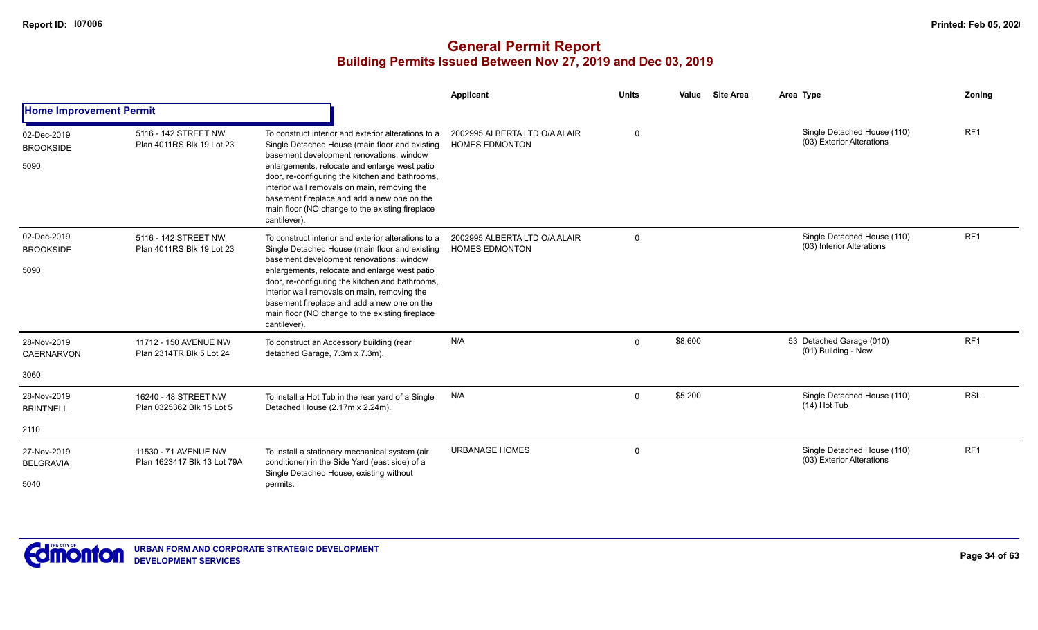# General Permit Report
## Building Permits Issued Between Nov 27, 2019 and Dec 03, 2019

| | | | Applicant | Units | Value | Site Area | Area | Type | Zoning |
|---|---|---|---|---|---|---|---|---|---|
| **Home Improvement Permit** | | | | | | | | | |
| 02-Dec-2019<br>BROOKSIDE<br>5090 | 5116 - 142 STREET NW<br>Plan 4011RS Blk 19 Lot 23 | To construct interior and exterior alterations to a Single Detached House (main floor and existing basement development renovations: window enlargements, relocate and enlarge west patio door, re-configuring the kitchen and bathrooms, interior wall removals on main, removing the basement fireplace and add a new one on the main floor (NO change to the existing fireplace cantilever). | 2002995 ALBERTA LTD O/A ALAIR HOMES EDMONTON | 0 | | | | Single Detached House (110)<br>(03) Exterior Alterations | RF1 |
| 02-Dec-2019<br>BROOKSIDE<br>5090 | 5116 - 142 STREET NW<br>Plan 4011RS Blk 19 Lot 23 | To construct interior and exterior alterations to a Single Detached House (main floor and existing basement development renovations: window enlargements, relocate and enlarge west patio door, re-configuring the kitchen and bathrooms, interior wall removals on main, removing the basement fireplace and add a new one on the main floor (NO change to the existing fireplace cantilever). | 2002995 ALBERTA LTD O/A ALAIR HOMES EDMONTON | 0 | | | | Single Detached House (110)<br>(03) Interior Alterations | RF1 |
| 28-Nov-2019<br>CAERNARVON<br>3060 | 11712 - 150 AVENUE NW<br>Plan 2314TR Blk 5 Lot 24 | To construct an Accessory building (rear detached Garage, 7.3m x 7.3m). | N/A | 0 | $8,600 | | 53 | Detached Garage (010)<br>(01) Building - New | RF1 |
| 28-Nov-2019<br>BRINTNELL<br>2110 | 16240 - 48 STREET NW<br>Plan 0325362 Blk 15 Lot 5 | To install a Hot Tub in the rear yard of a Single Detached House (2.17m x 2.24m). | N/A | 0 | $5,200 | | | Single Detached House (110)<br>(14) Hot Tub | RSL |
| 27-Nov-2019<br>BELGRAVIA<br>5040 | 11530 - 71 AVENUE NW<br>Plan 1623417 Blk 13 Lot 79A | To install a stationary mechanical system (air conditioner) in the Side Yard (east side) of a Single Detached House, existing without permits. | URBANAGE HOMES | 0 | | | | Single Detached House (110)<br>(03) Exterior Alterations | RF1 |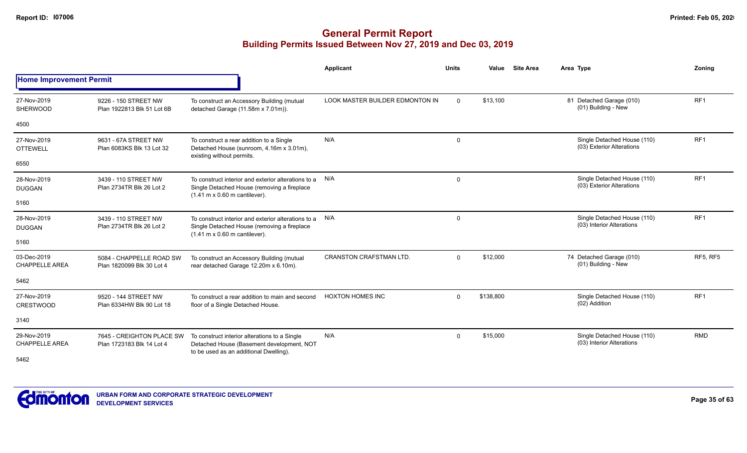# General Permit Report

## Building Permits Issued Between Nov 27, 2019 and Dec 03, 2019

| | | | Applicant | Units | Value | Site Area | Area | Type | Zoning |
|---|---|---|---|---|---|---|---|---|---|
| **Home Improvement Permit** | | | | | | | | | |
| 27-Nov-2019 SHERWOOD 4500 | 9226 - 150 STREET NW Plan 1922813 Blk 51 Lot 6B | To construct an Accessory Building (mutual detached Garage (11.58m x 7.01m)). | LOOK MASTER BUILDER EDMONTON IN | 0 | $13,100 | | 81 | Detached Garage (010) (01) Building - New | RF1 |
| 27-Nov-2019 OTTEWELL 6550 | 9631 - 67A STREET NW Plan 6083KS Blk 13 Lot 32 | To construct a rear addition to a Single Detached House (sunroom, 4.16m x 3.01m), existing without permits. | N/A | 0 | | | | Single Detached House (110) (03) Exterior Alterations | RF1 |
| 28-Nov-2019 DUGGAN 5160 | 3439 - 110 STREET NW Plan 2734TR Blk 26 Lot 2 | To construct interior and exterior alterations to a Single Detached House (removing a fireplace (1.41 m x 0.60 m cantilever). | N/A | 0 | | | | Single Detached House (110) (03) Exterior Alterations | RF1 |
| 28-Nov-2019 DUGGAN 5160 | 3439 - 110 STREET NW Plan 2734TR Blk 26 Lot 2 | To construct interior and exterior alterations to a Single Detached House (removing a fireplace (1.41 m x 0.60 m cantilever). | N/A | 0 | | | | Single Detached House (110) (03) Interior Alterations | RF1 |
| 03-Dec-2019 CHAPPELLE AREA 5462 | 5084 - CHAPPELLE ROAD SW Plan 1820099 Blk 30 Lot 4 | To construct an Accessory Building (mutual rear detached Garage 12.20m x 6.10m). | CRANSTON CRAFTSMAN LTD. | 0 | $12,000 | | 74 | Detached Garage (010) (01) Building - New | RF5, RF5 |
| 27-Nov-2019 CRESTWOOD 3140 | 9520 - 144 STREET NW Plan 6334HW Blk 90 Lot 18 | To construct a rear addition to main and second floor of a Single Detached House. | HOXTON HOMES INC | 0 | $138,800 | | | Single Detached House (110) (02) Addition | RF1 |
| 29-Nov-2019 CHAPPELLE AREA 5462 | 7645 - CREIGHTON PLACE SW Plan 1723183 Blk 14 Lot 4 | To construct interior alterations to a Single Detached House (Basement development, NOT to be used as an additional Dwelling). | N/A | 0 | $15,000 | | | Single Detached House (110) (03) Interior Alterations | RMD |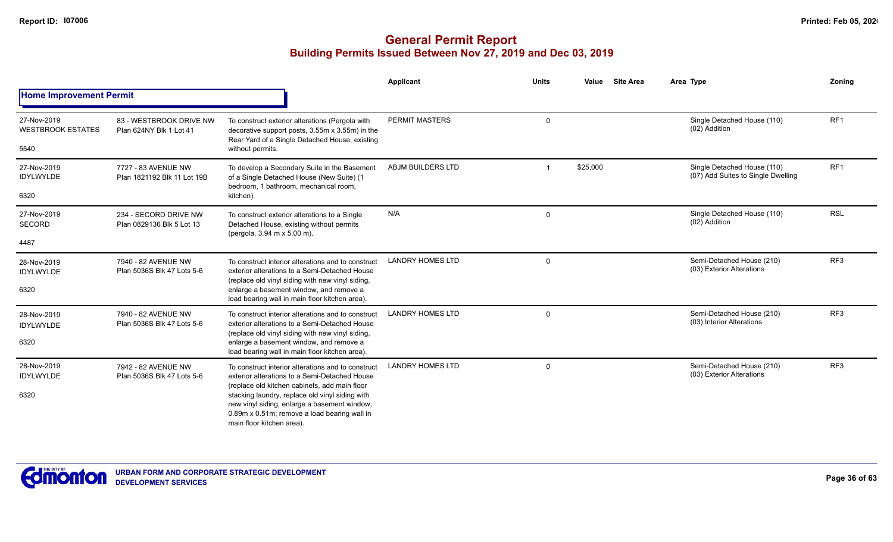# General Permit Report

## Building Permits Issued Between Nov 27, 2019 and Dec 03, 2019

### Home Improvement Permit

| Date / Neighbourhood | Address / Legal | Description | Applicant | Units | Value | Site Area | Area Type | Zoning |
|---|---|---|---|---|---|---|---|---|
| 27-Nov-2019 WESTBROOK ESTATES 5540 | 83 - WESTBROOK DRIVE NW Plan 624NY Blk 1 Lot 41 | To construct exterior alterations (Pergola with decorative support posts, 3.55m x 3.55m) in the Rear Yard of a Single Detached House, existing without permits. | PERMIT MASTERS | 0 | | | Single Detached House (110) (02) Addition | RF1 |
| 27-Nov-2019 IDYLWYLDE 6320 | 7727 - 83 AVENUE NW Plan 1821192 Blk 11 Lot 19B | To develop a Secondary Suite in the Basement of a Single Detached House (New Suite) (1 bedroom, 1 bathroom, mechanical room, kitchen). | ABJM BUILDERS LTD | 1 | $25,000 | | Single Detached House (110) (07) Add Suites to Single Dwelling | RF1 |
| 27-Nov-2019 SECORD 4487 | 234 - SECORD DRIVE NW Plan 0829136 Blk 5 Lot 13 | To construct exterior alterations to a Single Detached House, existing without permits (pergola, 3.94 m x 5.00 m). | N/A | 0 | | | Single Detached House (110) (02) Addition | RSL |
| 28-Nov-2019 IDYLWYLDE 6320 | 7940 - 82 AVENUE NW Plan 5036S Blk 47 Lots 5-6 | To construct interior alterations and to construct exterior alterations to a Semi-Detached House (replace old vinyl siding with new vinyl siding, enlarge a basement window, and remove a load bearing wall in main floor kitchen area). | LANDRY HOMES LTD | 0 | | | Semi-Detached House (210) (03) Exterior Alterations | RF3 |
| 28-Nov-2019 IDYLWYLDE 6320 | 7940 - 82 AVENUE NW Plan 5036S Blk 47 Lots 5-6 | To construct interior alterations and to construct exterior alterations to a Semi-Detached House (replace old vinyl siding with new vinyl siding, enlarge a basement window, and remove a load bearing wall in main floor kitchen area). | LANDRY HOMES LTD | 0 | | | Semi-Detached House (210) (03) Interior Alterations | RF3 |
| 28-Nov-2019 IDYLWYLDE 6320 | 7942 - 82 AVENUE NW Plan 5036S Blk 47 Lots 5-6 | To construct interior alterations and to construct exterior alterations to a Semi-Detached House (replace old kitchen cabinets, add main floor stacking laundry, replace old vinyl siding with new vinyl siding, enlarge a basement window, 0.89m x 0.51m; remove a load bearing wall in main floor kitchen area). | LANDRY HOMES LTD | 0 | | | Semi-Detached House (210) (03) Exterior Alterations | RF3 |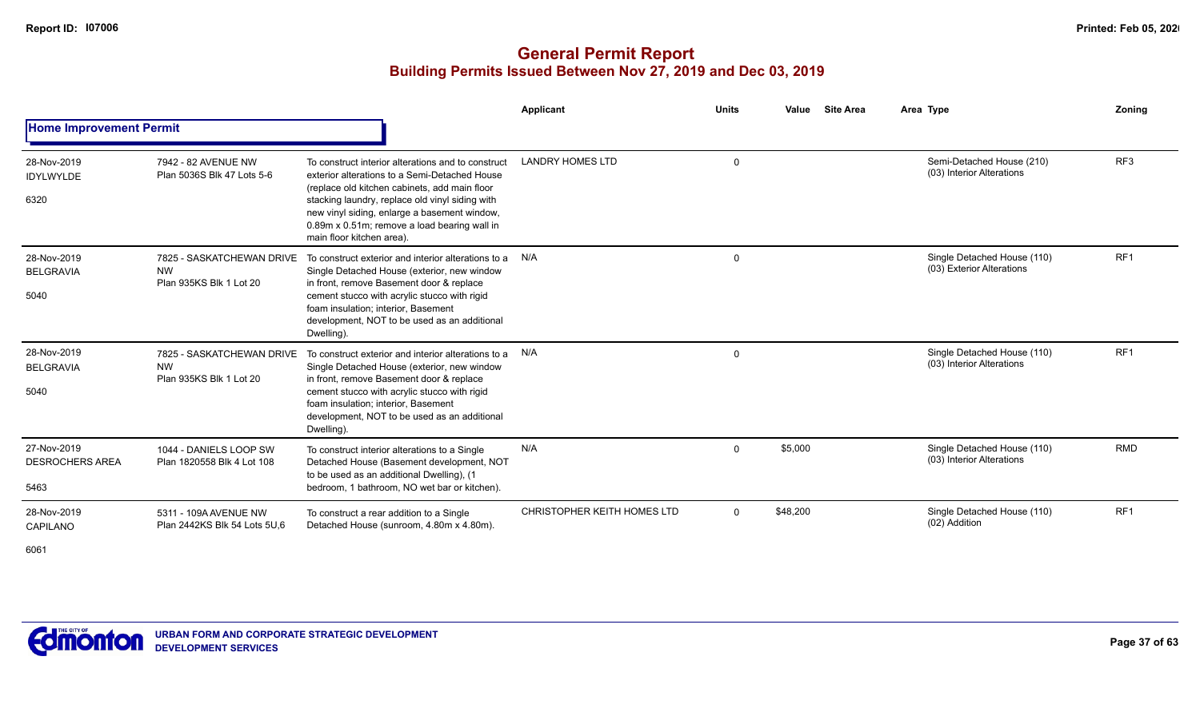# General Permit Report
## Building Permits Issued Between Nov 27, 2019 and Dec 03, 2019

**Home Improvement Permit**

| | | | Applicant | Units | Value | Site Area | Area Type | Zoning |
|---|---|---|---|---|---|---|---|---|
| 28-Nov-2019<br>IDYLWYLDE<br><br>6320 | 7942 - 82 AVENUE NW<br>Plan 5036S Blk 47 Lots 5-6 | To construct interior alterations and to construct exterior alterations to a Semi-Detached House (replace old kitchen cabinets, add main floor stacking laundry, replace old vinyl siding with new vinyl siding, enlarge a basement window, 0.89m x 0.51m; remove a load bearing wall in main floor kitchen area). | LANDRY HOMES LTD | 0 | | | Semi-Detached House (210)<br>(03) Interior Alterations | RF3 |
| 28-Nov-2019<br>BELGRAVIA<br><br>5040 | 7825 - SASKATCHEWAN DRIVE NW<br>Plan 935KS Blk 1 Lot 20 | To construct exterior and interior alterations to a Single Detached House (exterior, new window in front, remove Basement door & replace cement stucco with acrylic stucco with rigid foam insulation; interior, Basement development, NOT to be used as an additional Dwelling). | N/A | 0 | | | Single Detached House (110)<br>(03) Exterior Alterations | RF1 |
| 28-Nov-2019<br>BELGRAVIA<br><br>5040 | 7825 - SASKATCHEWAN DRIVE NW<br>Plan 935KS Blk 1 Lot 20 | To construct exterior and interior alterations to a Single Detached House (exterior, new window in front, remove Basement door & replace cement stucco with acrylic stucco with rigid foam insulation; interior, Basement development, NOT to be used as an additional Dwelling). | N/A | 0 | | | Single Detached House (110)<br>(03) Interior Alterations | RF1 |
| 27-Nov-2019<br>DESROCHERS AREA<br><br>5463 | 1044 - DANIELS LOOP SW<br>Plan 1820558 Blk 4 Lot 108 | To construct interior alterations to a Single Detached House (Basement development, NOT to be used as an additional Dwelling), (1 bedroom, 1 bathroom, NO wet bar or kitchen). | N/A | 0 | $5,000 | | Single Detached House (110)<br>(03) Interior Alterations | RMD |
| 28-Nov-2019<br>CAPILANO<br><br>6061 | 5311 - 109A AVENUE NW<br>Plan 2442KS Blk 54 Lots 5U,6 | To construct a rear addition to a Single Detached House (sunroom, 4.80m x 4.80m). | CHRISTOPHER KEITH HOMES LTD | 0 | $48,200 | | Single Detached House (110)<br>(02) Addition | RF1 |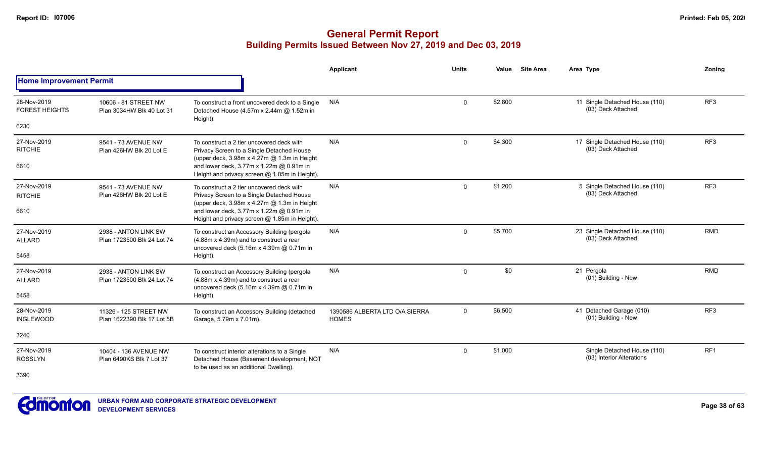# General Permit Report
## Building Permits Issued Between Nov 27, 2019 and Dec 03, 2019

| | | | Applicant | Units | Value | Site Area | Area Type | Zoning |
|---|---|---|---|---|---|---|---|---|
| **Home Improvement Permit** | | | | | | | | |
| 28-Nov-2019 FOREST HEIGHTS 6230 | 10606 - 81 STREET NW Plan 3034HW Blk 40 Lot 31 | To construct a front uncovered deck to a Single Detached House (4.57m x 2.44m @ 1.52m in Height). | N/A | 0 | $2,800 | | 11 Single Detached House (110) (03) Deck Attached | RF3 |
| 27-Nov-2019 RITCHIE 6610 | 9541 - 73 AVENUE NW Plan 426HW Blk 20 Lot E | To construct a 2 tier uncovered deck with Privacy Screen to a Single Detached House (upper deck, 3.98m x 4.27m @ 1.3m in Height and lower deck, 3.77m x 1.22m @ 0.91m in Height and privacy screen @ 1.85m in Height). | N/A | 0 | $4,300 | | 17 Single Detached House (110) (03) Deck Attached | RF3 |
| 27-Nov-2019 RITCHIE 6610 | 9541 - 73 AVENUE NW Plan 426HW Blk 20 Lot E | To construct a 2 tier uncovered deck with Privacy Screen to a Single Detached House (upper deck, 3.98m x 4.27m @ 1.3m in Height and lower deck, 3.77m x 1.22m @ 0.91m in Height and privacy screen @ 1.85m in Height). | N/A | 0 | $1,200 | | 5 Single Detached House (110) (03) Deck Attached | RF3 |
| 27-Nov-2019 ALLARD 5458 | 2938 - ANTON LINK SW Plan 1723500 Blk 24 Lot 74 | To construct an Accessory Building (pergola (4.88m x 4.39m) and to construct a rear uncovered deck (5.16m x 4.39m @ 0.71m in Height). | N/A | 0 | $5,700 | | 23 Single Detached House (110) (03) Deck Attached | RMD |
| 27-Nov-2019 ALLARD 5458 | 2938 - ANTON LINK SW Plan 1723500 Blk 24 Lot 74 | To construct an Accessory Building (pergola (4.88m x 4.39m) and to construct a rear uncovered deck (5.16m x 4.39m @ 0.71m in Height). | N/A | 0 | $0 | | 21 Pergola (01) Building - New | RMD |
| 28-Nov-2019 INGLEWOOD 3240 | 11326 - 125 STREET NW Plan 1622390 Blk 17 Lot 5B | To construct an Accessory Building (detached Garage, 5.79m x 7.01m). | 1390586 ALBERTA LTD O/A SIERRA HOMES | 0 | $6,500 | | 41 Detached Garage (010) (01) Building - New | RF3 |
| 27-Nov-2019 ROSSLYN 3390 | 10404 - 136 AVENUE NW Plan 6490KS Blk 7 Lot 37 | To construct interior alterations to a Single Detached House (Basement development, NOT to be used as an additional Dwelling). | N/A | 0 | $1,000 | | Single Detached House (110) (03) Interior Alterations | RF1 |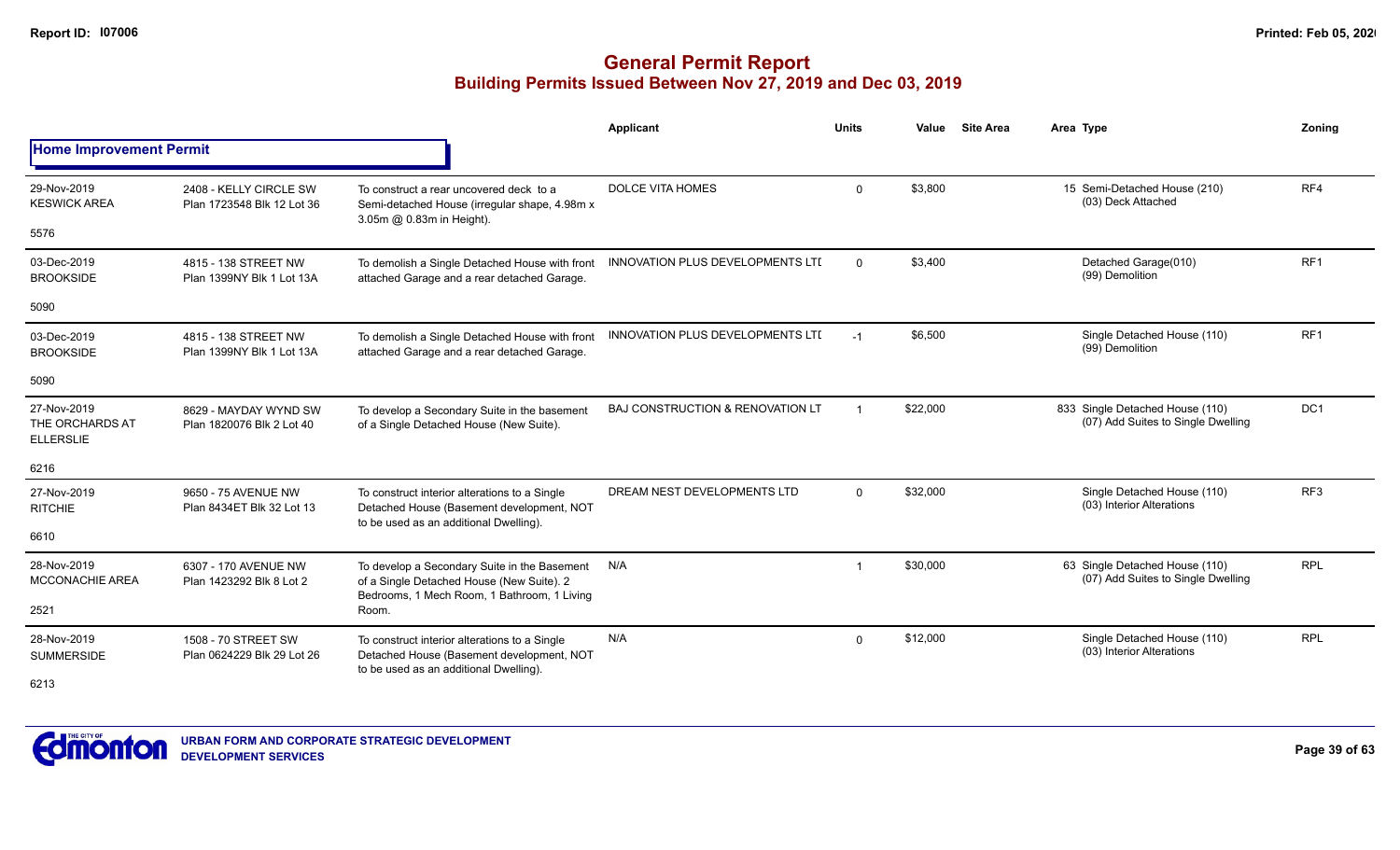# General Permit Report

## Building Permits Issued Between Nov 27, 2019 and Dec 03, 2019

### Home Improvement Permit

| Date / Neighbourhood | Address / Legal | Description | Applicant | Units | Value | Site Area | Area | Type | Zoning |
|---|---|---|---|---|---|---|---|---|---|
| 29-Nov-2019 KESWICK AREA 5576 | 2408 - KELLY CIRCLE SW Plan 1723548 Blk 12 Lot 36 | To construct a rear uncovered deck to a Semi-detached House (irregular shape, 4.98m x 3.05m @ 0.83m in Height). | DOLCE VITA HOMES | 0 | $3,800 | | 15 | Semi-Detached House (210) (03) Deck Attached | RF4 |
| 03-Dec-2019 BROOKSIDE 5090 | 4815 - 138 STREET NW Plan 1399NY Blk 1 Lot 13A | To demolish a Single Detached House with front attached Garage and a rear detached Garage. | INNOVATION PLUS DEVELOPMENTS LTD | 0 | $3,400 | | | Detached Garage(010) (99) Demolition | RF1 |
| 03-Dec-2019 BROOKSIDE 5090 | 4815 - 138 STREET NW Plan 1399NY Blk 1 Lot 13A | To demolish a Single Detached House with front attached Garage and a rear detached Garage. | INNOVATION PLUS DEVELOPMENTS LTD | -1 | $6,500 | | | Single Detached House (110) (99) Demolition | RF1 |
| 27-Nov-2019 THE ORCHARDS AT ELLERSLIE 6216 | 8629 - MAYDAY WYND SW Plan 1820076 Blk 2 Lot 40 | To develop a Secondary Suite in the basement of a Single Detached House (New Suite). | BAJ CONSTRUCTION & RENOVATION LT | 1 | $22,000 | | 833 | Single Detached House (110) (07) Add Suites to Single Dwelling | DC1 |
| 27-Nov-2019 RITCHIE 6610 | 9650 - 75 AVENUE NW Plan 8434ET Blk 32 Lot 13 | To construct interior alterations to a Single Detached House (Basement development, NOT to be used as an additional Dwelling). | DREAM NEST DEVELOPMENTS LTD | 0 | $32,000 | | | Single Detached House (110) (03) Interior Alterations | RF3 |
| 28-Nov-2019 MCCONACHIE AREA 2521 | 6307 - 170 AVENUE NW Plan 1423292 Blk 8 Lot 2 | To develop a Secondary Suite in the Basement of a Single Detached House (New Suite). 2 Bedrooms, 1 Mech Room, 1 Bathroom, 1 Living Room. | N/A | 1 | $30,000 | | 63 | Single Detached House (110) (07) Add Suites to Single Dwelling | RPL |
| 28-Nov-2019 SUMMERSIDE 6213 | 1508 - 70 STREET SW Plan 0624229 Blk 29 Lot 26 | To construct interior alterations to a Single Detached House (Basement development, NOT to be used as an additional Dwelling). | N/A | 0 | $12,000 | | | Single Detached House (110) (03) Interior Alterations | RPL |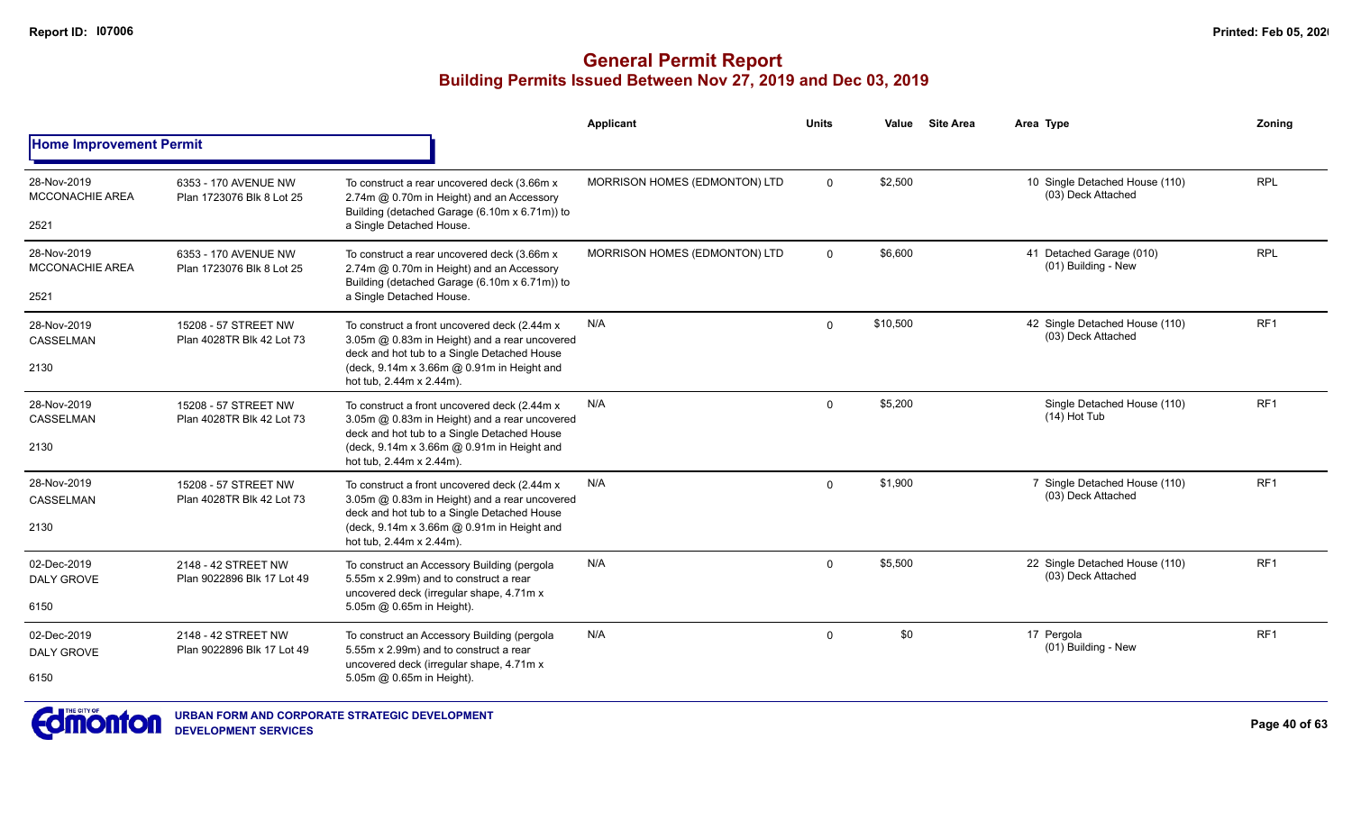# General Permit Report

## Building Permits Issued Between Nov 27, 2019 and Dec 03, 2019

| | | | Applicant | Units | Value | Site Area | Area Type | Zoning |
|---|---|---|---|---|---|---|---|---|
| **Home Improvement Permit** | | | | | | | | |
| 28-Nov-2019 MCCONACHIE AREA 2521 | 6353 - 170 AVENUE NW Plan 1723076 Blk 8 Lot 25 | To construct a rear uncovered deck (3.66m x 2.74m @ 0.70m in Height) and an Accessory Building (detached Garage (6.10m x 6.71m)) to a Single Detached House. | MORRISON HOMES (EDMONTON) LTD | 0 | $2,500 | | 10 Single Detached House (110) (03) Deck Attached | RPL |
| 28-Nov-2019 MCCONACHIE AREA 2521 | 6353 - 170 AVENUE NW Plan 1723076 Blk 8 Lot 25 | To construct a rear uncovered deck (3.66m x 2.74m @ 0.70m in Height) and an Accessory Building (detached Garage (6.10m x 6.71m)) to a Single Detached House. | MORRISON HOMES (EDMONTON) LTD | 0 | $6,600 | | 41 Detached Garage (010) (01) Building - New | RPL |
| 28-Nov-2019 CASSELMAN 2130 | 15208 - 57 STREET NW Plan 4028TR Blk 42 Lot 73 | To construct a front uncovered deck (2.44m x 3.05m @ 0.83m in Height) and a rear uncovered deck and hot tub to a Single Detached House (deck, 9.14m x 3.66m @ 0.91m in Height and hot tub, 2.44m x 2.44m). | N/A | 0 | $10,500 | | 42 Single Detached House (110) (03) Deck Attached | RF1 |
| 28-Nov-2019 CASSELMAN 2130 | 15208 - 57 STREET NW Plan 4028TR Blk 42 Lot 73 | To construct a front uncovered deck (2.44m x 3.05m @ 0.83m in Height) and a rear uncovered deck and hot tub to a Single Detached House (deck, 9.14m x 3.66m @ 0.91m in Height and hot tub, 2.44m x 2.44m). | N/A | 0 | $5,200 | | Single Detached House (110) (14) Hot Tub | RF1 |
| 28-Nov-2019 CASSELMAN 2130 | 15208 - 57 STREET NW Plan 4028TR Blk 42 Lot 73 | To construct a front uncovered deck (2.44m x 3.05m @ 0.83m in Height) and a rear uncovered deck and hot tub to a Single Detached House (deck, 9.14m x 3.66m @ 0.91m in Height and hot tub, 2.44m x 2.44m). | N/A | 0 | $1,900 | | 7 Single Detached House (110) (03) Deck Attached | RF1 |
| 02-Dec-2019 DALY GROVE 6150 | 2148 - 42 STREET NW Plan 9022896 Blk 17 Lot 49 | To construct an Accessory Building (pergola 5.55m x 2.99m) and to construct a rear uncovered deck (irregular shape, 4.71m x 5.05m @ 0.65m in Height). | N/A | 0 | $5,500 | | 22 Single Detached House (110) (03) Deck Attached | RF1 |
| 02-Dec-2019 DALY GROVE 6150 | 2148 - 42 STREET NW Plan 9022896 Blk 17 Lot 49 | To construct an Accessory Building (pergola 5.55m x 2.99m) and to construct a rear uncovered deck (irregular shape, 4.71m x 5.05m @ 0.65m in Height). | N/A | 0 | $0 | | 17 Pergola (01) Building - New | RF1 |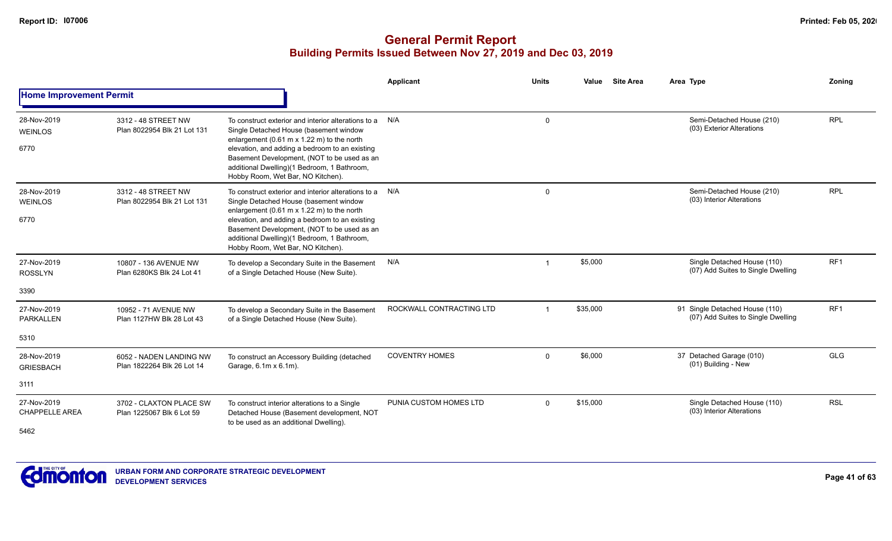# General Permit Report

## Building Permits Issued Between Nov 27, 2019 and Dec 03, 2019

| | | | Applicant | Units | Value | Site Area | Area Type | Zoning |
|---|---|---|---|---|---|---|---|---|
| **Home Improvement Permit** | | | | | | | | |
| 28-Nov-2019<br>WEINLOS<br>6770 | 3312 - 48 STREET NW<br>Plan 8022954 Blk 21 Lot 131 | To construct exterior and interior alterations to a Single Detached House (basement window enlargement (0.61 m x 1.22 m) to the north elevation, and adding a bedroom to an existing Basement Development, (NOT to be used as an additional Dwelling)(1 Bedroom, 1 Bathroom, Hobby Room, Wet Bar, NO Kitchen). | N/A | 0 | | | Semi-Detached House (210)<br>(03) Exterior Alterations | RPL |
| 28-Nov-2019<br>WEINLOS<br>6770 | 3312 - 48 STREET NW<br>Plan 8022954 Blk 21 Lot 131 | To construct exterior and interior alterations to a Single Detached House (basement window enlargement (0.61 m x 1.22 m) to the north elevation, and adding a bedroom to an existing Basement Development, (NOT to be used as an additional Dwelling)(1 Bedroom, 1 Bathroom, Hobby Room, Wet Bar, NO Kitchen). | N/A | 0 | | | Semi-Detached House (210)<br>(03) Interior Alterations | RPL |
| 27-Nov-2019<br>ROSSLYN<br>3390 | 10807 - 136 AVENUE NW<br>Plan 6280KS Blk 24 Lot 41 | To develop a Secondary Suite in the Basement of a Single Detached House (New Suite). | N/A | 1 | $5,000 | | Single Detached House (110)<br>(07) Add Suites to Single Dwelling | RF1 |
| 27-Nov-2019<br>PARKALLEN<br>5310 | 10952 - 71 AVENUE NW<br>Plan 1127HW Blk 28 Lot 43 | To develop a Secondary Suite in the Basement of a Single Detached House (New Suite). | ROCKWALL CONTRACTING LTD | 1 | $35,000 | | 91 Single Detached House (110)<br>(07) Add Suites to Single Dwelling | RF1 |
| 28-Nov-2019<br>GRIESBACH<br>3111 | 6052 - NADEN LANDING NW<br>Plan 1822264 Blk 26 Lot 14 | To construct an Accessory Building (detached Garage, 6.1m x 6.1m). | COVENTRY HOMES | 0 | $6,000 | | 37 Detached Garage (010)<br>(01) Building - New | GLG |
| 27-Nov-2019<br>CHAPPELLE AREA<br>5462 | 3702 - CLAXTON PLACE SW<br>Plan 1225067 Blk 6 Lot 59 | To construct interior alterations to a Single Detached House (Basement development, NOT to be used as an additional Dwelling). | PUNIA CUSTOM HOMES LTD | 0 | $15,000 | | Single Detached House (110)<br>(03) Interior Alterations | RSL |

URBAN FORM AND CORPORATE STRATEGIC DEVELOPMENT
DEVELOPMENT SERVICES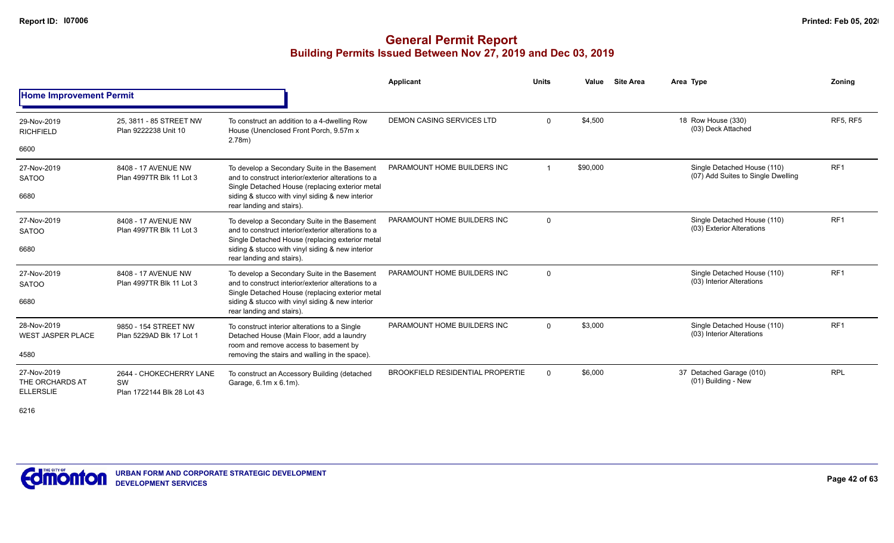# General Permit Report
## Building Permits Issued Between Nov 27, 2019 and Dec 03, 2019

### Home Improvement Permit

| Date / Neighbourhood / Code | Address / Legal | Description | Applicant | Units | Value | Site Area | Area | Type | Zoning |
|---|---|---|---|---|---|---|---|---|---|
| 29-Nov-2019 RICHFIELD 6600 | 25, 3811 - 85 STREET NW Plan 9222238 Unit 10 | To construct an addition to a 4-dwelling Row House (Unenclosed Front Porch, 9.57m x 2.78m) | DEMON CASING SERVICES LTD | 0 | $4,500 | | 18 | Row House (330) (03) Deck Attached | RF5, RF5 |
| 27-Nov-2019 SATOO 6680 | 8408 - 17 AVENUE NW Plan 4997TR Blk 11 Lot 3 | To develop a Secondary Suite in the Basement and to construct interior/exterior alterations to a Single Detached House (replacing exterior metal siding & stucco with vinyl siding & new interior rear landing and stairs). | PARAMOUNT HOME BUILDERS INC | 1 | $90,000 | | | Single Detached House (110) (07) Add Suites to Single Dwelling | RF1 |
| 27-Nov-2019 SATOO 6680 | 8408 - 17 AVENUE NW Plan 4997TR Blk 11 Lot 3 | To develop a Secondary Suite in the Basement and to construct interior/exterior alterations to a Single Detached House (replacing exterior metal siding & stucco with vinyl siding & new interior rear landing and stairs). | PARAMOUNT HOME BUILDERS INC | 0 | | | | Single Detached House (110) (03) Exterior Alterations | RF1 |
| 27-Nov-2019 SATOO 6680 | 8408 - 17 AVENUE NW Plan 4997TR Blk 11 Lot 3 | To develop a Secondary Suite in the Basement and to construct interior/exterior alterations to a Single Detached House (replacing exterior metal siding & stucco with vinyl siding & new interior rear landing and stairs). | PARAMOUNT HOME BUILDERS INC | 0 | | | | Single Detached House (110) (03) Interior Alterations | RF1 |
| 28-Nov-2019 WEST JASPER PLACE 4580 | 9850 - 154 STREET NW Plan 5229AD Blk 17 Lot 1 | To construct interior alterations to a Single Detached House (Main Floor, add a laundry room and remove access to basement by removing the stairs and walling in the space). | PARAMOUNT HOME BUILDERS INC | 0 | $3,000 | | | Single Detached House (110) (03) Interior Alterations | RF1 |
| 27-Nov-2019 THE ORCHARDS AT ELLERSLIE 6216 | 2644 - CHOKECHERRY LANE SW Plan 1722144 Blk 28 Lot 43 | To construct an Accessory Building (detached Garage, 6.1m x 6.1m). | BROOKFIELD RESIDENTIAL PROPERTIE | 0 | $6,000 | | 37 | Detached Garage (010) (01) Building - New | RPL |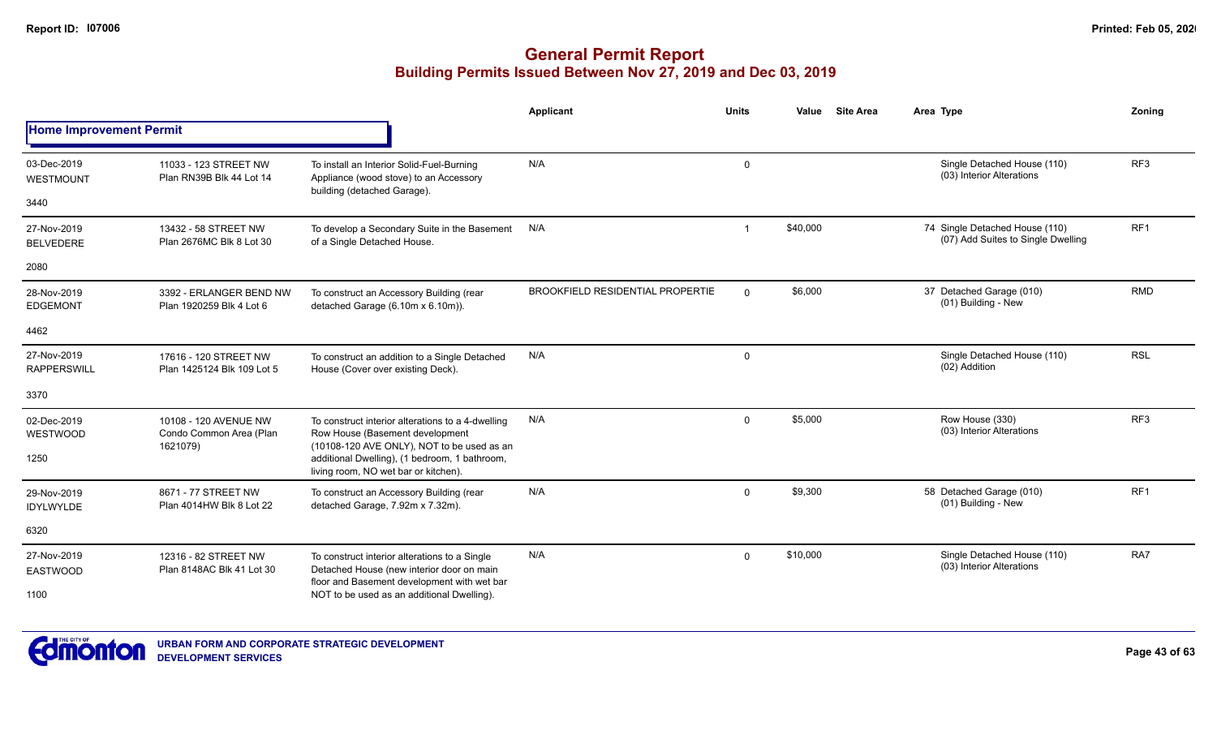# General Permit Report

## Building Permits Issued Between Nov 27, 2019 and Dec 03, 2019

| | | | Applicant | Units | Value | Site Area | Area Type | Zoning |
|---|---|---|---|---|---|---|---|---|
| **Home Improvement Permit** | | | | | | | | |
| 03-Dec-2019 WESTMOUNT 3440 | 11033 - 123 STREET NW Plan RN39B Blk 44 Lot 14 | To install an Interior Solid-Fuel-Burning Appliance (wood stove) to an Accessory building (detached Garage). | N/A | 0 | | | Single Detached House (110) (03) Interior Alterations | RF3 |
| 27-Nov-2019 BELVEDERE 2080 | 13432 - 58 STREET NW Plan 2676MC Blk 8 Lot 30 | To develop a Secondary Suite in the Basement of a Single Detached House. | N/A | 1 | $40,000 | | 74 Single Detached House (110) (07) Add Suites to Single Dwelling | RF1 |
| 28-Nov-2019 EDGEMONT 4462 | 3392 - ERLANGER BEND NW Plan 1920259 Blk 4 Lot 6 | To construct an Accessory Building (rear detached Garage (6.10m x 6.10m)). | BROOKFIELD RESIDENTIAL PROPERTIE | 0 | $6,000 | | 37 Detached Garage (010) (01) Building - New | RMD |
| 27-Nov-2019 RAPPERSWILL 3370 | 17616 - 120 STREET NW Plan 1425124 Blk 109 Lot 5 | To construct an addition to a Single Detached House (Cover over existing Deck). | N/A | 0 | | | Single Detached House (110) (02) Addition | RSL |
| 02-Dec-2019 WESTWOOD 1250 | 10108 - 120 AVENUE NW Condo Common Area (Plan 1621079) | To construct interior alterations to a 4-dwelling Row House (Basement development (10108-120 AVE ONLY), NOT to be used as an additional Dwelling), (1 bedroom, 1 bathroom, living room, NO wet bar or kitchen). | N/A | 0 | $5,000 | | Row House (330) (03) Interior Alterations | RF3 |
| 29-Nov-2019 IDYLWYLDE 6320 | 8671 - 77 STREET NW Plan 4014HW Blk 8 Lot 22 | To construct an Accessory Building (rear detached Garage, 7.92m x 7.32m). | N/A | 0 | $9,300 | | 58 Detached Garage (010) (01) Building - New | RF1 |
| 27-Nov-2019 EASTWOOD 1100 | 12316 - 82 STREET NW Plan 8148AC Blk 41 Lot 30 | To construct interior alterations to a Single Detached House (new interior door on main floor and Basement development with wet bar NOT to be used as an additional Dwelling). | N/A | 0 | $10,000 | | Single Detached House (110) (03) Interior Alterations | RA7 |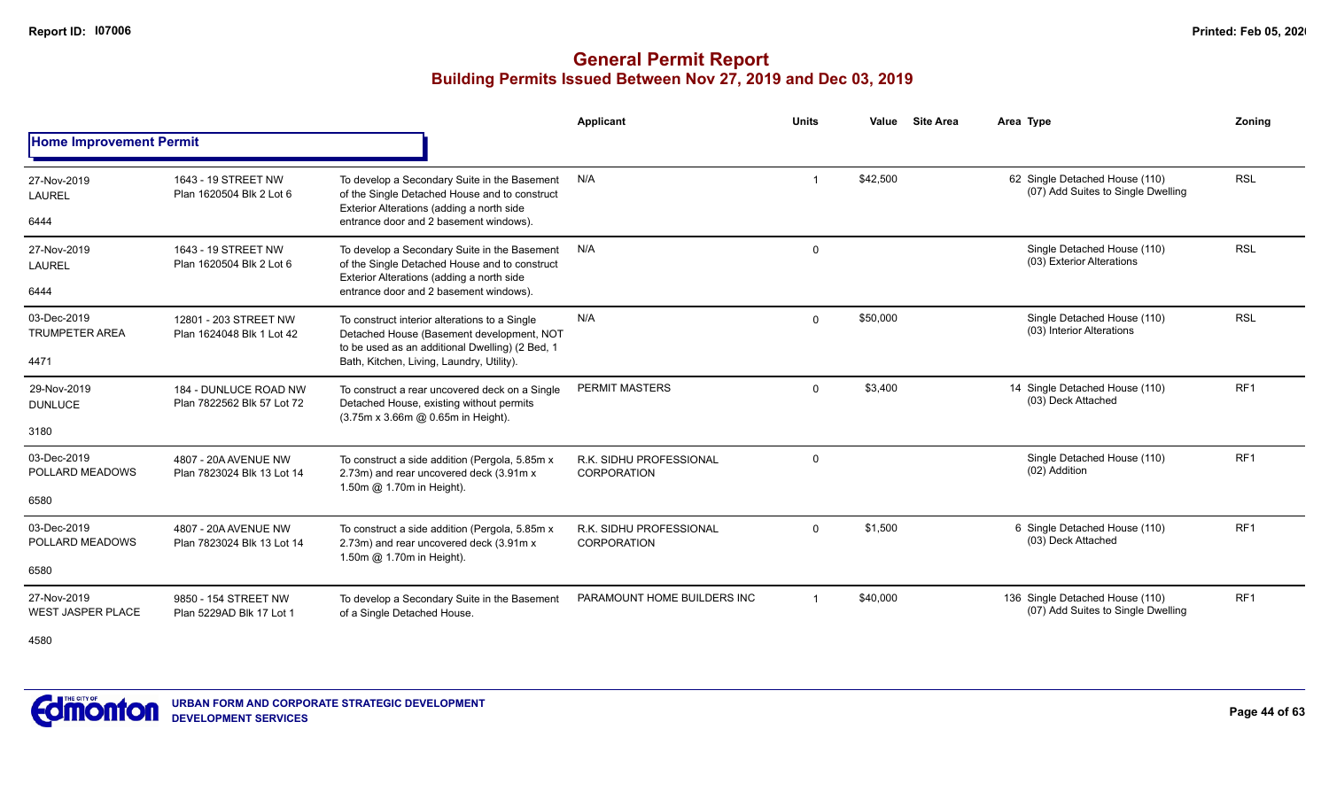# General Permit Report
## Building Permits Issued Between Nov 27, 2019 and Dec 03, 2019

| | | | Applicant | Units | Value | Site Area | Area | Type | Zoning |
|---|---|---|---|---|---|---|---|---|---|
| **Home Improvement Permit** | | | | | | | | | |
| 27-Nov-2019<br>LAUREL<br>6444 | 1643 - 19 STREET NW<br>Plan 1620504 Blk 2 Lot 6 | To develop a Secondary Suite in the Basement of the Single Detached House and to construct Exterior Alterations (adding a north side entrance door and 2 basement windows). | N/A | 1 | $42,500 | | 62 | Single Detached House (110)<br>(07) Add Suites to Single Dwelling | RSL |
| 27-Nov-2019<br>LAUREL<br>6444 | 1643 - 19 STREET NW<br>Plan 1620504 Blk 2 Lot 6 | To develop a Secondary Suite in the Basement of the Single Detached House and to construct Exterior Alterations (adding a north side entrance door and 2 basement windows). | N/A | 0 | | | | Single Detached House (110)<br>(03) Exterior Alterations | RSL |
| 03-Dec-2019<br>TRUMPETER AREA<br>4471 | 12801 - 203 STREET NW<br>Plan 1624048 Blk 1 Lot 42 | To construct interior alterations to a Single Detached House (Basement development, NOT to be used as an additional Dwelling) (2 Bed, 1 Bath, Kitchen, Living, Laundry, Utility). | N/A | 0 | $50,000 | | | Single Detached House (110)<br>(03) Interior Alterations | RSL |
| 29-Nov-2019<br>DUNLUCE<br>3180 | 184 - DUNLUCE ROAD NW<br>Plan 7822562 Blk 57 Lot 72 | To construct a rear uncovered deck on a Single Detached House, existing without permits (3.75m x 3.66m @ 0.65m in Height). | PERMIT MASTERS | 0 | $3,400 | | 14 | Single Detached House (110)<br>(03) Deck Attached | RF1 |
| 03-Dec-2019<br>POLLARD MEADOWS<br>6580 | 4807 - 20A AVENUE NW<br>Plan 7823024 Blk 13 Lot 14 | To construct a side addition (Pergola, 5.85m x 2.73m) and rear uncovered deck (3.91m x 1.50m @ 1.70m in Height). | R.K. SIDHU PROFESSIONAL CORPORATION | 0 | | | | Single Detached House (110)<br>(02) Addition | RF1 |
| 03-Dec-2019<br>POLLARD MEADOWS<br>6580 | 4807 - 20A AVENUE NW<br>Plan 7823024 Blk 13 Lot 14 | To construct a side addition (Pergola, 5.85m x 2.73m) and rear uncovered deck (3.91m x 1.50m @ 1.70m in Height). | R.K. SIDHU PROFESSIONAL CORPORATION | 0 | $1,500 | | 6 | Single Detached House (110)<br>(03) Deck Attached | RF1 |
| 27-Nov-2019<br>WEST JASPER PLACE<br>4580 | 9850 - 154 STREET NW<br>Plan 5229AD Blk 17 Lot 1 | To develop a Secondary Suite in the Basement of a Single Detached House. | PARAMOUNT HOME BUILDERS INC | 1 | $40,000 | | 136 | Single Detached House (110)<br>(07) Add Suites to Single Dwelling | RF1 |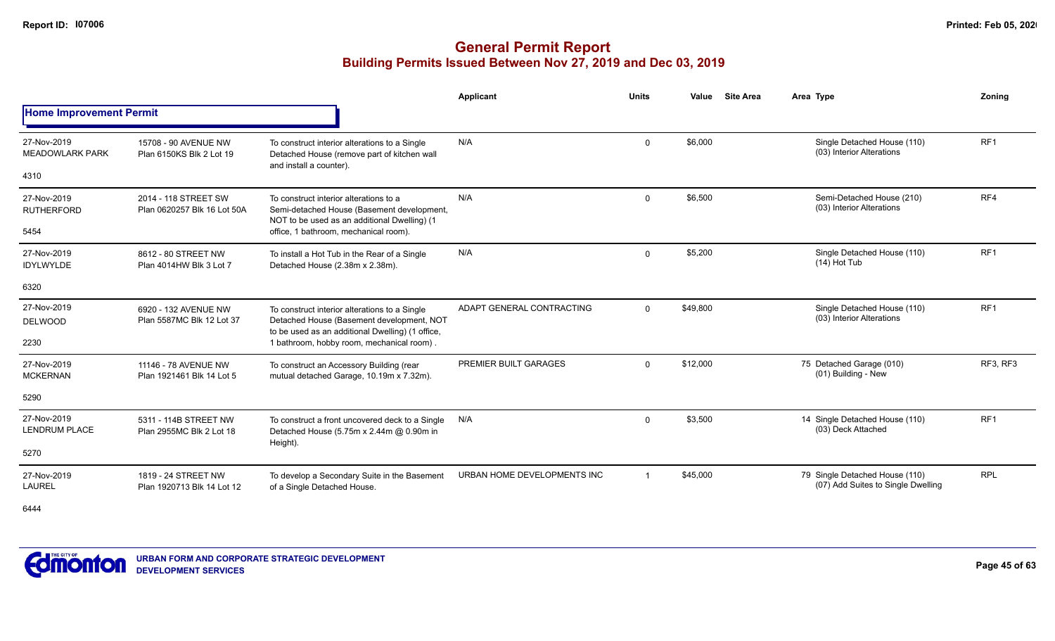# General Permit Report
## Building Permits Issued Between Nov 27, 2019 and Dec 03, 2019

**Home Improvement Permit**

| Date / Neighbourhood | Address / Legal | Description | Applicant | Units | Value | Site Area | Area Type | Zoning |
|---|---|---|---|---|---|---|---|---|
| 27-Nov-2019 MEADOWLARK PARK 4310 | 15708 - 90 AVENUE NW Plan 6150KS Blk 2 Lot 19 | To construct interior alterations to a Single Detached House (remove part of kitchen wall and install a counter). | N/A | 0 | $6,000 | | Single Detached House (110) (03) Interior Alterations | RF1 |
| 27-Nov-2019 RUTHERFORD 5454 | 2014 - 118 STREET SW Plan 0620257 Blk 16 Lot 50A | To construct interior alterations to a Semi-detached House (Basement development, NOT to be used as an additional Dwelling) (1 office, 1 bathroom, mechanical room). | N/A | 0 | $6,500 | | Semi-Detached House (210) (03) Interior Alterations | RF4 |
| 27-Nov-2019 IDYLWYLDE 6320 | 8612 - 80 STREET NW Plan 4014HW Blk 3 Lot 7 | To install a Hot Tub in the Rear of a Single Detached House (2.38m x 2.38m). | N/A | 0 | $5,200 | | Single Detached House (110) (14) Hot Tub | RF1 |
| 27-Nov-2019 DELWOOD 2230 | 6920 - 132 AVENUE NW Plan 5587MC Blk 12 Lot 37 | To construct interior alterations to a Single Detached House (Basement development, NOT to be used as an additional Dwelling) (1 office, 1 bathroom, hobby room, mechanical room) . | ADAPT GENERAL CONTRACTING | 0 | $49,800 | | Single Detached House (110) (03) Interior Alterations | RF1 |
| 27-Nov-2019 MCKERNAN 5290 | 11146 - 78 AVENUE NW Plan 1921461 Blk 14 Lot 5 | To construct an Accessory Building (rear mutual detached Garage, 10.19m x 7.32m). | PREMIER BUILT GARAGES | 0 | $12,000 | 75 | Detached Garage (010) (01) Building - New | RF3, RF3 |
| 27-Nov-2019 LENDRUM PLACE 5270 | 5311 - 114B STREET NW Plan 2955MC Blk 2 Lot 18 | To construct a front uncovered deck to a Single Detached House (5.75m x 2.44m @ 0.90m in Height). | N/A | 0 | $3,500 | 14 | Single Detached House (110) (03) Deck Attached | RF1 |
| 27-Nov-2019 LAUREL 6444 | 1819 - 24 STREET NW Plan 1920713 Blk 14 Lot 12 | To develop a Secondary Suite in the Basement of a Single Detached House. | URBAN HOME DEVELOPMENTS INC | 1 | $45,000 | 79 | Single Detached House (110) (07) Add Suites to Single Dwelling | RPL |

URBAN FORM AND CORPORATE STRATEGIC DEVELOPMENT
DEVELOPMENT SERVICES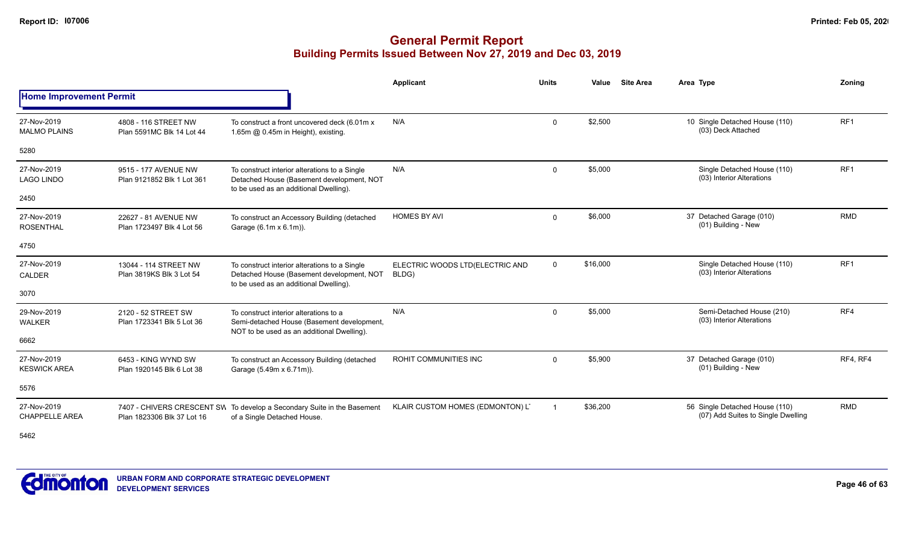# General Permit Report

## Building Permits Issued Between Nov 27, 2019 and Dec 03, 2019

### Home Improvement Permit

| Date / Neighbourhood | Address / Legal | Description | Applicant | Units | Value | Site Area | Area | Type | Zoning |
|---|---|---|---|---|---|---|---|---|---|
| 27-Nov-2019 MALMO PLAINS 5280 | 4808 - 116 STREET NW Plan 5591MC Blk 14 Lot 44 | To construct a front uncovered deck (6.01m x 1.65m @ 0.45m in Height), existing. | N/A | 0 | $2,500 | | 10 | Single Detached House (110) (03) Deck Attached | RF1 |
| 27-Nov-2019 LAGO LINDO 2450 | 9515 - 177 AVENUE NW Plan 9121852 Blk 1 Lot 361 | To construct interior alterations to a Single Detached House (Basement development, NOT to be used as an additional Dwelling). | N/A | 0 | $5,000 | | | Single Detached House (110) (03) Interior Alterations | RF1 |
| 27-Nov-2019 ROSENTHAL 4750 | 22627 - 81 AVENUE NW Plan 1723497 Blk 4 Lot 56 | To construct an Accessory Building (detached Garage (6.1m x 6.1m)). | HOMES BY AVI | 0 | $6,000 | | 37 | Detached Garage (010) (01) Building - New | RMD |
| 27-Nov-2019 CALDER 3070 | 13044 - 114 STREET NW Plan 3819KS Blk 3 Lot 54 | To construct interior alterations to a Single Detached House (Basement development, NOT to be used as an additional Dwelling). | ELECTRIC WOODS LTD(ELECTRIC AND BLDG) | 0 | $16,000 | | | Single Detached House (110) (03) Interior Alterations | RF1 |
| 29-Nov-2019 WALKER 6662 | 2120 - 52 STREET SW Plan 1723341 Blk 5 Lot 36 | To construct interior alterations to a Semi-detached House (Basement development, NOT to be used as an additional Dwelling). | N/A | 0 | $5,000 | | | Semi-Detached House (210) (03) Interior Alterations | RF4 |
| 27-Nov-2019 KESWICK AREA 5576 | 6453 - KING WYND SW Plan 1920145 Blk 6 Lot 38 | To construct an Accessory Building (detached Garage (5.49m x 6.71m)). | ROHIT COMMUNITIES INC | 0 | $5,900 | | 37 | Detached Garage (010) (01) Building - New | RF4, RF4 |
| 27-Nov-2019 CHAPPELLE AREA 5462 | 7407 - CHIVERS CRESCENT SW Plan 1823306 Blk 37 Lot 16 | To develop a Secondary Suite in the Basement of a Single Detached House. | KLAIR CUSTOM HOMES (EDMONTON) LT | 1 | $36,200 | | 56 | Single Detached House (110) (07) Add Suites to Single Dwelling | RMD |

URBAN FORM AND CORPORATE STRATEGIC DEVELOPMENT
DEVELOPMENT SERVICES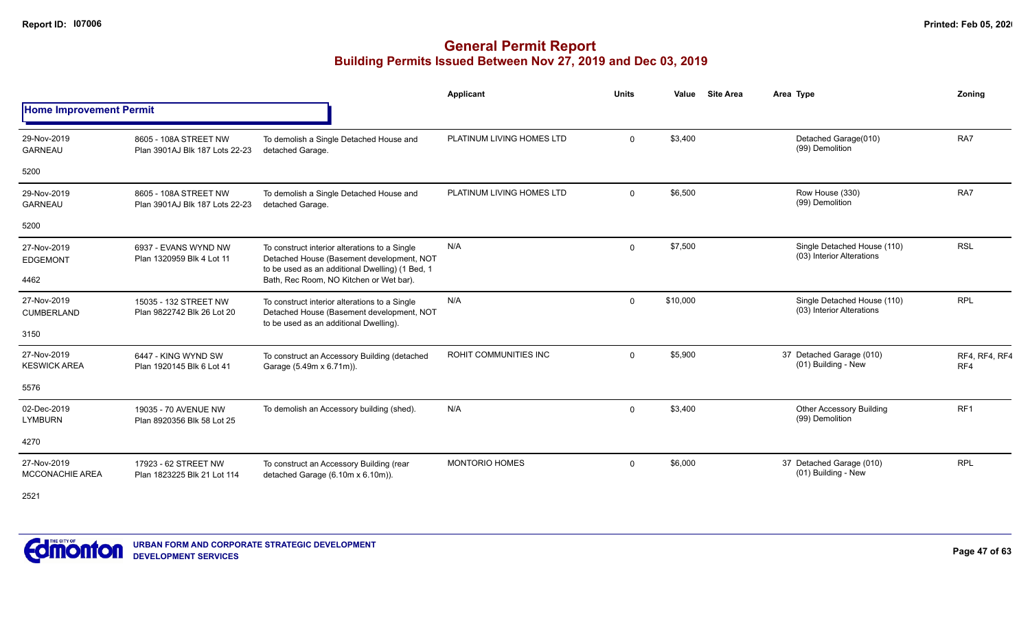# General Permit Report

## Building Permits Issued Between Nov 27, 2019 and Dec 03, 2019

| | | | Applicant | Units | Value | Site Area | Area | Type | Zoning |
|---|---|---|---|---|---|---|---|---|---|
| **Home Improvement Permit** | | | | | | | | | |
| 29-Nov-2019 GARNEAU 5200 | 8605 - 108A STREET NW Plan 3901AJ Blk 187 Lots 22-23 | To demolish a Single Detached House and detached Garage. | PLATINUM LIVING HOMES LTD | 0 | $3,400 | | | Detached Garage(010) (99) Demolition | RA7 |
| 29-Nov-2019 GARNEAU 5200 | 8605 - 108A STREET NW Plan 3901AJ Blk 187 Lots 22-23 | To demolish a Single Detached House and detached Garage. | PLATINUM LIVING HOMES LTD | 0 | $6,500 | | | Row House (330) (99) Demolition | RA7 |
| 27-Nov-2019 EDGEMONT 4462 | 6937 - EVANS WYND NW Plan 1320959 Blk 4 Lot 11 | To construct interior alterations to a Single Detached House (Basement development, NOT to be used as an additional Dwelling) (1 Bed, 1 Bath, Rec Room, NO Kitchen or Wet bar). | N/A | 0 | $7,500 | | | Single Detached House (110) (03) Interior Alterations | RSL |
| 27-Nov-2019 CUMBERLAND 3150 | 15035 - 132 STREET NW Plan 9822742 Blk 26 Lot 20 | To construct interior alterations to a Single Detached House (Basement development, NOT to be used as an additional Dwelling). | N/A | 0 | $10,000 | | | Single Detached House (110) (03) Interior Alterations | RPL |
| 27-Nov-2019 KESWICK AREA 5576 | 6447 - KING WYND SW Plan 1920145 Blk 6 Lot 41 | To construct an Accessory Building (detached Garage (5.49m x 6.71m)). | ROHIT COMMUNITIES INC | 0 | $5,900 | | 37 | Detached Garage (010) (01) Building - New | RF4, RF4, RF4 RF4 |
| 02-Dec-2019 LYMBURN 4270 | 19035 - 70 AVENUE NW Plan 8920356 Blk 58 Lot 25 | To demolish an Accessory building (shed). | N/A | 0 | $3,400 | | | Other Accessory Building (99) Demolition | RF1 |
| 27-Nov-2019 MCCONACHIE AREA 2521 | 17923 - 62 STREET NW Plan 1823225 Blk 21 Lot 114 | To construct an Accessory Building (rear detached Garage (6.10m x 6.10m)). | MONTORIO HOMES | 0 | $6,000 | | 37 | Detached Garage (010) (01) Building - New | RPL |

URBAN FORM AND CORPORATE STRATEGIC DEVELOPMENT
DEVELOPMENT SERVICES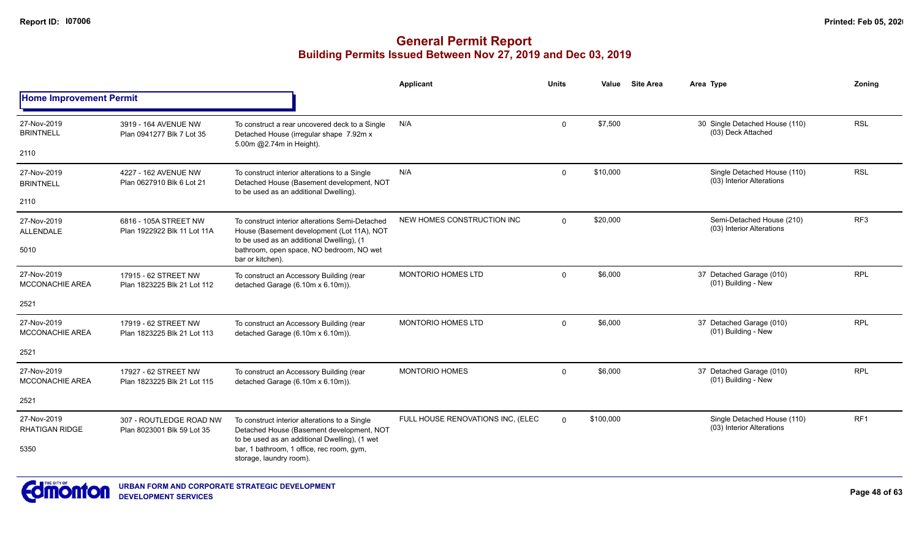# General Permit Report
## Building Permits Issued Between Nov 27, 2019 and Dec 03, 2019

### Home Improvement Permit

| Date / Neighbourhood | Address / Legal | Description | Applicant | Units | Value | Site Area | Area | Type | Zoning |
|---|---|---|---|---|---|---|---|---|---|
| 27-Nov-2019 BRINTNELL 2110 | 3919 - 164 AVENUE NW Plan 0941277 Blk 7 Lot 35 | To construct a rear uncovered deck to a Single Detached House (irregular shape 7.92m x 5.00m @2.74m in Height). | N/A | 0 | $7,500 | | 30 | Single Detached House (110) (03) Deck Attached | RSL |
| 27-Nov-2019 BRINTNELL 2110 | 4227 - 162 AVENUE NW Plan 0627910 Blk 6 Lot 21 | To construct interior alterations to a Single Detached House (Basement development, NOT to be used as an additional Dwelling). | N/A | 0 | $10,000 | | | Single Detached House (110) (03) Interior Alterations | RSL |
| 27-Nov-2019 ALLENDALE 5010 | 6816 - 105A STREET NW Plan 1922922 Blk 11 Lot 11A | To construct interior alterations Semi-Detached House (Basement development (Lot 11A), NOT to be used as an additional Dwelling), (1 bathroom, open space, NO bedroom, NO wet bar or kitchen). | NEW HOMES CONSTRUCTION INC | 0 | $20,000 | | | Semi-Detached House (210) (03) Interior Alterations | RF3 |
| 27-Nov-2019 MCCONACHIE AREA 2521 | 17915 - 62 STREET NW Plan 1823225 Blk 21 Lot 112 | To construct an Accessory Building (rear detached Garage (6.10m x 6.10m)). | MONTORIO HOMES LTD | 0 | $6,000 | | 37 | Detached Garage (010) (01) Building - New | RPL |
| 27-Nov-2019 MCCONACHIE AREA 2521 | 17919 - 62 STREET NW Plan 1823225 Blk 21 Lot 113 | To construct an Accessory Building (rear detached Garage (6.10m x 6.10m)). | MONTORIO HOMES LTD | 0 | $6,000 | | 37 | Detached Garage (010) (01) Building - New | RPL |
| 27-Nov-2019 MCCONACHIE AREA 2521 | 17927 - 62 STREET NW Plan 1823225 Blk 21 Lot 115 | To construct an Accessory Building (rear detached Garage (6.10m x 6.10m)). | MONTORIO HOMES | 0 | $6,000 | | 37 | Detached Garage (010) (01) Building - New | RPL |
| 27-Nov-2019 RHATIGAN RIDGE 5350 | 307 - ROUTLEDGE ROAD NW Plan 8023001 Blk 59 Lot 35 | To construct interior alterations to a Single Detached House (Basement development, NOT to be used as an additional Dwelling), (1 wet bar, 1 bathroom, 1 office, rec room, gym, storage, laundry room). | FULL HOUSE RENOVATIONS INC, (ELEC | 0 | $100,000 | | | Single Detached House (110) (03) Interior Alterations | RF1 |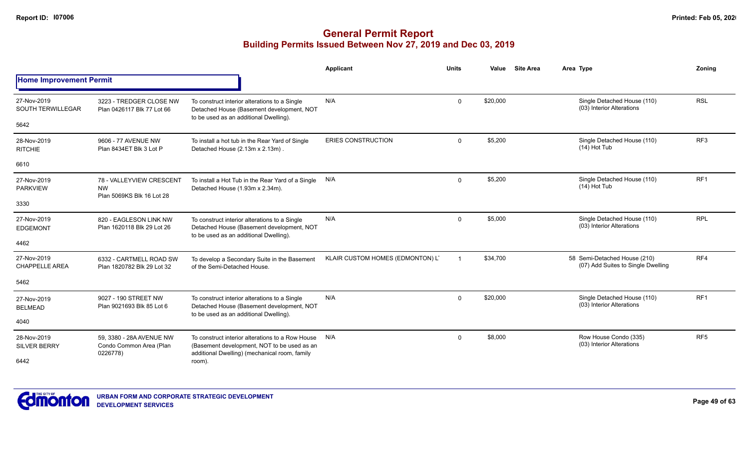# General Permit Report

## Building Permits Issued Between Nov 27, 2019 and Dec 03, 2019

### Home Improvement Permit

| Date / Neighbourhood | Address / Legal | Description | Applicant | Units | Value | Site Area | Area | Type | Zoning |
|---|---|---|---|---|---|---|---|---|---|
| 27-Nov-2019 SOUTH TERWILLEGAR 5642 | 3223 - TREDGER CLOSE NW Plan 0426117 Blk 77 Lot 66 | To construct interior alterations to a Single Detached House (Basement development, NOT to be used as an additional Dwelling). | N/A | 0 | $20,000 | | | Single Detached House (110) (03) Interior Alterations | RSL |
| 28-Nov-2019 RITCHIE 6610 | 9606 - 77 AVENUE NW Plan 8434ET Blk 3 Lot P | To install a hot tub in the Rear Yard of Single Detached House (2.13m x 2.13m) . | ERIES CONSTRUCTION | 0 | $5,200 | | | Single Detached House (110) (14) Hot Tub | RF3 |
| 27-Nov-2019 PARKVIEW 3330 | 78 - VALLEYVIEW CRESCENT NW Plan 5069KS Blk 16 Lot 28 | To install a Hot Tub in the Rear Yard of a Single Detached House (1.93m x 2.34m). | N/A | 0 | $5,200 | | | Single Detached House (110) (14) Hot Tub | RF1 |
| 27-Nov-2019 EDGEMONT 4462 | 820 - EAGLESON LINK NW Plan 1620118 Blk 29 Lot 26 | To construct interior alterations to a Single Detached House (Basement development, NOT to be used as an additional Dwelling). | N/A | 0 | $5,000 | | | Single Detached House (110) (03) Interior Alterations | RPL |
| 27-Nov-2019 CHAPPELLE AREA 5462 | 6332 - CARTMELL ROAD SW Plan 1820782 Blk 29 Lot 32 | To develop a Secondary Suite in the Basement of the Semi-Detached House. | KLAIR CUSTOM HOMES (EDMONTON) L' | 1 | $34,700 | | 58 | Semi-Detached House (210) (07) Add Suites to Single Dwelling | RF4 |
| 27-Nov-2019 BELMEAD 4040 | 9027 - 190 STREET NW Plan 9021693 Blk 85 Lot 6 | To construct interior alterations to a Single Detached House (Basement development, NOT to be used as an additional Dwelling). | N/A | 0 | $20,000 | | | Single Detached House (110) (03) Interior Alterations | RF1 |
| 28-Nov-2019 SILVER BERRY 6442 | 59, 3380 - 28A AVENUE NW Condo Common Area (Plan 0226778) | To construct interior alterations to a Row House (Basement development, NOT to be used as an additional Dwelling) (mechanical room, family room). | N/A | 0 | $8,000 | | | Row House Condo (335) (03) Interior Alterations | RF5 |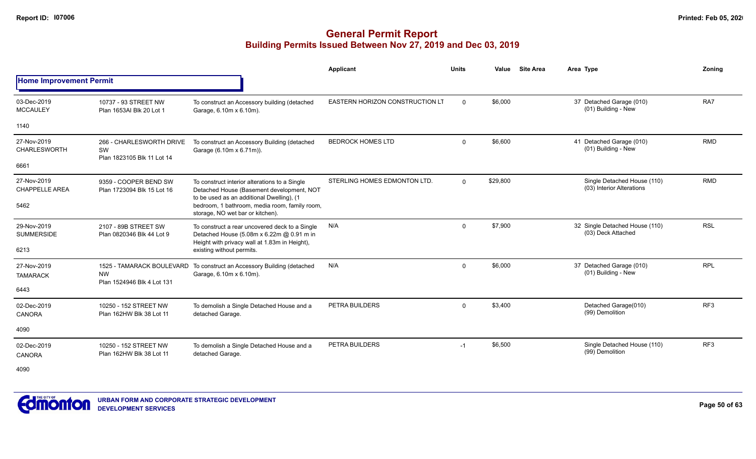# General Permit Report

## Building Permits Issued Between Nov 27, 2019 and Dec 03, 2019

### Home Improvement Permit

| Date / Neighbourhood | Address | Description | Applicant | Units | Value | Site Area | Area | Type | Zoning |
|---|---|---|---|---|---|---|---|---|---|
| 03-Dec-2019 MCCAULEY 1140 | 10737 - 93 STREET NW Plan 1653AI Blk 20 Lot 1 | To construct an Accessory building (detached Garage, 6.10m x 6.10m). | EASTERN HORIZON CONSTRUCTION LT | 0 | $6,000 | | 37 | Detached Garage (010) (01) Building - New | RA7 |
| 27-Nov-2019 CHARLESWORTH 6661 | 266 - CHARLESWORTH DRIVE SW Plan 1823105 Blk 11 Lot 14 | To construct an Accessory Building (detached Garage (6.10m x 6.71m)). | BEDROCK HOMES LTD | 0 | $6,600 | | 41 | Detached Garage (010) (01) Building - New | RMD |
| 27-Nov-2019 CHAPPELLE AREA 5462 | 9359 - COOPER BEND SW Plan 1723094 Blk 15 Lot 16 | To construct interior alterations to a Single Detached House (Basement development, NOT to be used as an additional Dwelling), (1 bedroom, 1 bathroom, media room, family room, storage, NO wet bar or kitchen). | STERLING HOMES EDMONTON LTD. | 0 | $29,800 | | | Single Detached House (110) (03) Interior Alterations | RMD |
| 29-Nov-2019 SUMMERSIDE 6213 | 2107 - 89B STREET SW Plan 0820346 Blk 44 Lot 9 | To construct a rear uncovered deck to a Single Detached House (5.08m x 6.22m @ 0.91 m in Height with privacy wall at 1.83m in Height), existing without permits. | N/A | 0 | $7,900 | | 32 | Single Detached House (110) (03) Deck Attached | RSL |
| 27-Nov-2019 TAMARACK 6443 | 1525 - TAMARACK BOULEVARD NW Plan 1524946 Blk 4 Lot 131 | To construct an Accessory Building (detached Garage, 6.10m x 6.10m). | N/A | 0 | $6,000 | | 37 | Detached Garage (010) (01) Building - New | RPL |
| 02-Dec-2019 CANORA 4090 | 10250 - 152 STREET NW Plan 162HW Blk 38 Lot 11 | To demolish a Single Detached House and a detached Garage. | PETRA BUILDERS | 0 | $3,400 | | | Detached Garage(010) (99) Demolition | RF3 |
| 02-Dec-2019 CANORA 4090 | 10250 - 152 STREET NW Plan 162HW Blk 38 Lot 11 | To demolish a Single Detached House and a detached Garage. | PETRA BUILDERS | -1 | $6,500 | | | Single Detached House (110) (99) Demolition | RF3 |

URBAN FORM AND CORPORATE STRATEGIC DEVELOPMENT
DEVELOPMENT SERVICES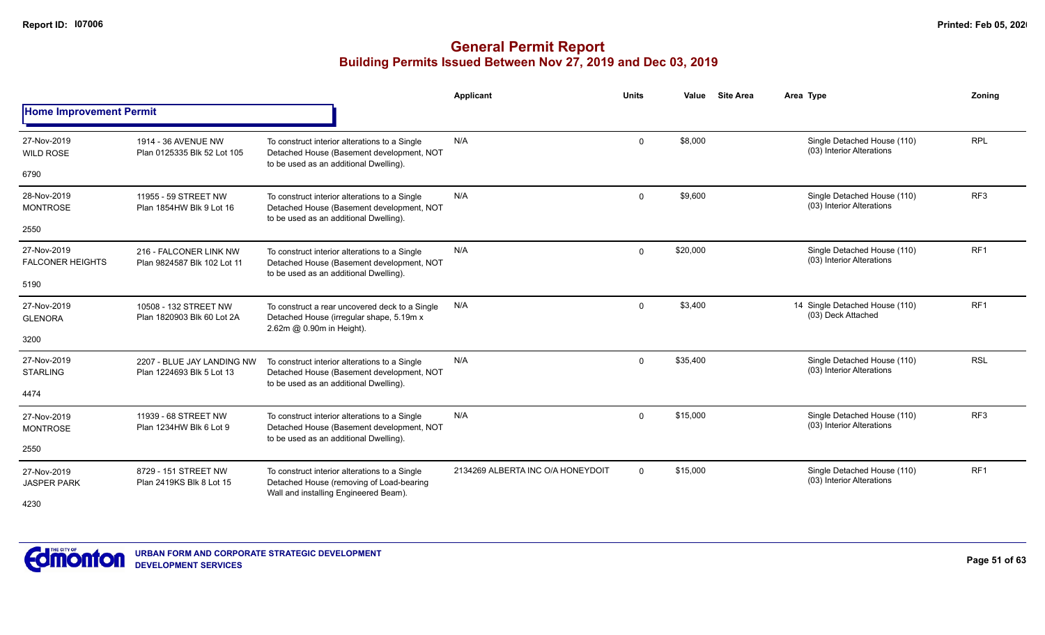# General Permit Report

## Building Permits Issued Between Nov 27, 2019 and Dec 03, 2019

| | | | Applicant | Units | Value | Site Area | Area Type | Zoning |
|---|---|---|---|---|---|---|---|---|
| **Home Improvement Permit** | | | | | | | | |
| 27-Nov-2019 WILD ROSE 6790 | 1914 - 36 AVENUE NW Plan 0125335 Blk 52 Lot 105 | To construct interior alterations to a Single Detached House (Basement development, NOT to be used as an additional Dwelling). | N/A | 0 | $8,000 | | Single Detached House (110) (03) Interior Alterations | RPL |
| 28-Nov-2019 MONTROSE 2550 | 11955 - 59 STREET NW Plan 1854HW Blk 9 Lot 16 | To construct interior alterations to a Single Detached House (Basement development, NOT to be used as an additional Dwelling). | N/A | 0 | $9,600 | | Single Detached House (110) (03) Interior Alterations | RF3 |
| 27-Nov-2019 FALCONER HEIGHTS 5190 | 216 - FALCONER LINK NW Plan 9824587 Blk 102 Lot 11 | To construct interior alterations to a Single Detached House (Basement development, NOT to be used as an additional Dwelling). | N/A | 0 | $20,000 | | Single Detached House (110) (03) Interior Alterations | RF1 |
| 27-Nov-2019 GLENORA 3200 | 10508 - 132 STREET NW Plan 1820903 Blk 60 Lot 2A | To construct a rear uncovered deck to a Single Detached House (irregular shape, 5.19m x 2.62m @ 0.90m in Height). | N/A | 0 | $3,400 | | 14 Single Detached House (110) (03) Deck Attached | RF1 |
| 27-Nov-2019 STARLING 4474 | 2207 - BLUE JAY LANDING NW Plan 1224693 Blk 5 Lot 13 | To construct interior alterations to a Single Detached House (Basement development, NOT to be used as an additional Dwelling). | N/A | 0 | $35,400 | | Single Detached House (110) (03) Interior Alterations | RSL |
| 27-Nov-2019 MONTROSE 2550 | 11939 - 68 STREET NW Plan 1234HW Blk 6 Lot 9 | To construct interior alterations to a Single Detached House (Basement development, NOT to be used as an additional Dwelling). | N/A | 0 | $15,000 | | Single Detached House (110) (03) Interior Alterations | RF3 |
| 27-Nov-2019 JASPER PARK 4230 | 8729 - 151 STREET NW Plan 2419KS Blk 8 Lot 15 | To construct interior alterations to a Single Detached House (removing of Load-bearing Wall and installing Engineered Beam). | 2134269 ALBERTA INC O/A HONEYDOIT | 0 | $15,000 | | Single Detached House (110) (03) Interior Alterations | RF1 |

URBAN FORM AND CORPORATE STRATEGIC DEVELOPMENT
DEVELOPMENT SERVICES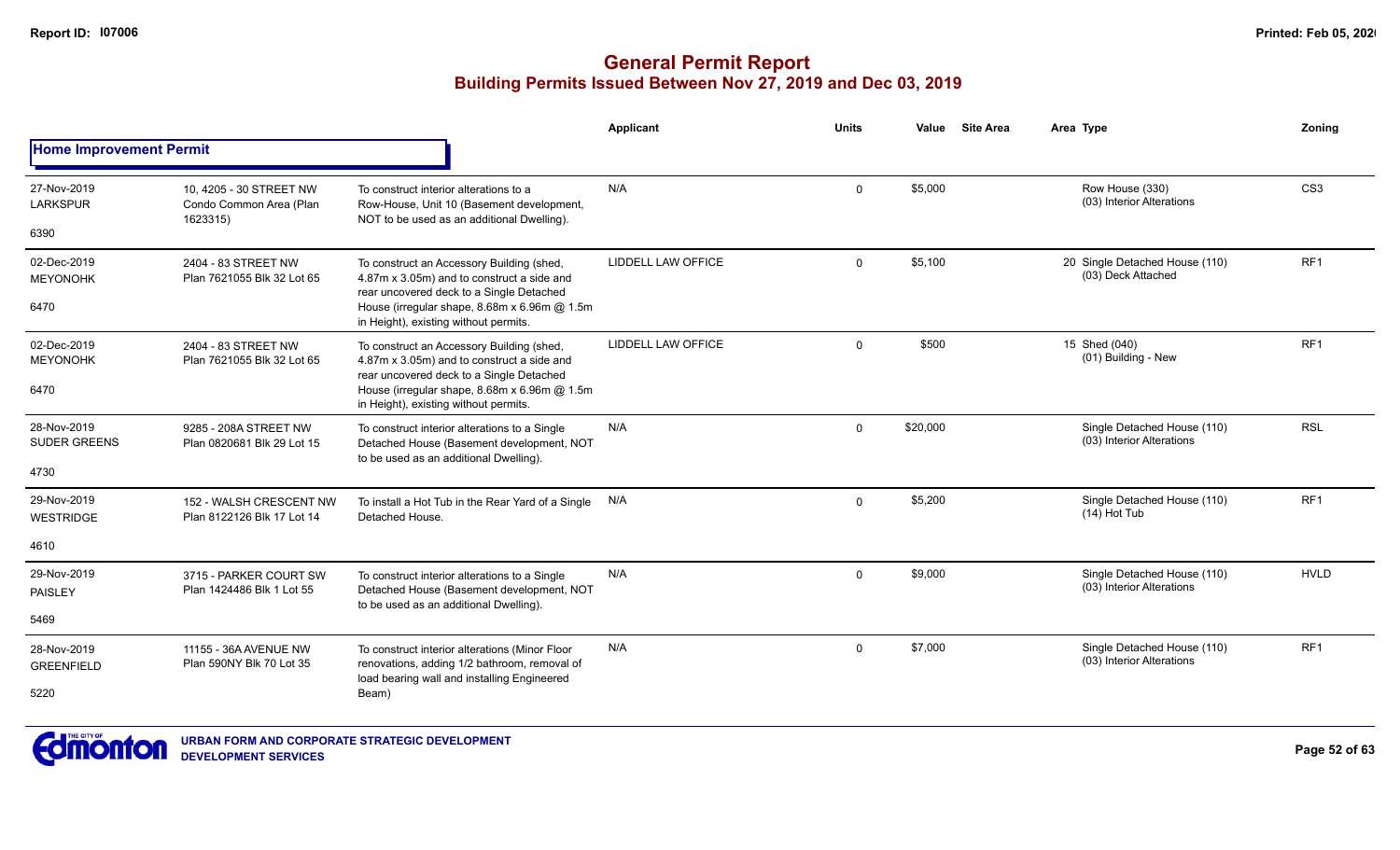# General Permit Report
## Building Permits Issued Between Nov 27, 2019 and Dec 03, 2019

| | | | Applicant | Units | Value | Site Area | Area Type | Zoning |
|---|---|---|---|---|---|---|---|---|
| **Home Improvement Permit** | | | | | | | | |
| 27-Nov-2019<br>LARKSPUR<br>6390 | 10, 4205 - 30 STREET NW<br>Condo Common Area (Plan 1623315) | To construct interior alterations to a Row-House, Unit 10 (Basement development, NOT to be used as an additional Dwelling). | N/A | 0 | $5,000 | | Row House (330)<br>(03) Interior Alterations | CS3 |
| 02-Dec-2019<br>MEYONOHK<br>6470 | 2404 - 83 STREET NW<br>Plan 7621055 Blk 32 Lot 65 | To construct an Accessory Building (shed, 4.87m x 3.05m) and to construct a side and rear uncovered deck to a Single Detached House (irregular shape, 8.68m x 6.96m @ 1.5m in Height), existing without permits. | LIDDELL LAW OFFICE | 0 | $5,100 | | 20 Single Detached House (110)<br>(03) Deck Attached | RF1 |
| 02-Dec-2019<br>MEYONOHK<br>6470 | 2404 - 83 STREET NW<br>Plan 7621055 Blk 32 Lot 65 | To construct an Accessory Building (shed, 4.87m x 3.05m) and to construct a side and rear uncovered deck to a Single Detached House (irregular shape, 8.68m x 6.96m @ 1.5m in Height), existing without permits. | LIDDELL LAW OFFICE | 0 | $500 | | 15 Shed (040)<br>(01) Building - New | RF1 |
| 28-Nov-2019<br>SUDER GREENS<br>4730 | 9285 - 208A STREET NW<br>Plan 0820681 Blk 29 Lot 15 | To construct interior alterations to a Single Detached House (Basement development, NOT to be used as an additional Dwelling). | N/A | 0 | $20,000 | | Single Detached House (110)<br>(03) Interior Alterations | RSL |
| 29-Nov-2019<br>WESTRIDGE<br>4610 | 152 - WALSH CRESCENT NW<br>Plan 8122126 Blk 17 Lot 14 | To install a Hot Tub in the Rear Yard of a Single Detached House. | N/A | 0 | $5,200 | | Single Detached House (110)<br>(14) Hot Tub | RF1 |
| 29-Nov-2019<br>PAISLEY<br>5469 | 3715 - PARKER COURT SW<br>Plan 1424486 Blk 1 Lot 55 | To construct interior alterations to a Single Detached House (Basement development, NOT to be used as an additional Dwelling). | N/A | 0 | $9,000 | | Single Detached House (110)<br>(03) Interior Alterations | HVLD |
| 28-Nov-2019<br>GREENFIELD<br>5220 | 11155 - 36A AVENUE NW<br>Plan 590NY Blk 70 Lot 35 | To construct interior alterations (Minor Floor renovations, adding 1/2 bathroom, removal of load bearing wall and installing Engineered Beam) | N/A | 0 | $7,000 | | Single Detached House (110)<br>(03) Interior Alterations | RF1 |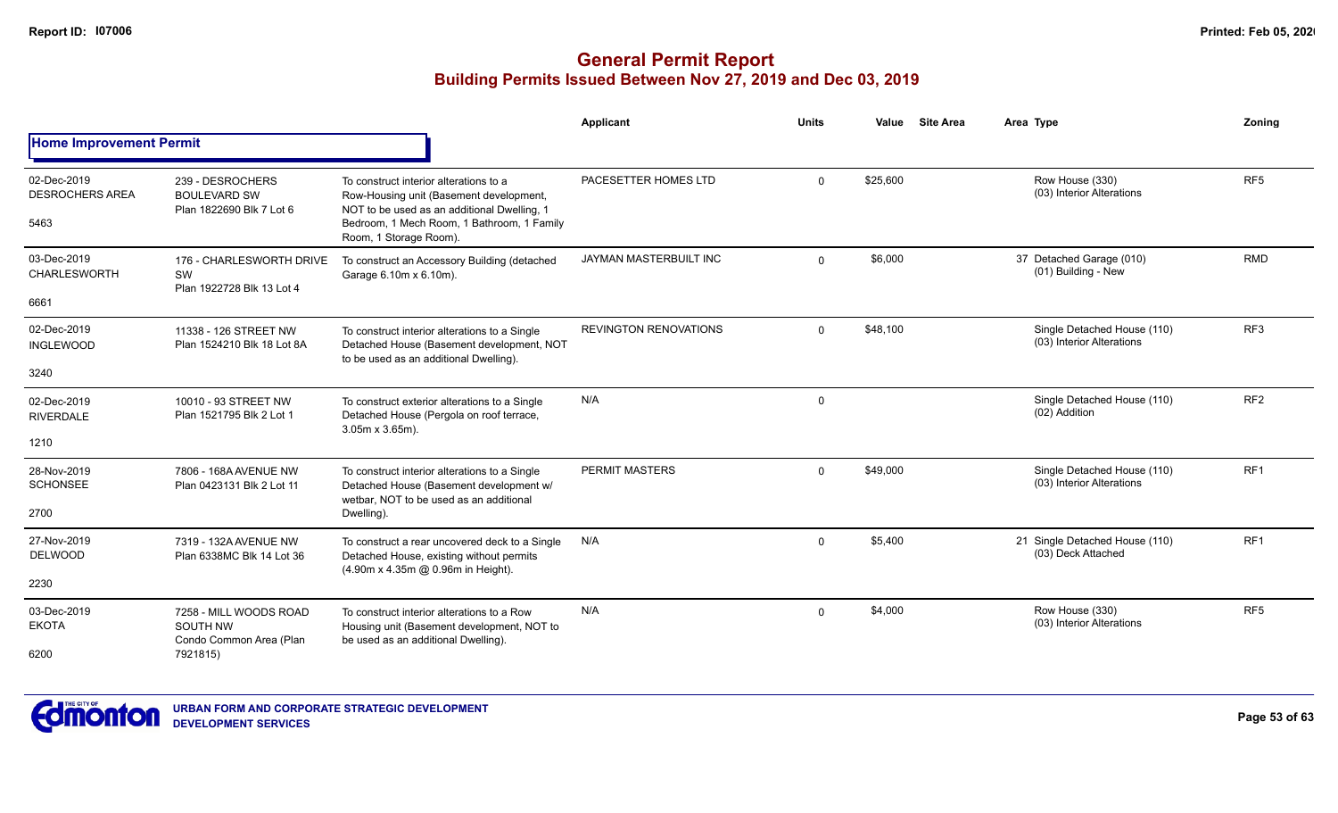# General Permit Report

## Building Permits Issued Between Nov 27, 2019 and Dec 03, 2019

| | | | Applicant | Units | Value | Site Area | Area Type | Zoning |
|---|---|---|---|---|---|---|---|---|
| **Home Improvement Permit** | | | | | | | | |
| 02-Dec-2019 DESROCHERS AREA 5463 | 239 - DESROCHERS BOULEVARD SW Plan 1822690 Blk 7 Lot 6 | To construct interior alterations to a Row-Housing unit (Basement development, NOT to be used as an additional Dwelling, 1 Bedroom, 1 Mech Room, 1 Bathroom, 1 Family Room, 1 Storage Room). | PACESETTER HOMES LTD | 0 | $25,600 | | Row House (330) (03) Interior Alterations | RF5 |
| 03-Dec-2019 CHARLESWORTH 6661 | 176 - CHARLESWORTH DRIVE SW Plan 1922728 Blk 13 Lot 4 | To construct an Accessory Building (detached Garage 6.10m x 6.10m). | JAYMAN MASTERBUILT INC | 0 | $6,000 | | 37 Detached Garage (010) (01) Building - New | RMD |
| 02-Dec-2019 INGLEWOOD 3240 | 11338 - 126 STREET NW Plan 1524210 Blk 18 Lot 8A | To construct interior alterations to a Single Detached House (Basement development, NOT to be used as an additional Dwelling). | REVINGTON RENOVATIONS | 0 | $48,100 | | Single Detached House (110) (03) Interior Alterations | RF3 |
| 02-Dec-2019 RIVERDALE 1210 | 10010 - 93 STREET NW Plan 1521795 Blk 2 Lot 1 | To construct exterior alterations to a Single Detached House (Pergola on roof terrace, 3.05m x 3.65m). | N/A | 0 | | | Single Detached House (110) (02) Addition | RF2 |
| 28-Nov-2019 SCHONSEE 2700 | 7806 - 168A AVENUE NW Plan 0423131 Blk 2 Lot 11 | To construct interior alterations to a Single Detached House (Basement development w/ wetbar, NOT to be used as an additional Dwelling). | PERMIT MASTERS | 0 | $49,000 | | Single Detached House (110) (03) Interior Alterations | RF1 |
| 27-Nov-2019 DELWOOD 2230 | 7319 - 132A AVENUE NW Plan 6338MC Blk 14 Lot 36 | To construct a rear uncovered deck to a Single Detached House, existing without permits (4.90m x 4.35m @ 0.96m in Height). | N/A | 0 | $5,400 | | 21 Single Detached House (110) (03) Deck Attached | RF1 |
| 03-Dec-2019 EKOTA 6200 | 7258 - MILL WOODS ROAD SOUTH NW Condo Common Area (Plan 7921815) | To construct interior alterations to a Row Housing unit (Basement development, NOT to be used as an additional Dwelling). | N/A | 0 | $4,000 | | Row House (330) (03) Interior Alterations | RF5 |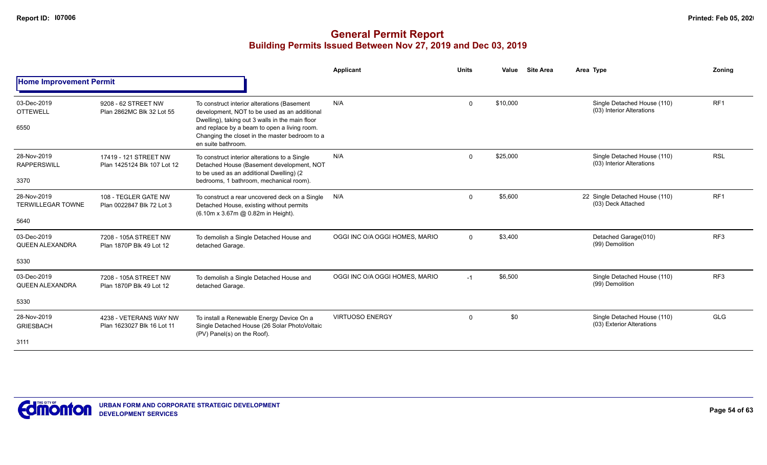# General Permit Report
## Building Permits Issued Between Nov 27, 2019 and Dec 03, 2019

**Home Improvement Permit**

| | | | Applicant | Units | Value | Site Area | Area Type | Zoning |
|---|---|---|---|---|---|---|---|---|
| 03-Dec-2019 OTTEWELL 6550 | 9208 - 62 STREET NW Plan 2862MC Blk 32 Lot 55 | To construct interior alterations (Basement development, NOT to be used as an additional Dwelling), taking out 3 walls in the main floor and replace by a beam to open a living room. Changing the closet in the master bedroom to a en suite bathroom. | N/A | 0 | $10,000 | | Single Detached House (110) (03) Interior Alterations | RF1 |
| 28-Nov-2019 RAPPERSWILL 3370 | 17419 - 121 STREET NW Plan 1425124 Blk 107 Lot 12 | To construct interior alterations to a Single Detached House (Basement development, NOT to be used as an additional Dwelling) (2 bedrooms, 1 bathroom, mechanical room). | N/A | 0 | $25,000 | | Single Detached House (110) (03) Interior Alterations | RSL |
| 28-Nov-2019 TERWILLEGAR TOWNE 5640 | 108 - TEGLER GATE NW Plan 0022847 Blk 72 Lot 3 | To construct a rear uncovered deck on a Single Detached House, existing without permits (6.10m x 3.67m @ 0.82m in Height). | N/A | 0 | $5,600 | | 22 Single Detached House (110) (03) Deck Attached | RF1 |
| 03-Dec-2019 QUEEN ALEXANDRA 5330 | 7208 - 105A STREET NW Plan 1870P Blk 49 Lot 12 | To demolish a Single Detached House and detached Garage. | OGGI INC O/A OGGI HOMES, MARIO | 0 | $3,400 | | Detached Garage(010) (99) Demolition | RF3 |
| 03-Dec-2019 QUEEN ALEXANDRA 5330 | 7208 - 105A STREET NW Plan 1870P Blk 49 Lot 12 | To demolish a Single Detached House and detached Garage. | OGGI INC O/A OGGI HOMES, MARIO | -1 | $6,500 | | Single Detached House (110) (99) Demolition | RF3 |
| 28-Nov-2019 GRIESBACH 3111 | 4238 - VETERANS WAY NW Plan 1623027 Blk 16 Lot 11 | To install a Renewable Energy Device On a Single Detached House (26 Solar PhotoVoltaic (PV) Panel(s) on the Roof). | VIRTUOSO ENERGY | 0 | $0 | | Single Detached House (110) (03) Exterior Alterations | GLG |

URBAN FORM AND CORPORATE STRATEGIC DEVELOPMENT
DEVELOPMENT SERVICES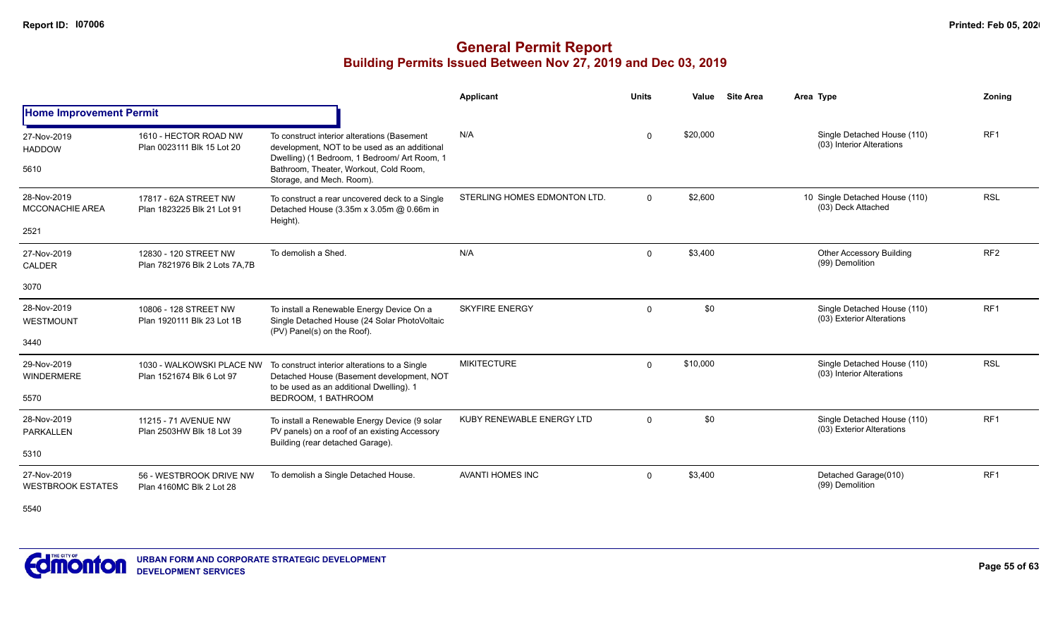# General Permit Report

## Building Permits Issued Between Nov 27, 2019 and Dec 03, 2019

### Home Improvement Permit

| Date / Neighbourhood | Address / Legal | Description | Applicant | Units | Value | Site Area | Area | Type | Zoning |
|---|---|---|---|---|---|---|---|---|---|
| 27-Nov-2019 HADDOW 5610 | 1610 - HECTOR ROAD NW Plan 0023111 Blk 15 Lot 20 | To construct interior alterations (Basement development, NOT to be used as an additional Dwelling) (1 Bedroom, 1 Bedroom/ Art Room, 1 Bathroom, Theater, Workout, Cold Room, Storage, and Mech. Room). | N/A | 0 | $20,000 | | | Single Detached House (110) (03) Interior Alterations | RF1 |
| 28-Nov-2019 MCCONACHIE AREA 2521 | 17817 - 62A STREET NW Plan 1823225 Blk 21 Lot 91 | To construct a rear uncovered deck to a Single Detached House (3.35m x 3.05m @ 0.66m in Height). | STERLING HOMES EDMONTON LTD. | 0 | $2,600 | | 10 | Single Detached House (110) (03) Deck Attached | RSL |
| 27-Nov-2019 CALDER 3070 | 12830 - 120 STREET NW Plan 7821976 Blk 2 Lots 7A,7B | To demolish a Shed. | N/A | 0 | $3,400 | | | Other Accessory Building (99) Demolition | RF2 |
| 28-Nov-2019 WESTMOUNT 3440 | 10806 - 128 STREET NW Plan 1920111 Blk 23 Lot 1B | To install a Renewable Energy Device On a Single Detached House (24 Solar PhotoVoltaic (PV) Panel(s) on the Roof). | SKYFIRE ENERGY | 0 | $0 | | | Single Detached House (110) (03) Exterior Alterations | RF1 |
| 29-Nov-2019 WINDERMERE 5570 | 1030 - WALKOWSKI PLACE NW Plan 1521674 Blk 6 Lot 97 | To construct interior alterations to a Single Detached House (Basement development, NOT to be used as an additional Dwelling). 1 BEDROOM, 1 BATHROOM | MIKITECTURE | 0 | $10,000 | | | Single Detached House (110) (03) Interior Alterations | RSL |
| 28-Nov-2019 PARKALLEN 5310 | 11215 - 71 AVENUE NW Plan 2503HW Blk 18 Lot 39 | To install a Renewable Energy Device (9 solar PV panels) on a roof of an existing Accessory Building (rear detached Garage). | KUBY RENEWABLE ENERGY LTD | 0 | $0 | | | Single Detached House (110) (03) Exterior Alterations | RF1 |
| 27-Nov-2019 WESTBROOK ESTATES 5540 | 56 - WESTBROOK DRIVE NW Plan 4160MC Blk 2 Lot 28 | To demolish a Single Detached House. | AVANTI HOMES INC | 0 | $3,400 | | | Detached Garage(010) (99) Demolition | RF1 |

URBAN FORM AND CORPORATE STRATEGIC DEVELOPMENT
DEVELOPMENT SERVICES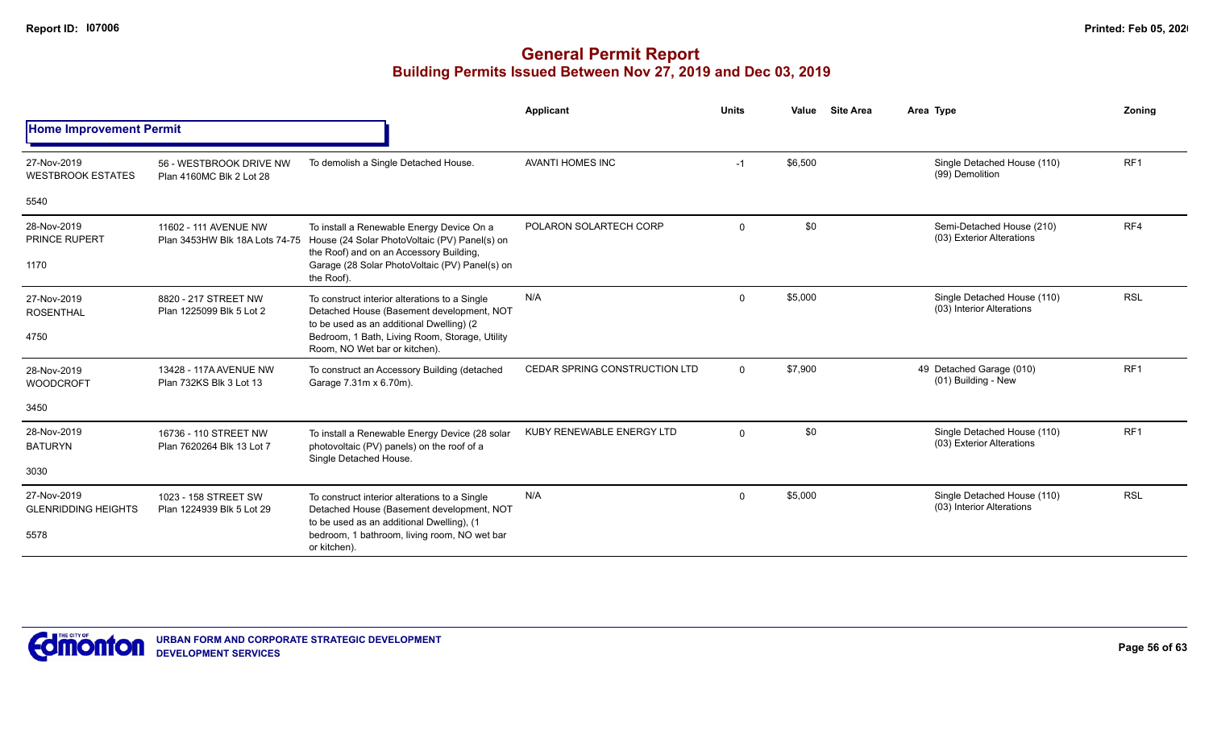# General Permit Report

## Building Permits Issued Between Nov 27, 2019 and Dec 03, 2019

### Home Improvement Permit

| Date / Neighbourhood | Address / Legal | Description | Applicant | Units | Value | Site Area | Area Type | Zoning |
|---|---|---|---|---|---|---|---|---|
| 27-Nov-2019 WESTBROOK ESTATES 5540 | 56 - WESTBROOK DRIVE NW Plan 4160MC Blk 2 Lot 28 | To demolish a Single Detached House. | AVANTI HOMES INC | -1 | $6,500 | | Single Detached House (110) (99) Demolition | RF1 |
| 28-Nov-2019 PRINCE RUPERT 1170 | 11602 - 111 AVENUE NW Plan 3453HW Blk 18A Lots 74-75 | To install a Renewable Energy Device On a House (24 Solar PhotoVoltaic (PV) Panel(s) on the Roof) and on an Accessory Building, Garage (28 Solar PhotoVoltaic (PV) Panel(s) on the Roof). | POLARON SOLARTECH CORP | 0 | $0 | | Semi-Detached House (210) (03) Exterior Alterations | RF4 |
| 27-Nov-2019 ROSENTHAL 4750 | 8820 - 217 STREET NW Plan 1225099 Blk 5 Lot 2 | To construct interior alterations to a Single Detached House (Basement development, NOT to be used as an additional Dwelling) (2 Bedroom, 1 Bath, Living Room, Storage, Utility Room, NO Wet bar or kitchen). | N/A | 0 | $5,000 | | Single Detached House (110) (03) Interior Alterations | RSL |
| 28-Nov-2019 WOODCROFT 3450 | 13428 - 117A AVENUE NW Plan 732KS Blk 3 Lot 13 | To construct an Accessory Building (detached Garage 7.31m x 6.70m). | CEDAR SPRING CONSTRUCTION LTD | 0 | $7,900 | | 49 Detached Garage (010) (01) Building - New | RF1 |
| 28-Nov-2019 BATURYN 3030 | 16736 - 110 STREET NW Plan 7620264 Blk 13 Lot 7 | To install a Renewable Energy Device (28 solar photovoltaic (PV) panels) on the roof of a Single Detached House. | KUBY RENEWABLE ENERGY LTD | 0 | $0 | | Single Detached House (110) (03) Exterior Alterations | RF1 |
| 27-Nov-2019 GLENRIDDING HEIGHTS 5578 | 1023 - 158 STREET SW Plan 1224939 Blk 5 Lot 29 | To construct interior alterations to a Single Detached House (Basement development, NOT to be used as an additional Dwelling), (1 bedroom, 1 bathroom, living room, NO wet bar or kitchen). | N/A | 0 | $5,000 | | Single Detached House (110) (03) Interior Alterations | RSL |

URBAN FORM AND CORPORATE STRATEGIC DEVELOPMENT
DEVELOPMENT SERVICES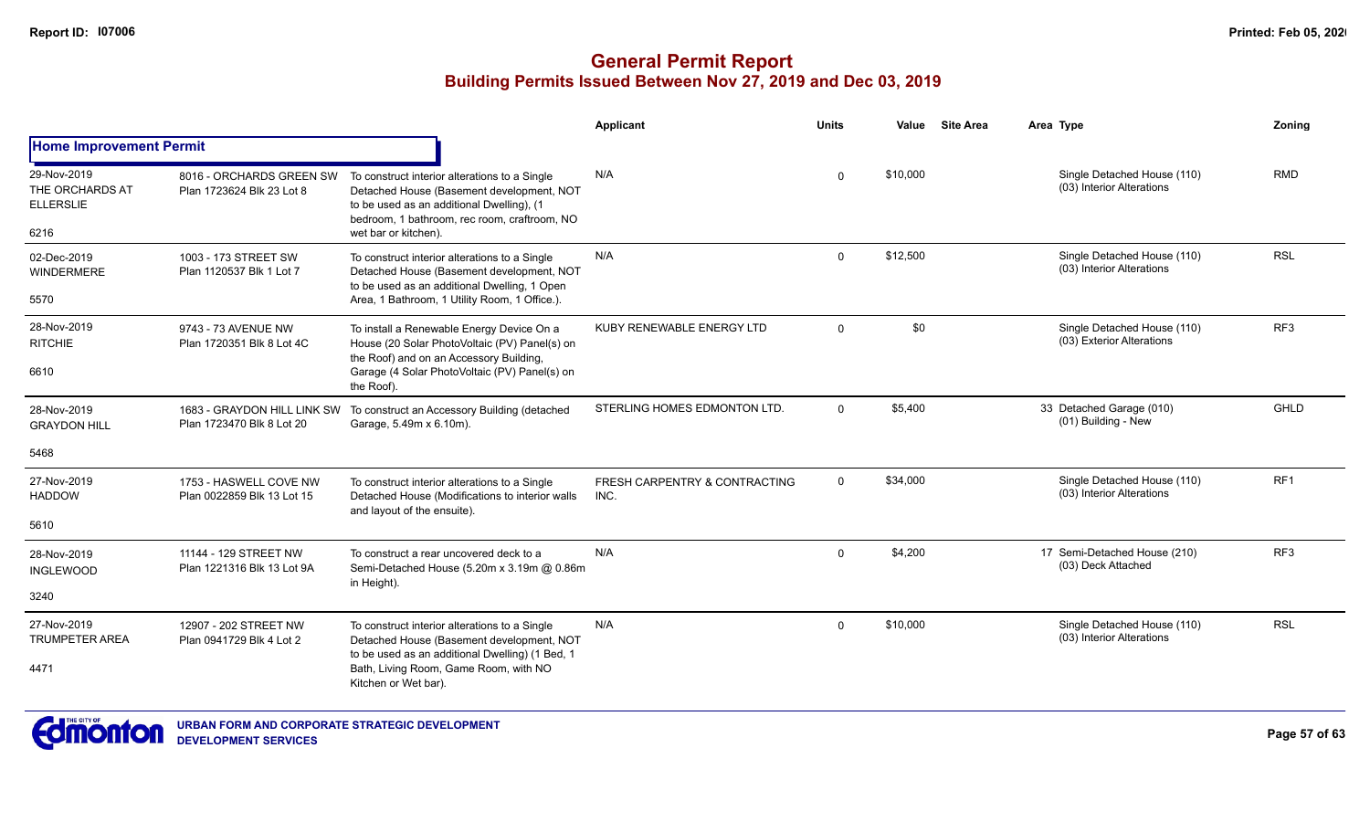# General Permit Report

## Building Permits Issued Between Nov 27, 2019 and Dec 03, 2019

| | | | Applicant | Units | Value | Site Area | Area | Type | Zoning |
|---|---|---|---|---|---|---|---|---|---|
| **Home Improvement Permit** | | | | | | | | | |
| 29-Nov-2019 THE ORCHARDS AT ELLERSLIE 6216 | 8016 - ORCHARDS GREEN SW Plan 1723624 Blk 23 Lot 8 | To construct interior alterations to a Single Detached House (Basement development, NOT to be used as an additional Dwelling), (1 bedroom, 1 bathroom, rec room, craftroom, NO wet bar or kitchen). | N/A | 0 | $10,000 | | | Single Detached House (110) (03) Interior Alterations | RMD |
| 02-Dec-2019 WINDERMERE 5570 | 1003 - 173 STREET SW Plan 1120537 Blk 1 Lot 7 | To construct interior alterations to a Single Detached House (Basement development, NOT to be used as an additional Dwelling, 1 Open Area, 1 Bathroom, 1 Utility Room, 1 Office.). | N/A | 0 | $12,500 | | | Single Detached House (110) (03) Interior Alterations | RSL |
| 28-Nov-2019 RITCHIE 6610 | 9743 - 73 AVENUE NW Plan 1720351 Blk 8 Lot 4C | To install a Renewable Energy Device On a House (20 Solar PhotoVoltaic (PV) Panel(s) on the Roof) and on an Accessory Building, Garage (4 Solar PhotoVoltaic (PV) Panel(s) on the Roof). | KUBY RENEWABLE ENERGY LTD | 0 | $0 | | | Single Detached House (110) (03) Exterior Alterations | RF3 |
| 28-Nov-2019 GRAYDON HILL 5468 | 1683 - GRAYDON HILL LINK SW Plan 1723470 Blk 8 Lot 20 | To construct an Accessory Building (detached Garage, 5.49m x 6.10m). | STERLING HOMES EDMONTON LTD. | 0 | $5,400 | | 33 | Detached Garage (010) (01) Building - New | GHLD |
| 27-Nov-2019 HADDOW 5610 | 1753 - HASWELL COVE NW Plan 0022859 Blk 13 Lot 15 | To construct interior alterations to a Single Detached House (Modifications to interior walls and layout of the ensuite). | FRESH CARPENTRY & CONTRACTING INC. | 0 | $34,000 | | | Single Detached House (110) (03) Interior Alterations | RF1 |
| 28-Nov-2019 INGLEWOOD 3240 | 11144 - 129 STREET NW Plan 1221316 Blk 13 Lot 9A | To construct a rear uncovered deck to a Semi-Detached House (5.20m x 3.19m @ 0.86m in Height). | N/A | 0 | $4,200 | | 17 | Semi-Detached House (210) (03) Deck Attached | RF3 |
| 27-Nov-2019 TRUMPETER AREA 4471 | 12907 - 202 STREET NW Plan 0941729 Blk 4 Lot 2 | To construct interior alterations to a Single Detached House (Basement development, NOT to be used as an additional Dwelling) (1 Bed, 1 Bath, Living Room, Game Room, with NO Kitchen or Wet bar). | N/A | 0 | $10,000 | | | Single Detached House (110) (03) Interior Alterations | RSL |

URBAN FORM AND CORPORATE STRATEGIC DEVELOPMENT
DEVELOPMENT SERVICES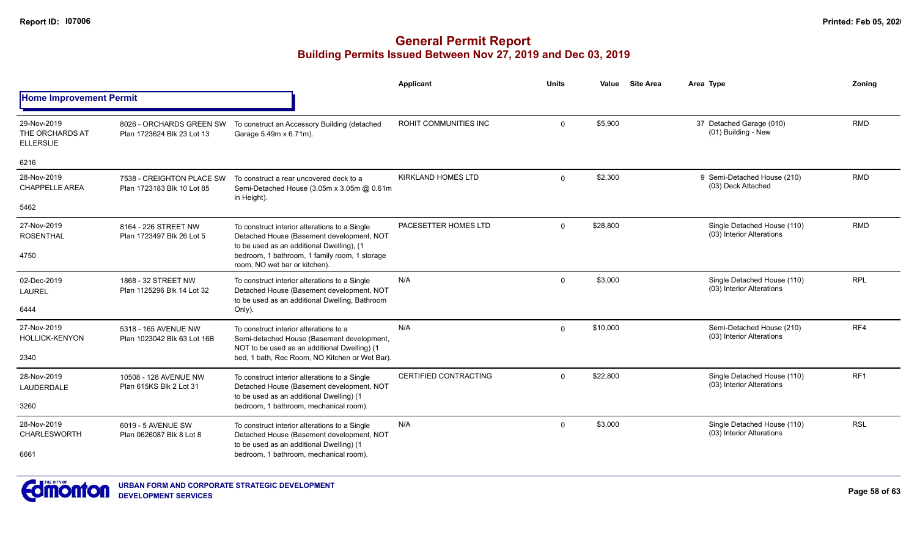# General Permit Report

## Building Permits Issued Between Nov 27, 2019 and Dec 03, 2019

**Home Improvement Permit**

| Date / Neighbourhood | Address / Legal | Description | Applicant | Units | Value | Site Area | Area Type | Zoning |
|---|---|---|---|---|---|---|---|---|
| 29-Nov-2019 THE ORCHARDS AT ELLERSLIE 6216 | 8026 - ORCHARDS GREEN SW Plan 1723624 Blk 23 Lot 13 | To construct an Accessory Building (detached Garage 5.49m x 6.71m). | ROHIT COMMUNITIES INC | 0 | $5,900 | | 37 Detached Garage (010) (01) Building - New | RMD |
| 28-Nov-2019 CHAPPELLE AREA 5462 | 7538 - CREIGHTON PLACE SW Plan 1723183 Blk 10 Lot 85 | To construct a rear uncovered deck to a Semi-Detached House (3.05m x 3.05m @ 0.61m in Height). | KIRKLAND HOMES LTD | 0 | $2,300 | | 9 Semi-Detached House (210) (03) Deck Attached | RMD |
| 27-Nov-2019 ROSENTHAL 4750 | 8164 - 226 STREET NW Plan 1723497 Blk 26 Lot 5 | To construct interior alterations to a Single Detached House (Basement development, NOT to be used as an additional Dwelling), (1 bedroom, 1 bathroom, 1 family room, 1 storage room, NO wet bar or kitchen). | PACESETTER HOMES LTD | 0 | $28,800 | | Single Detached House (110) (03) Interior Alterations | RMD |
| 02-Dec-2019 LAUREL 6444 | 1868 - 32 STREET NW Plan 1125296 Blk 14 Lot 32 | To construct interior alterations to a Single Detached House (Basement development, NOT to be used as an additional Dwelling, Bathroom Only). | N/A | 0 | $3,000 | | Single Detached House (110) (03) Interior Alterations | RPL |
| 27-Nov-2019 HOLLICK-KENYON 2340 | 5318 - 165 AVENUE NW Plan 1023042 Blk 63 Lot 16B | To construct interior alterations to a Semi-detached House (Basement development, NOT to be used as an additional Dwelling) (1 bed, 1 bath, Rec Room, NO Kitchen or Wet Bar). | N/A | 0 | $10,000 | | Semi-Detached House (210) (03) Interior Alterations | RF4 |
| 28-Nov-2019 LAUDERDALE 3260 | 10508 - 128 AVENUE NW Plan 615KS Blk 2 Lot 31 | To construct interior alterations to a Single Detached House (Basement development, NOT to be used as an additional Dwelling) (1 bedroom, 1 bathroom, mechanical room). | CERTIFIED CONTRACTING | 0 | $22,800 | | Single Detached House (110) (03) Interior Alterations | RF1 |
| 28-Nov-2019 CHARLESWORTH 6661 | 6019 - 5 AVENUE SW Plan 0626087 Blk 8 Lot 8 | To construct interior alterations to a Single Detached House (Basement development, NOT to be used as an additional Dwelling) (1 bedroom, 1 bathroom, mechanical room). | N/A | 0 | $3,000 | | Single Detached House (110) (03) Interior Alterations | RSL |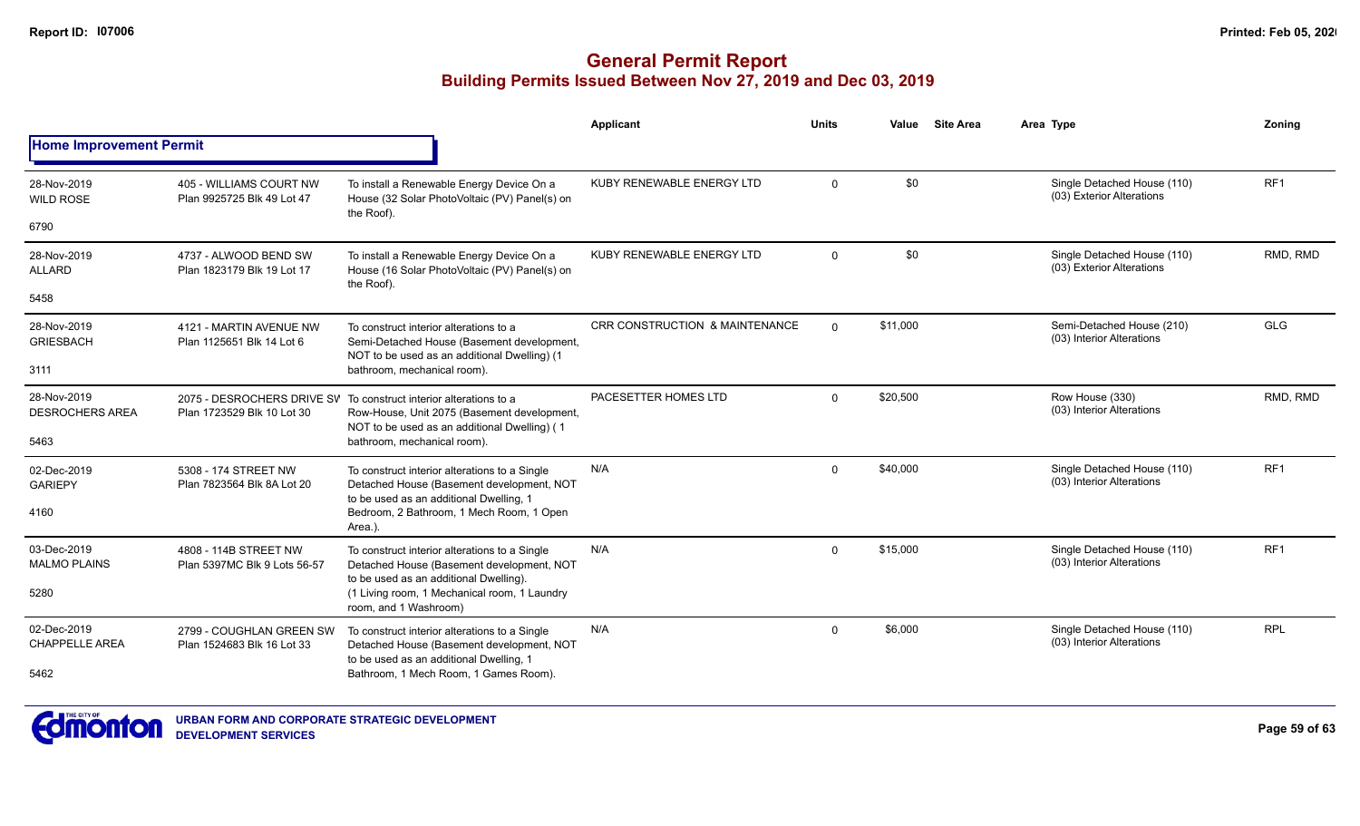# General Permit Report

## Building Permits Issued Between Nov 27, 2019 and Dec 03, 2019

### Home Improvement Permit

| Date / Neighbourhood | Address / Legal | Description | Applicant | Units | Value | Site Area | Area Type | Zoning |
|---|---|---|---|---|---|---|---|---|
| 28-Nov-2019 WILD ROSE 6790 | 405 - WILLIAMS COURT NW Plan 9925725 Blk 49 Lot 47 | To install a Renewable Energy Device On a House (32 Solar PhotoVoltaic (PV) Panel(s) on the Roof). | KUBY RENEWABLE ENERGY LTD | 0 | $0 | | Single Detached House (110) (03) Exterior Alterations | RF1 |
| 28-Nov-2019 ALLARD 5458 | 4737 - ALWOOD BEND SW Plan 1823179 Blk 19 Lot 17 | To install a Renewable Energy Device On a House (16 Solar PhotoVoltaic (PV) Panel(s) on the Roof). | KUBY RENEWABLE ENERGY LTD | 0 | $0 | | Single Detached House (110) (03) Exterior Alterations | RMD, RMD |
| 28-Nov-2019 GRIESBACH 3111 | 4121 - MARTIN AVENUE NW Plan 1125651 Blk 14 Lot 6 | To construct interior alterations to a Semi-Detached House (Basement development, NOT to be used as an additional Dwelling) (1 bathroom, mechanical room). | CRR CONSTRUCTION & MAINTENANCE | 0 | $11,000 | | Semi-Detached House (210) (03) Interior Alterations | GLG |
| 28-Nov-2019 DESROCHERS AREA 5463 | 2075 - DESROCHERS DRIVE SW Plan 1723529 Blk 10 Lot 30 | To construct interior alterations to a Row-House, Unit 2075 (Basement development, NOT to be used as an additional Dwelling) ( 1 bathroom, mechanical room). | PACESETTER HOMES LTD | 0 | $20,500 | | Row House (330) (03) Interior Alterations | RMD, RMD |
| 02-Dec-2019 GARIEPY 4160 | 5308 - 174 STREET NW Plan 7823564 Blk 8A Lot 20 | To construct interior alterations to a Single Detached House (Basement development, NOT to be used as an additional Dwelling, 1 Bedroom, 2 Bathroom, 1 Mech Room, 1 Open Area.). | N/A | 0 | $40,000 | | Single Detached House (110) (03) Interior Alterations | RF1 |
| 03-Dec-2019 MALMO PLAINS 5280 | 4808 - 114B STREET NW Plan 5397MC Blk 9 Lots 56-57 | To construct interior alterations to a Single Detached House (Basement development, NOT to be used as an additional Dwelling). (1 Living room, 1 Mechanical room, 1 Laundry room, and 1 Washroom) | N/A | 0 | $15,000 | | Single Detached House (110) (03) Interior Alterations | RF1 |
| 02-Dec-2019 CHAPPELLE AREA 5462 | 2799 - COUGHLAN GREEN SW Plan 1524683 Blk 16 Lot 33 | To construct interior alterations to a Single Detached House (Basement development, NOT to be used as an additional Dwelling, 1 Bathroom, 1 Mech Room, 1 Games Room). | N/A | 0 | $6,000 | | Single Detached House (110) (03) Interior Alterations | RPL |

URBAN FORM AND CORPORATE STRATEGIC DEVELOPMENT
DEVELOPMENT SERVICES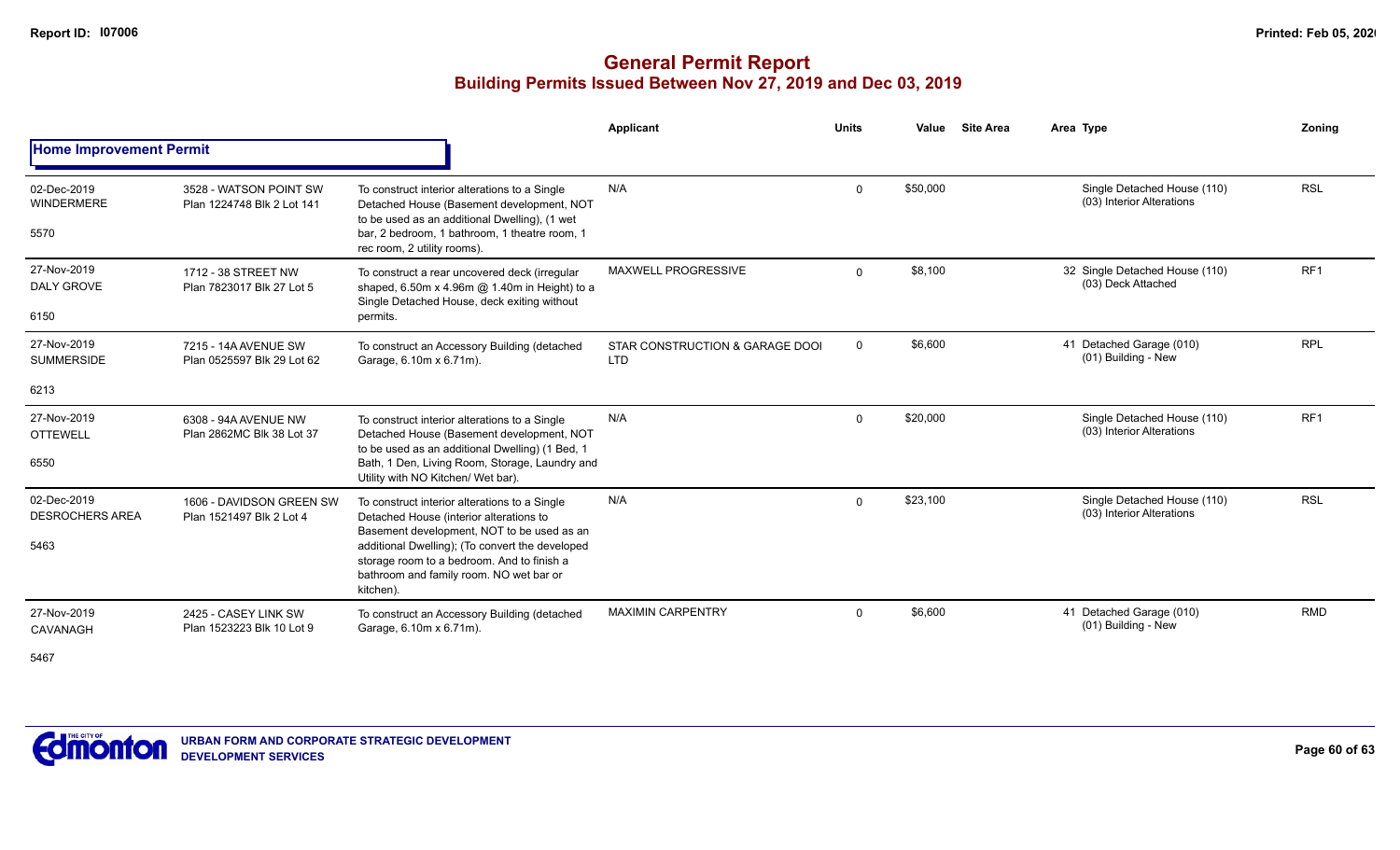# General Permit Report

## Building Permits Issued Between Nov 27, 2019 and Dec 03, 2019

| | | | Applicant | Units | Value | Site Area | Area Type | Zoning |
|---|---|---|---|---|---|---|---|---|
| **Home Improvement Permit** | | | | | | | | |
| 02-Dec-2019 WINDERMERE 5570 | 3528 - WATSON POINT SW Plan 1224748 Blk 2 Lot 141 | To construct interior alterations to a Single Detached House (Basement development, NOT to be used as an additional Dwelling), (1 wet bar, 2 bedroom, 1 bathroom, 1 theatre room, 1 rec room, 2 utility rooms). | N/A | 0 | $50,000 | | Single Detached House (110) (03) Interior Alterations | RSL |
| 27-Nov-2019 DALY GROVE 6150 | 1712 - 38 STREET NW Plan 7823017 Blk 27 Lot 5 | To construct a rear uncovered deck (irregular shaped, 6.50m x 4.96m @ 1.40m in Height) to a Single Detached House, deck exiting without permits. | MAXWELL PROGRESSIVE | 0 | $8,100 | | 32 Single Detached House (110) (03) Deck Attached | RF1 |
| 27-Nov-2019 SUMMERSIDE 6213 | 7215 - 14A AVENUE SW Plan 0525597 Blk 29 Lot 62 | To construct an Accessory Building (detached Garage, 6.10m x 6.71m). | STAR CONSTRUCTION & GARAGE DOOI LTD | 0 | $6,600 | | 41 Detached Garage (010) (01) Building - New | RPL |
| 27-Nov-2019 OTTEWELL 6550 | 6308 - 94A AVENUE NW Plan 2862MC Blk 38 Lot 37 | To construct interior alterations to a Single Detached House (Basement development, NOT to be used as an additional Dwelling) (1 Bed, 1 Bath, 1 Den, Living Room, Storage, Laundry and Utility with NO Kitchen/ Wet bar). | N/A | 0 | $20,000 | | Single Detached House (110) (03) Interior Alterations | RF1 |
| 02-Dec-2019 DESROCHERS AREA 5463 | 1606 - DAVIDSON GREEN SW Plan 1521497 Blk 2 Lot 4 | To construct interior alterations to a Single Detached House (interior alterations to Basement development, NOT to be used as an additional Dwelling); (To convert the developed storage room to a bedroom. And to finish a bathroom and family room. NO wet bar or kitchen). | N/A | 0 | $23,100 | | Single Detached House (110) (03) Interior Alterations | RSL |
| 27-Nov-2019 CAVANAGH 5467 | 2425 - CASEY LINK SW Plan 1523223 Blk 10 Lot 9 | To construct an Accessory Building (detached Garage, 6.10m x 6.71m). | MAXIMIN CARPENTRY | 0 | $6,600 | | 41 Detached Garage (010) (01) Building - New | RMD |

URBAN FORM AND CORPORATE STRATEGIC DEVELOPMENT
DEVELOPMENT SERVICES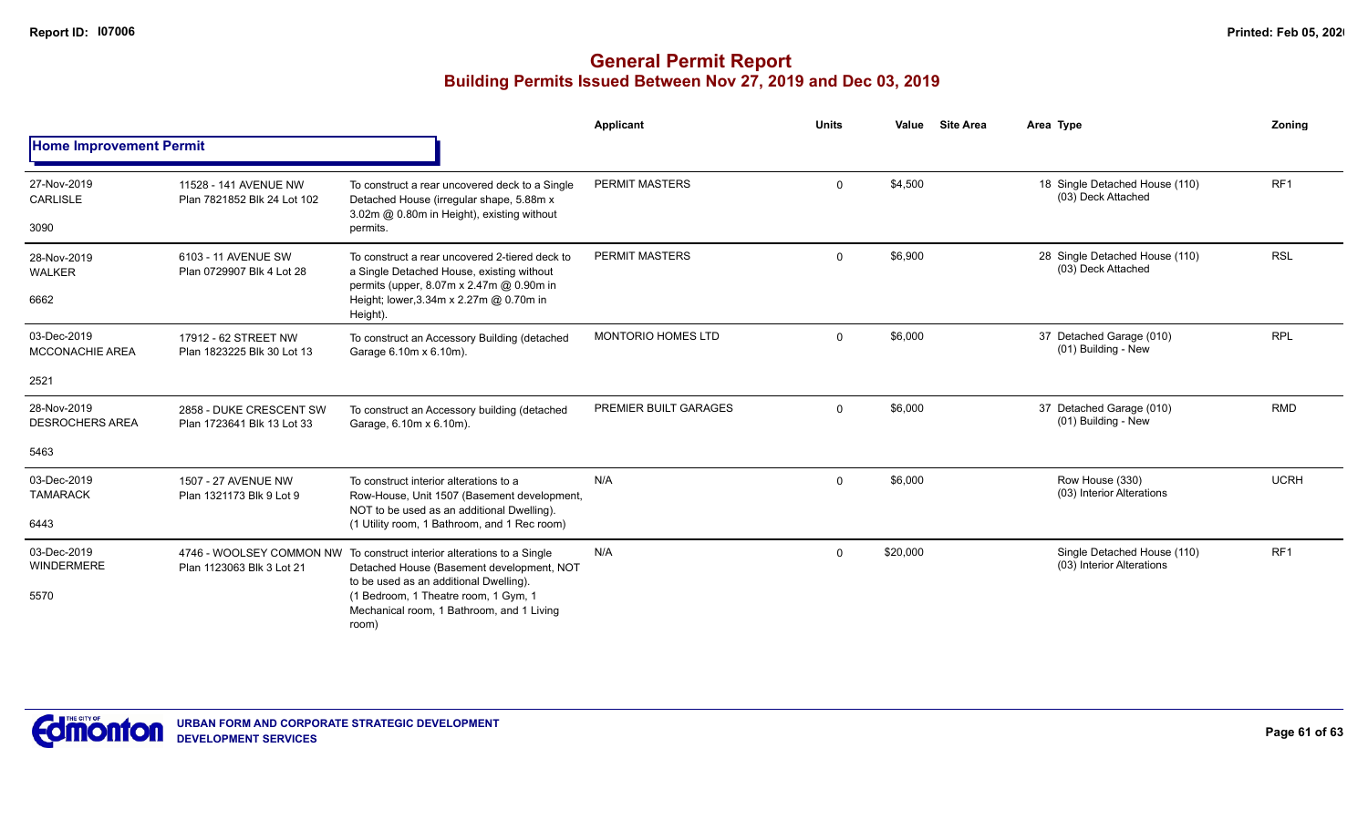# General Permit Report

## Building Permits Issued Between Nov 27, 2019 and Dec 03, 2019

| | | | Applicant | Units | Value | Site Area | Area Type | Zoning |
|---|---|---|---|---|---|---|---|---|
| **Home Improvement Permit** | | | | | | | | |
| 27-Nov-2019 CARLISLE 3090 | 11528 - 141 AVENUE NW Plan 7821852 Blk 24 Lot 102 | To construct a rear uncovered deck to a Single Detached House (irregular shape, 5.88m x 3.02m @ 0.80m in Height), existing without permits. | PERMIT MASTERS | 0 | $4,500 | | 18 Single Detached House (110) (03) Deck Attached | RF1 |
| 28-Nov-2019 WALKER 6662 | 6103 - 11 AVENUE SW Plan 0729907 Blk 4 Lot 28 | To construct a rear uncovered 2-tiered deck to a Single Detached House, existing without permits (upper, 8.07m x 2.47m @ 0.90m in Height; lower,3.34m x 2.27m @ 0.70m in Height). | PERMIT MASTERS | 0 | $6,900 | | 28 Single Detached House (110) (03) Deck Attached | RSL |
| 03-Dec-2019 MCCONACHIE AREA 2521 | 17912 - 62 STREET NW Plan 1823225 Blk 30 Lot 13 | To construct an Accessory Building (detached Garage 6.10m x 6.10m). | MONTORIO HOMES LTD | 0 | $6,000 | | 37 Detached Garage (010) (01) Building - New | RPL |
| 28-Nov-2019 DESROCHERS AREA 5463 | 2858 - DUKE CRESCENT SW Plan 1723641 Blk 13 Lot 33 | To construct an Accessory building (detached Garage, 6.10m x 6.10m). | PREMIER BUILT GARAGES | 0 | $6,000 | | 37 Detached Garage (010) (01) Building - New | RMD |
| 03-Dec-2019 TAMARACK 6443 | 1507 - 27 AVENUE NW Plan 1321173 Blk 9 Lot 9 | To construct interior alterations to a Row-House, Unit 1507 (Basement development, NOT to be used as an additional Dwelling). (1 Utility room, 1 Bathroom, and 1 Rec room) | N/A | 0 | $6,000 | | Row House (330) (03) Interior Alterations | UCRH |
| 03-Dec-2019 WINDERMERE 5570 | 4746 - WOOLSEY COMMON NW Plan 1123063 Blk 3 Lot 21 | To construct interior alterations to a Single Detached House (Basement development, NOT to be used as an additional Dwelling). (1 Bedroom, 1 Theatre room, 1 Gym, 1 Mechanical room, 1 Bathroom, and 1 Living room) | N/A | 0 | $20,000 | | Single Detached House (110) (03) Interior Alterations | RF1 |

URBAN FORM AND CORPORATE STRATEGIC DEVELOPMENT
DEVELOPMENT SERVICES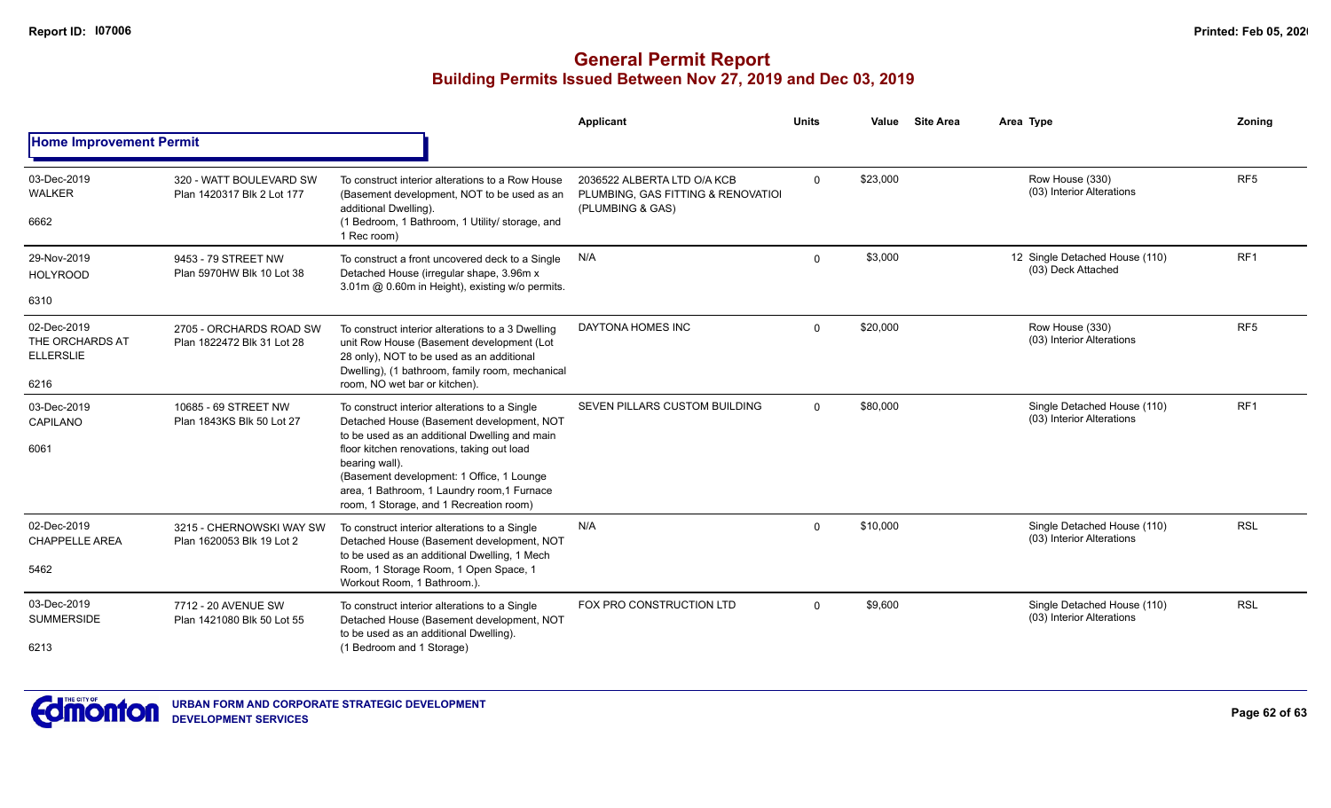# General Permit Report

## Building Permits Issued Between Nov 27, 2019 and Dec 03, 2019

| | | | Applicant | Units | Value | Site Area | Area Type | Zoning |
|---|---|---|---|---|---|---|---|---|
| **Home Improvement Permit** | | | | | | | | |
| 03-Dec-2019<br>WALKER<br><br>6662 | 320 - WATT BOULEVARD SW<br>Plan 1420317 Blk 2 Lot 177 | To construct interior alterations to a Row House (Basement development, NOT to be used as an additional Dwelling).<br>(1 Bedroom, 1 Bathroom, 1 Utility/ storage, and 1 Rec room) | 2036522 ALBERTA LTD O/A KCB PLUMBING, GAS FITTING & RENOVATIOI (PLUMBING & GAS) | 0 | $23,000 | | Row House (330)<br>(03) Interior Alterations | RF5 |
| 29-Nov-2019<br>HOLYROOD<br><br>6310 | 9453 - 79 STREET NW<br>Plan 5970HW Blk 10 Lot 38 | To construct a front uncovered deck to a Single Detached House (irregular shape, 3.96m x 3.01m @ 0.60m in Height), existing w/o permits. | N/A | 0 | $3,000 | | 12 Single Detached House (110)<br>(03) Deck Attached | RF1 |
| 02-Dec-2019<br>THE ORCHARDS AT ELLERSLIE<br><br>6216 | 2705 - ORCHARDS ROAD SW<br>Plan 1822472 Blk 31 Lot 28 | To construct interior alterations to a 3 Dwelling unit Row House (Basement development (Lot 28 only), NOT to be used as an additional Dwelling), (1 bathroom, family room, mechanical room, NO wet bar or kitchen). | DAYTONA HOMES INC | 0 | $20,000 | | Row House (330)<br>(03) Interior Alterations | RF5 |
| 03-Dec-2019<br>CAPILANO<br><br>6061 | 10685 - 69 STREET NW<br>Plan 1843KS Blk 50 Lot 27 | To construct interior alterations to a Single Detached House (Basement development, NOT to be used as an additional Dwelling and main floor kitchen renovations, taking out load bearing wall).<br>(Basement development: 1 Office, 1 Lounge area, 1 Bathroom, 1 Laundry room,1 Furnace room, 1 Storage, and 1 Recreation room) | SEVEN PILLARS CUSTOM BUILDING | 0 | $80,000 | | Single Detached House (110)<br>(03) Interior Alterations | RF1 |
| 02-Dec-2019<br>CHAPPELLE AREA<br><br>5462 | 3215 - CHERNOWSKI WAY SW<br>Plan 1620053 Blk 19 Lot 2 | To construct interior alterations to a Single Detached House (Basement development, NOT to be used as an additional Dwelling, 1 Mech Room, 1 Storage Room, 1 Open Space, 1 Workout Room, 1 Bathroom.). | N/A | 0 | $10,000 | | Single Detached House (110)<br>(03) Interior Alterations | RSL |
| 03-Dec-2019<br>SUMMERSIDE<br><br>6213 | 7712 - 20 AVENUE SW<br>Plan 1421080 Blk 50 Lot 55 | To construct interior alterations to a Single Detached House (Basement development, NOT to be used as an additional Dwelling).<br>(1 Bedroom and 1 Storage) | FOX PRO CONSTRUCTION LTD | 0 | $9,600 | | Single Detached House (110)<br>(03) Interior Alterations | RSL |

URBAN FORM AND CORPORATE STRATEGIC DEVELOPMENT
DEVELOPMENT SERVICES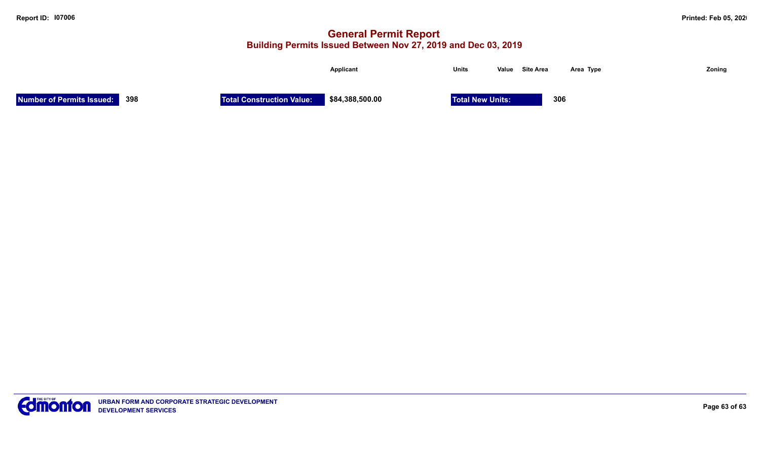# General Permit Report

## Building Permits Issued Between Nov 27, 2019 and Dec 03, 2019

| Applicant | Units | Value | Site Area | Area | Type | Zoning |
|---|---|---|---|---|---|---|

| | | | | | |
|---|---|---|---|---|---|
| **Number of Permits Issued:** | 398 | **Total Construction Value:** | $84,388,500.00 | **Total New Units:** | 306 |